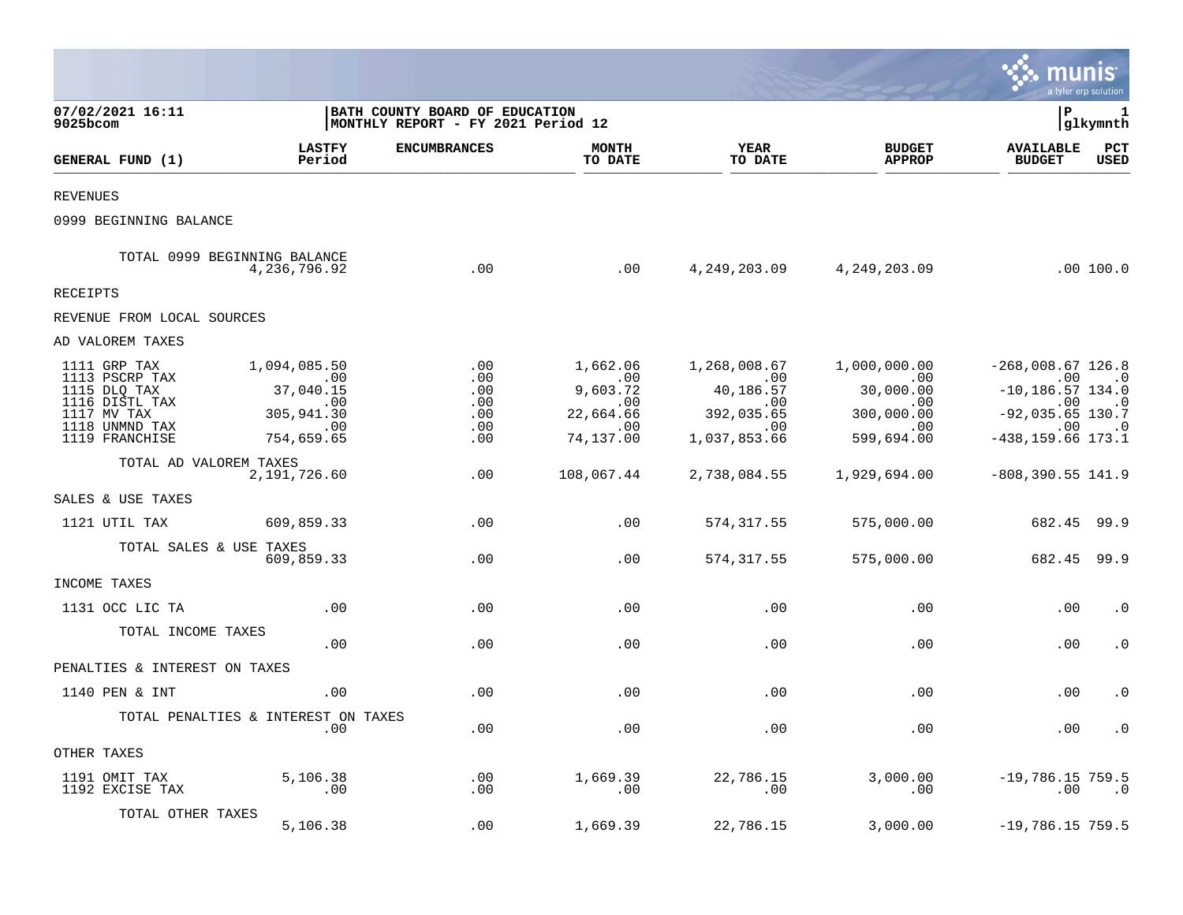07/02/2021 16:11
9025bcom

BATH COUNTY BOARD OF EDUCATION
MONTHLY REPORT - FY 2021 Period 12

P 1
glkymnth

| GENERAL FUND (1) | LASTFY Period | ENCUMBRANCES | MONTH TO DATE | YEAR TO DATE | BUDGET APPROP | AVAILABLE BUDGET | PCT USED |
|---|---|---|---|---|---|---|---|
| REVENUES | | | | | | | |
| 0999 BEGINNING BALANCE | | | | | | | |
| TOTAL 0999 BEGINNING BALANCE | 4,236,796.92 | .00 | .00 | 4,249,203.09 | 4,249,203.09 | .00 | 100.0 |
| RECEIPTS | | | | | | | |
| REVENUE FROM LOCAL SOURCES | | | | | | | |
| AD VALOREM TAXES | | | | | | | |
| 1111 GRP TAX | 1,094,085.50 | .00 | 1,662.06 | 1,268,008.67 | 1,000,000.00 | -268,008.67 | 126.8 |
| 1113 PSCRP TAX | .00 | .00 | .00 | .00 | .00 | .00 | .0 |
| 1115 DLQ TAX | 37,040.15 | .00 | 9,603.72 | 40,186.57 | 30,000.00 | -10,186.57 | 134.0 |
| 1116 DISTL TAX | .00 | .00 | .00 | .00 | .00 | .00 | .0 |
| 1117 MV TAX | 305,941.30 | .00 | 22,664.66 | 392,035.65 | 300,000.00 | -92,035.65 | 130.7 |
| 1118 UNMND TAX | .00 | .00 | .00 | .00 | .00 | .00 | .0 |
| 1119 FRANCHISE | 754,659.65 | .00 | 74,137.00 | 1,037,853.66 | 599,694.00 | -438,159.66 | 173.1 |
| TOTAL AD VALOREM TAXES | 2,191,726.60 | .00 | 108,067.44 | 2,738,084.55 | 1,929,694.00 | -808,390.55 | 141.9 |
| SALES & USE TAXES | | | | | | | |
| 1121 UTIL TAX | 609,859.33 | .00 | .00 | 574,317.55 | 575,000.00 | 682.45 | 99.9 |
| TOTAL SALES & USE TAXES | 609,859.33 | .00 | .00 | 574,317.55 | 575,000.00 | 682.45 | 99.9 |
| INCOME TAXES | | | | | | | |
| 1131 OCC LIC TA | .00 | .00 | .00 | .00 | .00 | .00 | .0 |
| TOTAL INCOME TAXES | .00 | .00 | .00 | .00 | .00 | .00 | .0 |
| PENALTIES & INTEREST ON TAXES | | | | | | | |
| 1140 PEN & INT | .00 | .00 | .00 | .00 | .00 | .00 | .0 |
| TOTAL PENALTIES & INTEREST ON TAXES | .00 | .00 | .00 | .00 | .00 | .00 | .0 |
| OTHER TAXES | | | | | | | |
| 1191 OMIT TAX | 5,106.38 | .00 | 1,669.39 | 22,786.15 | 3,000.00 | -19,786.15 | 759.5 |
| 1192 EXCISE TAX | .00 | .00 | .00 | .00 | .00 | .00 | .0 |
| TOTAL OTHER TAXES | 5,106.38 | .00 | 1,669.39 | 22,786.15 | 3,000.00 | -19,786.15 | 759.5 |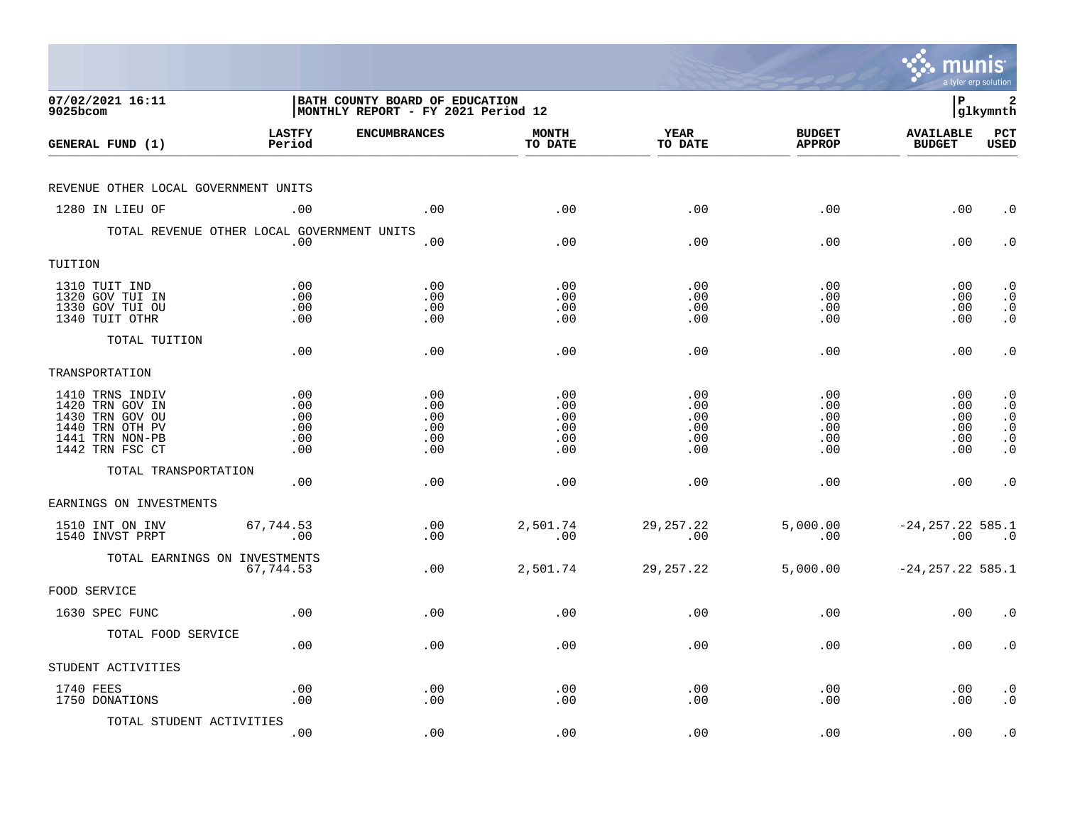07/02/2021 16:11
9025bcom

BATH COUNTY BOARD OF EDUCATION
MONTHLY REPORT - FY 2021 Period 12

P 2
glkymnth

| GENERAL FUND (1) | LASTFY Period | ENCUMBRANCES | MONTH TO DATE | YEAR TO DATE | BUDGET APPROP | AVAILABLE BUDGET | PCT USED |
|---|---|---|---|---|---|---|---|
| REVENUE OTHER LOCAL GOVERNMENT UNITS | | | | | | | |
| 1280 IN LIEU OF | .00 | .00 | .00 | .00 | .00 | .00 | .0 |
| TOTAL REVENUE OTHER LOCAL GOVERNMENT UNITS | .00 | .00 | .00 | .00 | .00 | .00 | .0 |
| TUITION | | | | | | | |
| 1310 TUIT IND | .00 | .00 | .00 | .00 | .00 | .00 | .0 |
| 1320 GOV TUI IN | .00 | .00 | .00 | .00 | .00 | .00 | .0 |
| 1330 GOV TUI OU | .00 | .00 | .00 | .00 | .00 | .00 | .0 |
| 1340 TUIT OTHR | .00 | .00 | .00 | .00 | .00 | .00 | .0 |
| TOTAL TUITION | .00 | .00 | .00 | .00 | .00 | .00 | .0 |
| TRANSPORTATION | | | | | | | |
| 1410 TRNS INDIV | .00 | .00 | .00 | .00 | .00 | .00 | .0 |
| 1420 TRN GOV IN | .00 | .00 | .00 | .00 | .00 | .00 | .0 |
| 1430 TRN GOV OU | .00 | .00 | .00 | .00 | .00 | .00 | .0 |
| 1440 TRN OTH PV | .00 | .00 | .00 | .00 | .00 | .00 | .0 |
| 1441 TRN NON-PB | .00 | .00 | .00 | .00 | .00 | .00 | .0 |
| 1442 TRN FSC CT | .00 | .00 | .00 | .00 | .00 | .00 | .0 |
| TOTAL TRANSPORTATION | .00 | .00 | .00 | .00 | .00 | .00 | .0 |
| EARNINGS ON INVESTMENTS | | | | | | | |
| 1510 INT ON INV | 67,744.53 | .00 | 2,501.74 | 29,257.22 | 5,000.00 | -24,257.22 | 585.1 |
| 1540 INVST PRPT | .00 | .00 | .00 | .00 | .00 | .00 | .0 |
| TOTAL EARNINGS ON INVESTMENTS | 67,744.53 | .00 | 2,501.74 | 29,257.22 | 5,000.00 | -24,257.22 | 585.1 |
| FOOD SERVICE | | | | | | | |
| 1630 SPEC FUNC | .00 | .00 | .00 | .00 | .00 | .00 | .0 |
| TOTAL FOOD SERVICE | .00 | .00 | .00 | .00 | .00 | .00 | .0 |
| STUDENT ACTIVITIES | | | | | | | |
| 1740 FEES | .00 | .00 | .00 | .00 | .00 | .00 | .0 |
| 1750 DONATIONS | .00 | .00 | .00 | .00 | .00 | .00 | .0 |
| TOTAL STUDENT ACTIVITIES | .00 | .00 | .00 | .00 | .00 | .00 | .0 |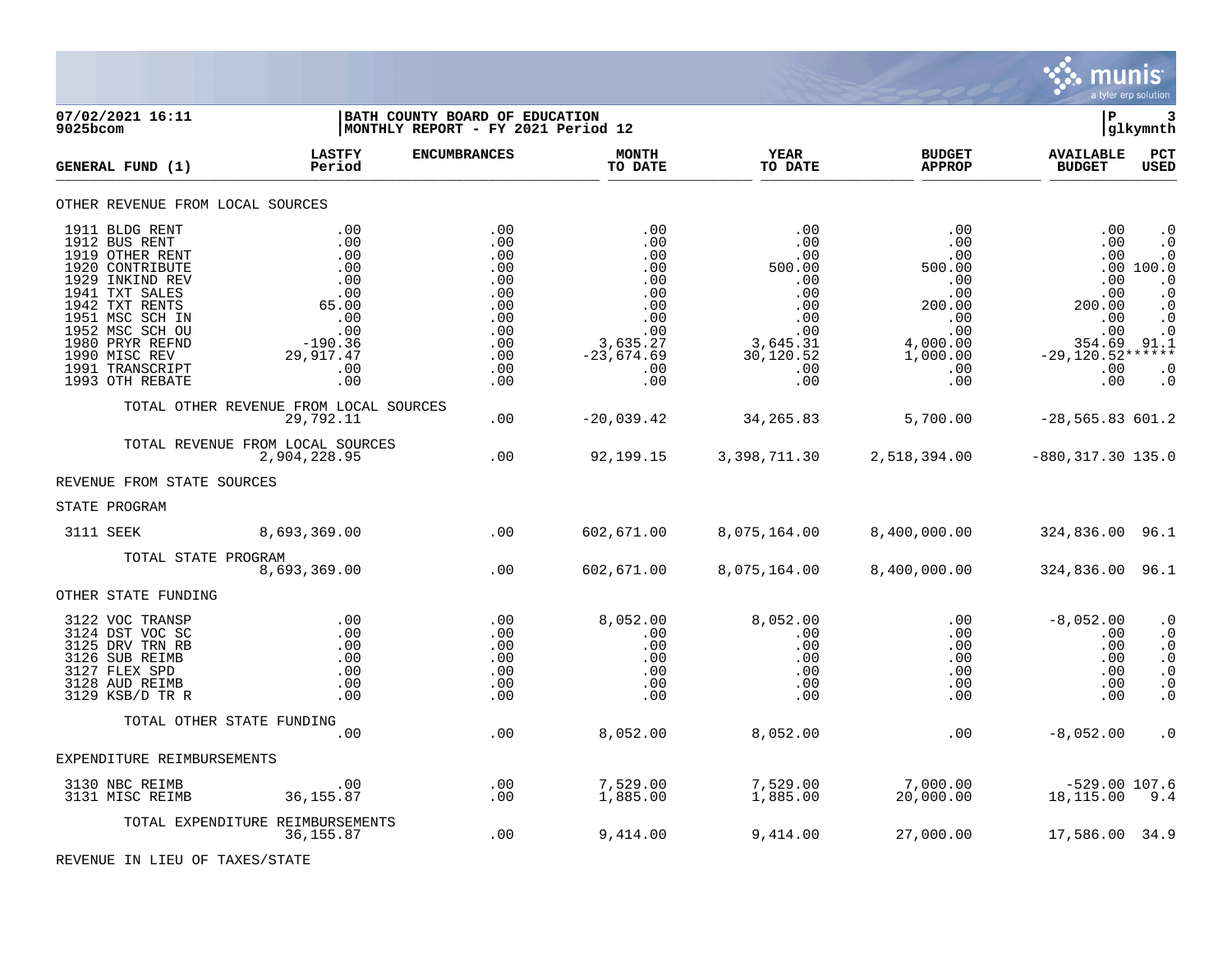**07/02/2021 16:11** | **BATH COUNTY BOARD OF EDUCATION** | **P 3**
**9025bcom** | **MONTHLY REPORT - FY 2021 Period 12** | **glkymnth**

| GENERAL FUND (1) | LASTFY Period | ENCUMBRANCES | MONTH TO DATE | YEAR TO DATE | BUDGET APPROP | AVAILABLE BUDGET | PCT USED |
|---|---|---|---|---|---|---|---|
| **OTHER REVENUE FROM LOCAL SOURCES** | | | | | | | |
| 1911 BLDG RENT | .00 | .00 | .00 | .00 | .00 | .00 | .0 |
| 1912 BUS RENT | .00 | .00 | .00 | .00 | .00 | .00 | .0 |
| 1919 OTHER RENT | .00 | .00 | .00 | .00 | .00 | .00 | .0 |
| 1920 CONTRIBUTE | .00 | .00 | .00 | 500.00 | 500.00 | .00 | 100.0 |
| 1929 INKIND REV | .00 | .00 | .00 | .00 | .00 | .00 | .0 |
| 1941 TXT SALES | .00 | .00 | .00 | .00 | .00 | .00 | .0 |
| 1942 TXT RENTS | 65.00 | .00 | .00 | .00 | 200.00 | 200.00 | .0 |
| 1951 MSC SCH IN | .00 | .00 | .00 | .00 | .00 | .00 | .0 |
| 1952 MSC SCH OU | .00 | .00 | .00 | .00 | .00 | .00 | .0 |
| 1980 PRYR REFND | -190.36 | .00 | 3,635.27 | 3,645.31 | 4,000.00 | 354.69 | 91.1 |
| 1990 MISC REV | 29,917.47 | .00 | -23,674.69 | 30,120.52 | 1,000.00 | -29,120.52 | ****** |
| 1991 TRANSCRIPT | .00 | .00 | .00 | .00 | .00 | .00 | .0 |
| 1993 OTH REBATE | .00 | .00 | .00 | .00 | .00 | .00 | .0 |
| TOTAL OTHER REVENUE FROM LOCAL SOURCES | 29,792.11 | .00 | -20,039.42 | 34,265.83 | 5,700.00 | -28,565.83 | 601.2 |
| TOTAL REVENUE FROM LOCAL SOURCES | 2,904,228.95 | .00 | 92,199.15 | 3,398,711.30 | 2,518,394.00 | -880,317.30 | 135.0 |
| **REVENUE FROM STATE SOURCES** | | | | | | | |
| **STATE PROGRAM** | | | | | | | |
| 3111 SEEK | 8,693,369.00 | .00 | 602,671.00 | 8,075,164.00 | 8,400,000.00 | 324,836.00 | 96.1 |
| TOTAL STATE PROGRAM | 8,693,369.00 | .00 | 602,671.00 | 8,075,164.00 | 8,400,000.00 | 324,836.00 | 96.1 |
| **OTHER STATE FUNDING** | | | | | | | |
| 3122 VOC TRANSP | .00 | .00 | 8,052.00 | 8,052.00 | .00 | -8,052.00 | .0 |
| 3124 DST VOC SC | .00 | .00 | .00 | .00 | .00 | .00 | .0 |
| 3125 DRV TRN RB | .00 | .00 | .00 | .00 | .00 | .00 | .0 |
| 3126 SUB REIMB | .00 | .00 | .00 | .00 | .00 | .00 | .0 |
| 3127 FLEX SPD | .00 | .00 | .00 | .00 | .00 | .00 | .0 |
| 3128 AUD REIMB | .00 | .00 | .00 | .00 | .00 | .00 | .0 |
| 3129 KSB/D TR R | .00 | .00 | .00 | .00 | .00 | .00 | .0 |
| TOTAL OTHER STATE FUNDING | .00 | .00 | 8,052.00 | 8,052.00 | .00 | -8,052.00 | .0 |
| **EXPENDITURE REIMBURSEMENTS** | | | | | | | |
| 3130 NBC REIMB | .00 | .00 | 7,529.00 | 7,529.00 | 7,000.00 | -529.00 | 107.6 |
| 3131 MISC REIMB | 36,155.87 | .00 | 1,885.00 | 1,885.00 | 20,000.00 | 18,115.00 | 9.4 |
| TOTAL EXPENDITURE REIMBURSEMENTS | 36,155.87 | .00 | 9,414.00 | 9,414.00 | 27,000.00 | 17,586.00 | 34.9 |
| **REVENUE IN LIEU OF TAXES/STATE** | | | | | | | |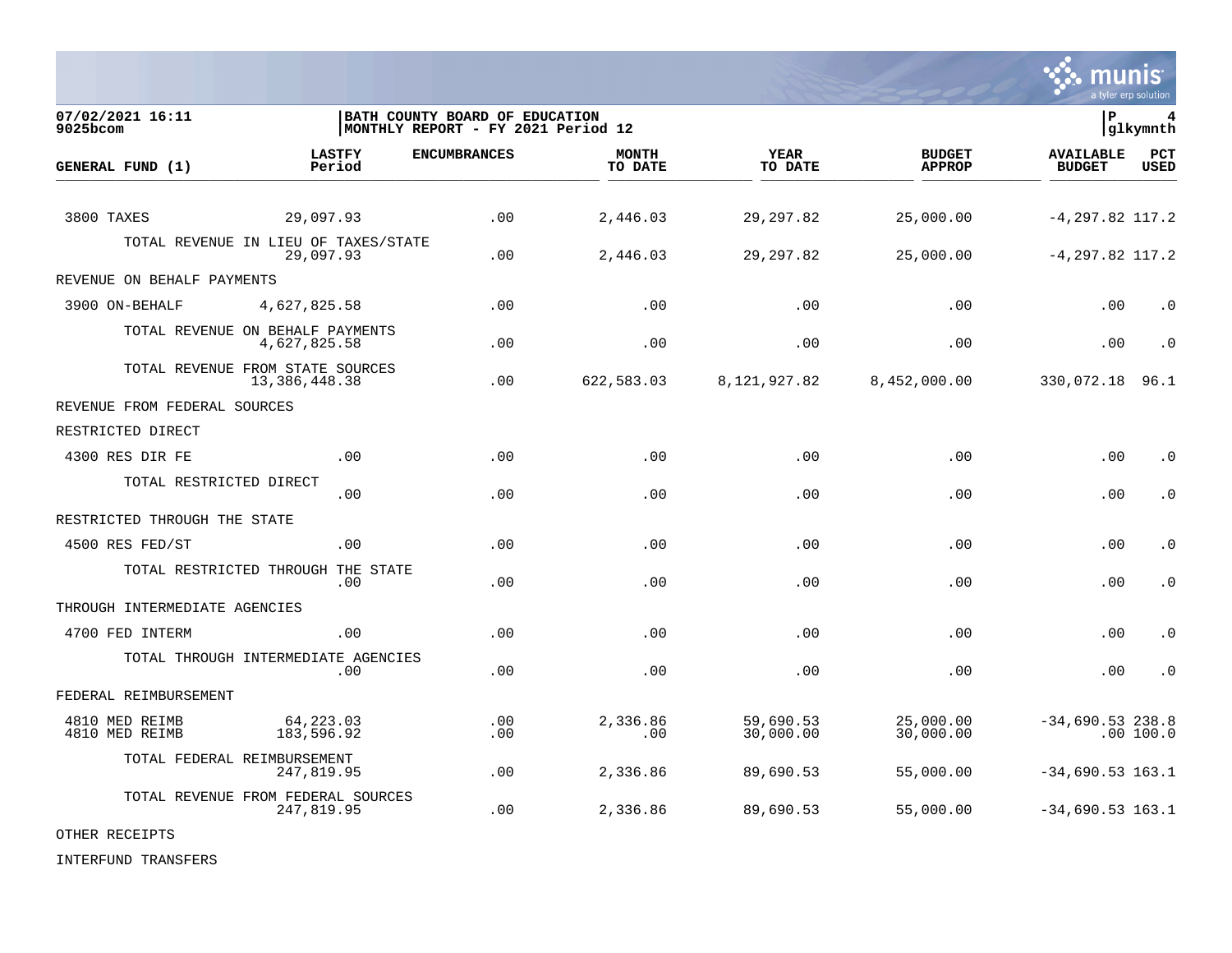07/02/2021 16:11 | BATH COUNTY BOARD OF EDUCATION | P 4
9025bcom | MONTHLY REPORT - FY 2021 Period 12 | glkymnth

| GENERAL FUND (1) | LASTFY Period | ENCUMBRANCES | MONTH TO DATE | YEAR TO DATE | BUDGET APPROP | AVAILABLE BUDGET | PCT USED |
|---|---|---|---|---|---|---|---|
| 3800 TAXES | 29,097.93 | .00 | 2,446.03 | 29,297.82 | 25,000.00 | -4,297.82 | 117.2 |
| TOTAL REVENUE IN LIEU OF TAXES/STATE | 29,097.93 | .00 | 2,446.03 | 29,297.82 | 25,000.00 | -4,297.82 | 117.2 |
| REVENUE ON BEHALF PAYMENTS | | | | | | | |
| 3900 ON-BEHALF | 4,627,825.58 | .00 | .00 | .00 | .00 | .00 | .0 |
| TOTAL REVENUE ON BEHALF PAYMENTS | 4,627,825.58 | .00 | .00 | .00 | .00 | .00 | .0 |
| TOTAL REVENUE FROM STATE SOURCES | 13,386,448.38 | .00 | 622,583.03 | 8,121,927.82 | 8,452,000.00 | 330,072.18 | 96.1 |
| REVENUE FROM FEDERAL SOURCES | | | | | | | |
| RESTRICTED DIRECT | | | | | | | |
| 4300 RES DIR FE | .00 | .00 | .00 | .00 | .00 | .00 | .0 |
| TOTAL RESTRICTED DIRECT | .00 | .00 | .00 | .00 | .00 | .00 | .0 |
| RESTRICTED THROUGH THE STATE | | | | | | | |
| 4500 RES FED/ST | .00 | .00 | .00 | .00 | .00 | .00 | .0 |
| TOTAL RESTRICTED THROUGH THE STATE | .00 | .00 | .00 | .00 | .00 | .00 | .0 |
| THROUGH INTERMEDIATE AGENCIES | | | | | | | |
| 4700 FED INTERM | .00 | .00 | .00 | .00 | .00 | .00 | .0 |
| TOTAL THROUGH INTERMEDIATE AGENCIES | .00 | .00 | .00 | .00 | .00 | .00 | .0 |
| FEDERAL REIMBURSEMENT | | | | | | | |
| 4810 MED REIMB | 64,223.03 | .00 | 2,336.86 | 59,690.53 | 25,000.00 | -34,690.53 | 238.8 |
| 4810 MED REIMB | 183,596.92 | .00 | .00 | 30,000.00 | 30,000.00 | .00 | 100.0 |
| TOTAL FEDERAL REIMBURSEMENT | 247,819.95 | .00 | 2,336.86 | 89,690.53 | 55,000.00 | -34,690.53 | 163.1 |
| TOTAL REVENUE FROM FEDERAL SOURCES | 247,819.95 | .00 | 2,336.86 | 89,690.53 | 55,000.00 | -34,690.53 | 163.1 |
| OTHER RECEIPTS | | | | | | | |
| INTERFUND TRANSFERS | | | | | | | |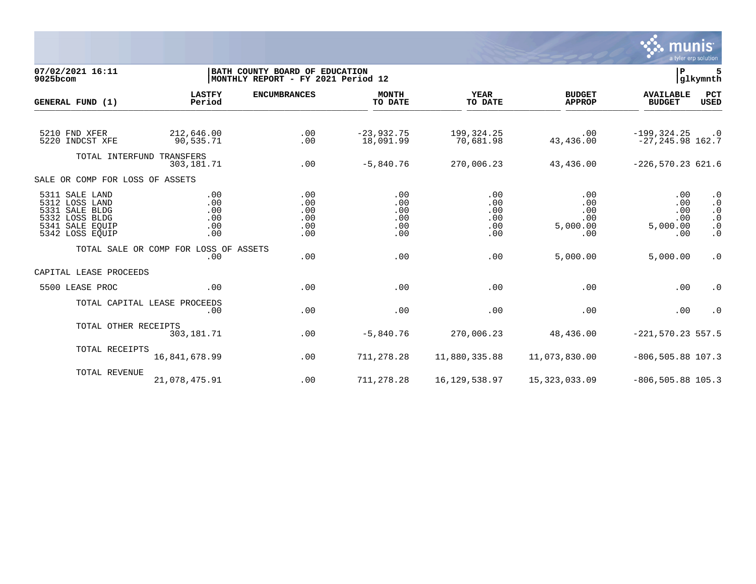07/02/2021 16:11
9025bcom

BATH COUNTY BOARD OF EDUCATION
MONTHLY REPORT - FY 2021 Period 12

P 5
glkymnth

| GENERAL FUND (1) | LASTFY Period | ENCUMBRANCES | MONTH TO DATE | YEAR TO DATE | BUDGET APPROP | AVAILABLE BUDGET | PCT USED |
|---|---|---|---|---|---|---|---|
| 5210 FND XFER | 212,646.00 | .00 | -23,932.75 | 199,324.25 | .00 | -199,324.25 | .0 |
| 5220 INDCST XFE | 90,535.71 | .00 | 18,091.99 | 70,681.98 | 43,436.00 | -27,245.98 | 162.7 |
| TOTAL INTERFUND TRANSFERS | 303,181.71 | .00 | -5,840.76 | 270,006.23 | 43,436.00 | -226,570.23 | 621.6 |
| SALE OR COMP FOR LOSS OF ASSETS | | | | | | | |
| 5311 SALE LAND | .00 | .00 | .00 | .00 | .00 | .00 | .0 |
| 5312 LOSS LAND | .00 | .00 | .00 | .00 | .00 | .00 | .0 |
| 5331 SALE BLDG | .00 | .00 | .00 | .00 | .00 | .00 | .0 |
| 5332 LOSS BLDG | .00 | .00 | .00 | .00 | .00 | .00 | .0 |
| 5341 SALE EQUIP | .00 | .00 | .00 | .00 | 5,000.00 | 5,000.00 | .0 |
| 5342 LOSS EQUIP | .00 | .00 | .00 | .00 | .00 | .00 | .0 |
| TOTAL SALE OR COMP FOR LOSS OF ASSETS | .00 | .00 | .00 | .00 | 5,000.00 | 5,000.00 | .0 |
| CAPITAL LEASE PROCEEDS | | | | | | | |
| 5500 LEASE PROC | .00 | .00 | .00 | .00 | .00 | .00 | .0 |
| TOTAL CAPITAL LEASE PROCEEDS | .00 | .00 | .00 | .00 | .00 | .00 | .0 |
| TOTAL OTHER RECEIPTS | 303,181.71 | .00 | -5,840.76 | 270,006.23 | 48,436.00 | -221,570.23 | 557.5 |
| TOTAL RECEIPTS | 16,841,678.99 | .00 | 711,278.28 | 11,880,335.88 | 11,073,830.00 | -806,505.88 | 107.3 |
| TOTAL REVENUE | 21,078,475.91 | .00 | 711,278.28 | 16,129,538.97 | 15,323,033.09 | -806,505.88 | 105.3 |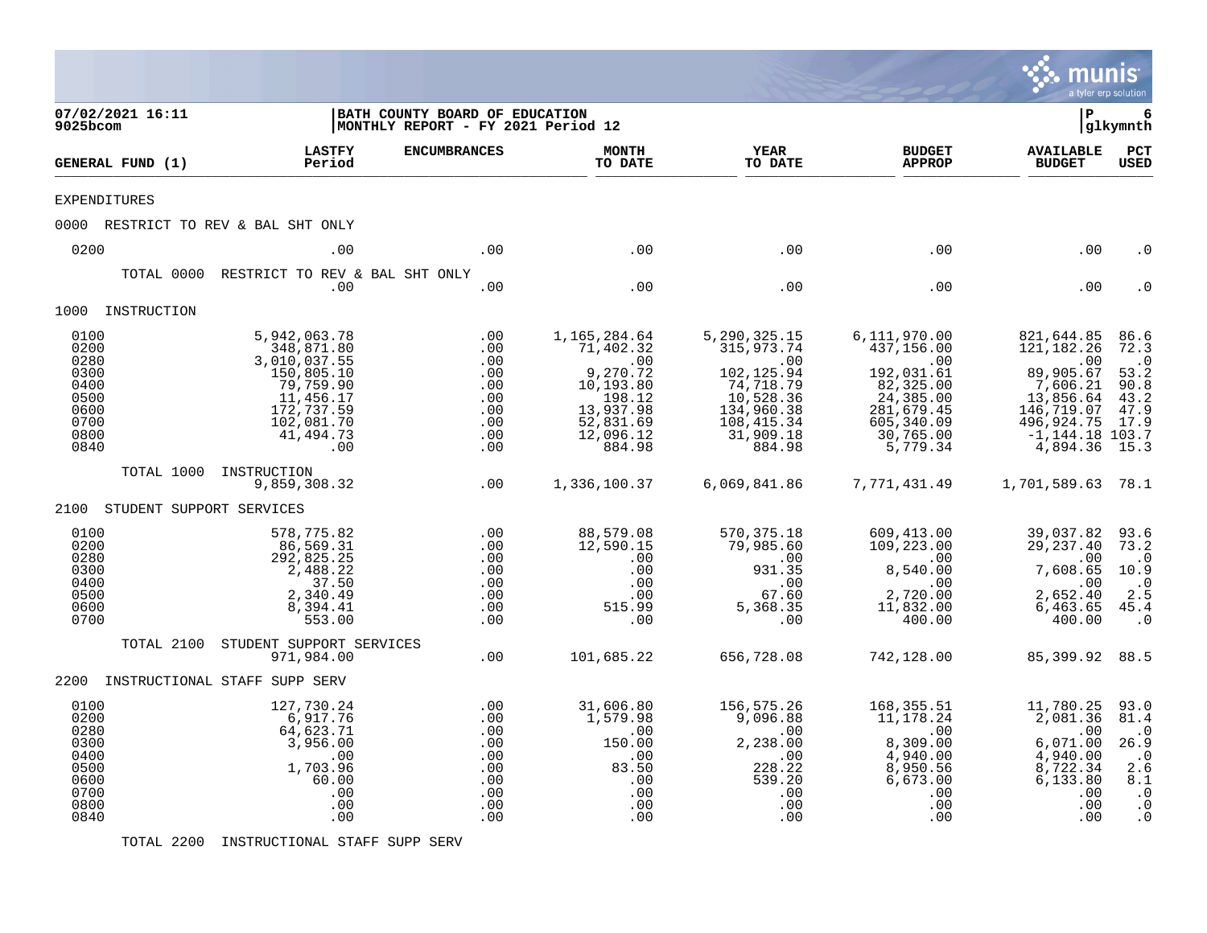07/02/2021 16:11
9025bcom

BATH COUNTY BOARD OF EDUCATION
MONTHLY REPORT - FY 2021 Period 12

P 6
glkymnth

| GENERAL FUND (1) | LASTFY Period | ENCUMBRANCES | MONTH TO DATE | YEAR TO DATE | BUDGET APPROP | AVAILABLE BUDGET | PCT USED |
|---|---|---|---|---|---|---|---|
| EXPENDITURES | | | | | | | |
| 0000 RESTRICT TO REV & BAL SHT ONLY | | | | | | | |
| 0200 | .00 | .00 | .00 | .00 | .00 | .00 | .0 |
| TOTAL 0000 RESTRICT TO REV & BAL SHT ONLY | .00 | .00 | .00 | .00 | .00 | .00 | .0 |
| 1000 INSTRUCTION | | | | | | | |
| 0100 | 5,942,063.78 | .00 | 1,165,284.64 | 5,290,325.15 | 6,111,970.00 | 821,644.85 | 86.6 |
| 0200 | 348,871.80 | .00 | 71,402.32 | 315,973.74 | 437,156.00 | 121,182.26 | 72.3 |
| 0280 | 3,010,037.55 | .00 | .00 | .00 | .00 | .00 | .0 |
| 0300 | 150,805.10 | .00 | 9,270.72 | 102,125.94 | 192,031.61 | 89,905.67 | 53.2 |
| 0400 | 79,759.90 | .00 | 10,193.80 | 74,718.79 | 82,325.00 | 7,606.21 | 90.8 |
| 0500 | 11,456.17 | .00 | 198.12 | 10,528.36 | 24,385.00 | 13,856.64 | 43.2 |
| 0600 | 172,737.59 | .00 | 13,937.98 | 134,960.38 | 281,679.45 | 146,719.07 | 47.9 |
| 0700 | 102,081.70 | .00 | 52,831.69 | 108,415.34 | 605,340.09 | 496,924.75 | 17.9 |
| 0800 | 41,494.73 | .00 | 12,096.12 | 31,909.18 | 30,765.00 | -1,144.18 | 103.7 |
| 0840 | .00 | .00 | 884.98 | 884.98 | 5,779.34 | 4,894.36 | 15.3 |
| TOTAL 1000 INSTRUCTION | 9,859,308.32 | .00 | 1,336,100.37 | 6,069,841.86 | 7,771,431.49 | 1,701,589.63 | 78.1 |
| 2100 STUDENT SUPPORT SERVICES | | | | | | | |
| 0100 | 578,775.82 | .00 | 88,579.08 | 570,375.18 | 609,413.00 | 39,037.82 | 93.6 |
| 0200 | 86,569.31 | .00 | 12,590.15 | 79,985.60 | 109,223.00 | 29,237.40 | 73.2 |
| 0280 | 292,825.25 | .00 | .00 | .00 | .00 | .00 | .0 |
| 0300 | 2,488.22 | .00 | .00 | 931.35 | 8,540.00 | 7,608.65 | 10.9 |
| 0400 | 37.50 | .00 | .00 | .00 | .00 | .00 | .0 |
| 0500 | 2,340.49 | .00 | .00 | 67.60 | 2,720.00 | 2,652.40 | 2.5 |
| 0600 | 8,394.41 | .00 | 515.99 | 5,368.35 | 11,832.00 | 6,463.65 | 45.4 |
| 0700 | 553.00 | .00 | .00 | .00 | 400.00 | 400.00 | .0 |
| TOTAL 2100 STUDENT SUPPORT SERVICES | 971,984.00 | .00 | 101,685.22 | 656,728.08 | 742,128.00 | 85,399.92 | 88.5 |
| 2200 INSTRUCTIONAL STAFF SUPP SERV | | | | | | | |
| 0100 | 127,730.24 | .00 | 31,606.80 | 156,575.26 | 168,355.51 | 11,780.25 | 93.0 |
| 0200 | 6,917.76 | .00 | 1,579.98 | 9,096.88 | 11,178.24 | 2,081.36 | 81.4 |
| 0280 | 64,623.71 | .00 | .00 | .00 | .00 | .00 | .0 |
| 0300 | 3,956.00 | .00 | 150.00 | 2,238.00 | 8,309.00 | 6,071.00 | 26.9 |
| 0400 | .00 | .00 | .00 | .00 | 4,940.00 | 4,940.00 | .0 |
| 0500 | 1,703.96 | .00 | 83.50 | 228.22 | 8,950.56 | 8,722.34 | 2.6 |
| 0600 | 60.00 | .00 | .00 | 539.20 | 6,673.00 | 6,133.80 | 8.1 |
| 0700 | .00 | .00 | .00 | .00 | .00 | .00 | .0 |
| 0800 | .00 | .00 | .00 | .00 | .00 | .00 | .0 |
| 0840 | .00 | .00 | .00 | .00 | .00 | .00 | .0 |
| TOTAL 2200 INSTRUCTIONAL STAFF SUPP SERV | | | | | | | |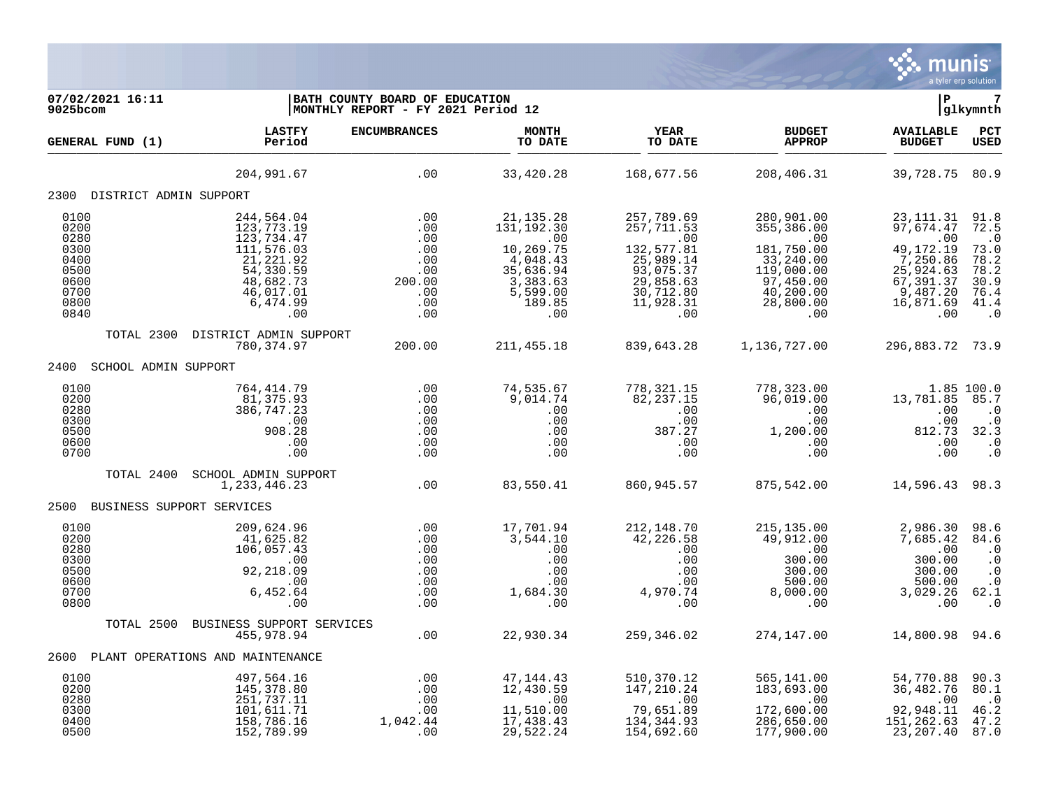07/02/2021 16:11 | BATH COUNTY BOARD OF EDUCATION
9025bcom | MONTHLY REPORT - FY 2021 Period 12

P 7 | glkymnth

| GENERAL FUND (1) | LASTFY Period | ENCUMBRANCES | MONTH TO DATE | YEAR TO DATE | BUDGET APPROP | AVAILABLE BUDGET | PCT USED |
|---|---|---|---|---|---|---|---|
| | 204,991.67 | .00 | 33,420.28 | 168,677.56 | 208,406.31 | 39,728.75 | 80.9 |
| **2300 DISTRICT ADMIN SUPPORT** | | | | | | | |
| 0100 | 244,564.04 | .00 | 21,135.28 | 257,789.69 | 280,901.00 | 23,111.31 | 91.8 |
| 0200 | 123,773.19 | .00 | 131,192.30 | 257,711.53 | 355,386.00 | 97,674.47 | 72.5 |
| 0280 | 123,734.47 | .00 | .00 | .00 | .00 | .00 | .0 |
| 0300 | 111,576.03 | .00 | 10,269.75 | 132,577.81 | 181,750.00 | 49,172.19 | 73.0 |
| 0400 | 21,221.92 | .00 | 4,048.43 | 25,989.14 | 33,240.00 | 7,250.86 | 78.2 |
| 0500 | 54,330.59 | .00 | 35,636.94 | 93,075.37 | 119,000.00 | 25,924.63 | 78.2 |
| 0600 | 48,682.73 | 200.00 | 3,383.63 | 29,858.63 | 97,450.00 | 67,391.37 | 30.9 |
| 0700 | 46,017.01 | .00 | 5,599.00 | 30,712.80 | 40,200.00 | 9,487.20 | 76.4 |
| 0800 | 6,474.99 | .00 | 189.85 | 11,928.31 | 28,800.00 | 16,871.69 | 41.4 |
| 0840 | .00 | .00 | .00 | .00 | .00 | .00 | .0 |
| TOTAL 2300 DISTRICT ADMIN SUPPORT | 780,374.97 | 200.00 | 211,455.18 | 839,643.28 | 1,136,727.00 | 296,883.72 | 73.9 |
| **2400 SCHOOL ADMIN SUPPORT** | | | | | | | |
| 0100 | 764,414.79 | .00 | 74,535.67 | 778,321.15 | 778,323.00 | 1.85 | 100.0 |
| 0200 | 81,375.93 | .00 | 9,014.74 | 82,237.15 | 96,019.00 | 13,781.85 | 85.7 |
| 0280 | 386,747.23 | .00 | .00 | .00 | .00 | .00 | .0 |
| 0300 | .00 | .00 | .00 | .00 | .00 | .00 | .0 |
| 0500 | 908.28 | .00 | .00 | 387.27 | 1,200.00 | 812.73 | 32.3 |
| 0600 | .00 | .00 | .00 | .00 | .00 | .00 | .0 |
| 0700 | .00 | .00 | .00 | .00 | .00 | .00 | .0 |
| TOTAL 2400 SCHOOL ADMIN SUPPORT | 1,233,446.23 | .00 | 83,550.41 | 860,945.57 | 875,542.00 | 14,596.43 | 98.3 |
| **2500 BUSINESS SUPPORT SERVICES** | | | | | | | |
| 0100 | 209,624.96 | .00 | 17,701.94 | 212,148.70 | 215,135.00 | 2,986.30 | 98.6 |
| 0200 | 41,625.82 | .00 | 3,544.10 | 42,226.58 | 49,912.00 | 7,685.42 | 84.6 |
| 0280 | 106,057.43 | .00 | .00 | .00 | .00 | .00 | .0 |
| 0300 | .00 | .00 | .00 | .00 | 300.00 | 300.00 | .0 |
| 0500 | 92,218.09 | .00 | .00 | .00 | 300.00 | 300.00 | .0 |
| 0600 | .00 | .00 | .00 | .00 | 500.00 | 500.00 | .0 |
| 0700 | 6,452.64 | .00 | 1,684.30 | 4,970.74 | 8,000.00 | 3,029.26 | 62.1 |
| 0800 | .00 | .00 | .00 | .00 | .00 | .00 | .0 |
| TOTAL 2500 BUSINESS SUPPORT SERVICES | 455,978.94 | .00 | 22,930.34 | 259,346.02 | 274,147.00 | 14,800.98 | 94.6 |
| **2600 PLANT OPERATIONS AND MAINTENANCE** | | | | | | | |
| 0100 | 497,564.16 | .00 | 47,144.43 | 510,370.12 | 565,141.00 | 54,770.88 | 90.3 |
| 0200 | 145,378.80 | .00 | 12,430.59 | 147,210.24 | 183,693.00 | 36,482.76 | 80.1 |
| 0280 | 251,737.11 | .00 | .00 | .00 | .00 | .00 | .0 |
| 0300 | 101,611.71 | .00 | 11,510.00 | 79,651.89 | 172,600.00 | 92,948.11 | 46.2 |
| 0400 | 158,786.16 | 1,042.44 | 17,438.43 | 134,344.93 | 286,650.00 | 151,262.63 | 47.2 |
| 0500 | 152,789.99 | .00 | 29,522.24 | 154,692.60 | 177,900.00 | 23,207.40 | 87.0 |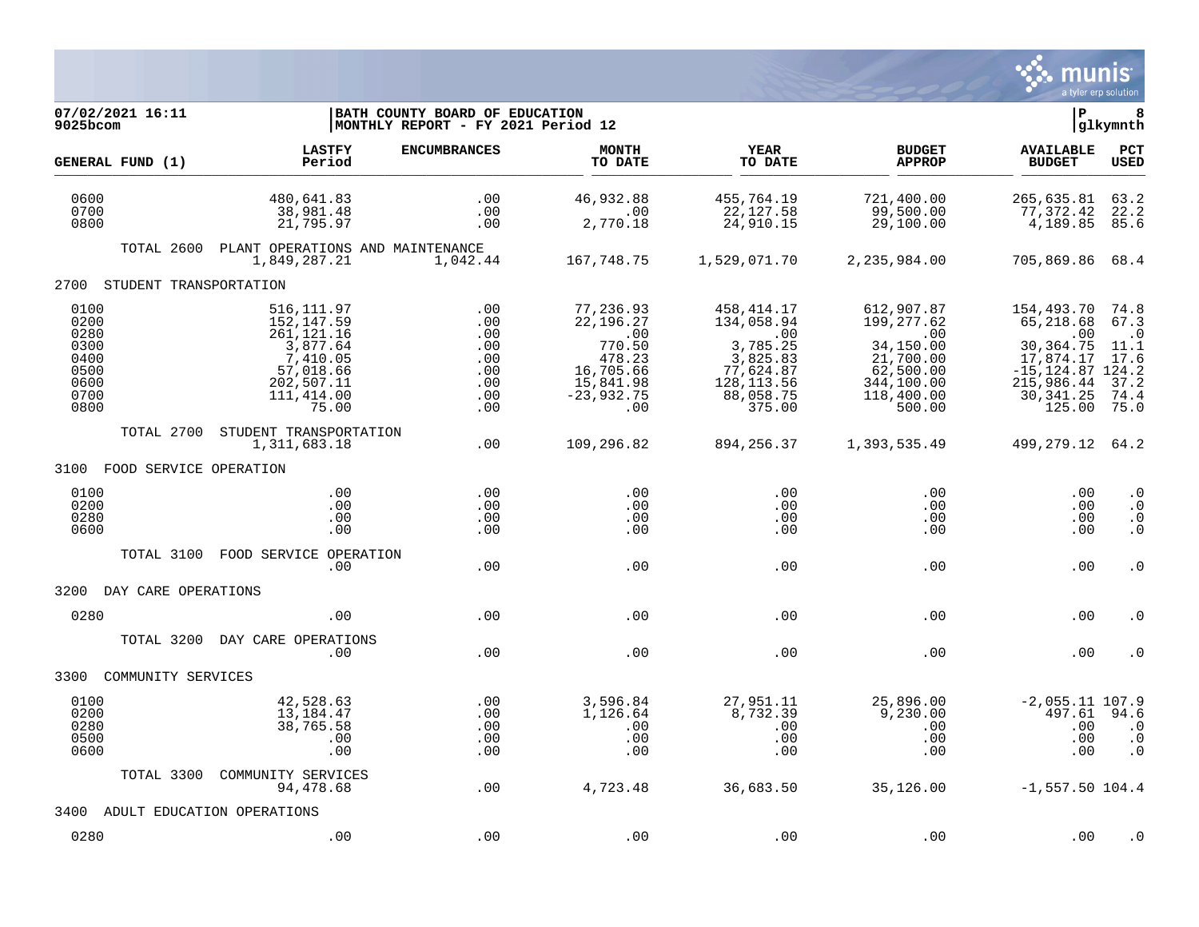07/02/2021 16:11
9025bcom

BATH COUNTY BOARD OF EDUCATION
MONTHLY REPORT - FY 2021 Period 12

P 8
glkymnth

| GENERAL FUND (1) | LASTFY Period | ENCUMBRANCES | MONTH TO DATE | YEAR TO DATE | BUDGET APPROP | AVAILABLE BUDGET | PCT USED |
|---|---|---|---|---|---|---|---|
| 0600 | 480,641.83 | .00 | 46,932.88 | 455,764.19 | 721,400.00 | 265,635.81 | 63.2 |
| 0700 | 38,981.48 | .00 | .00 | 22,127.58 | 99,500.00 | 77,372.42 | 22.2 |
| 0800 | 21,795.97 | .00 | 2,770.18 | 24,910.15 | 29,100.00 | 4,189.85 | 85.6 |
| TOTAL 2600 PLANT OPERATIONS AND MAINTENANCE | 1,849,287.21 | 1,042.44 | 167,748.75 | 1,529,071.70 | 2,235,984.00 | 705,869.86 | 68.4 |
| 2700 STUDENT TRANSPORTATION | | | | | | | |
| 0100 | 516,111.97 | .00 | 77,236.93 | 458,414.17 | 612,907.87 | 154,493.70 | 74.8 |
| 0200 | 152,147.59 | .00 | 22,196.27 | 134,058.94 | 199,277.62 | 65,218.68 | 67.3 |
| 0280 | 261,121.16 | .00 | .00 | .00 | .00 | .00 | .0 |
| 0300 | 3,877.64 | .00 | 770.50 | 3,785.25 | 34,150.00 | 30,364.75 | 11.1 |
| 0400 | 7,410.05 | .00 | 478.23 | 3,825.83 | 21,700.00 | 17,874.17 | 17.6 |
| 0500 | 57,018.66 | .00 | 16,705.66 | 77,624.87 | 62,500.00 | -15,124.87 | 124.2 |
| 0600 | 202,507.11 | .00 | 15,841.98 | 128,113.56 | 344,100.00 | 215,986.44 | 37.2 |
| 0700 | 111,414.00 | .00 | -23,932.75 | 88,058.75 | 118,400.00 | 30,341.25 | 74.4 |
| 0800 | 75.00 | .00 | .00 | 375.00 | 500.00 | 125.00 | 75.0 |
| TOTAL 2700 STUDENT TRANSPORTATION | 1,311,683.18 | .00 | 109,296.82 | 894,256.37 | 1,393,535.49 | 499,279.12 | 64.2 |
| 3100 FOOD SERVICE OPERATION | | | | | | | |
| 0100 | .00 | .00 | .00 | .00 | .00 | .00 | .0 |
| 0200 | .00 | .00 | .00 | .00 | .00 | .00 | .0 |
| 0280 | .00 | .00 | .00 | .00 | .00 | .00 | .0 |
| 0600 | .00 | .00 | .00 | .00 | .00 | .00 | .0 |
| TOTAL 3100 FOOD SERVICE OPERATION | .00 | .00 | .00 | .00 | .00 | .00 | .0 |
| 3200 DAY CARE OPERATIONS | | | | | | | |
| 0280 | .00 | .00 | .00 | .00 | .00 | .00 | .0 |
| TOTAL 3200 DAY CARE OPERATIONS | .00 | .00 | .00 | .00 | .00 | .00 | .0 |
| 3300 COMMUNITY SERVICES | | | | | | | |
| 0100 | 42,528.63 | .00 | 3,596.84 | 27,951.11 | 25,896.00 | -2,055.11 | 107.9 |
| 0200 | 13,184.47 | .00 | 1,126.64 | 8,732.39 | 9,230.00 | 497.61 | 94.6 |
| 0280 | 38,765.58 | .00 | .00 | .00 | .00 | .00 | .0 |
| 0500 | .00 | .00 | .00 | .00 | .00 | .00 | .0 |
| 0600 | .00 | .00 | .00 | .00 | .00 | .00 | .0 |
| TOTAL 3300 COMMUNITY SERVICES | 94,478.68 | .00 | 4,723.48 | 36,683.50 | 35,126.00 | -1,557.50 | 104.4 |
| 3400 ADULT EDUCATION OPERATIONS | | | | | | | |
| 0280 | .00 | .00 | .00 | .00 | .00 | .00 | .0 |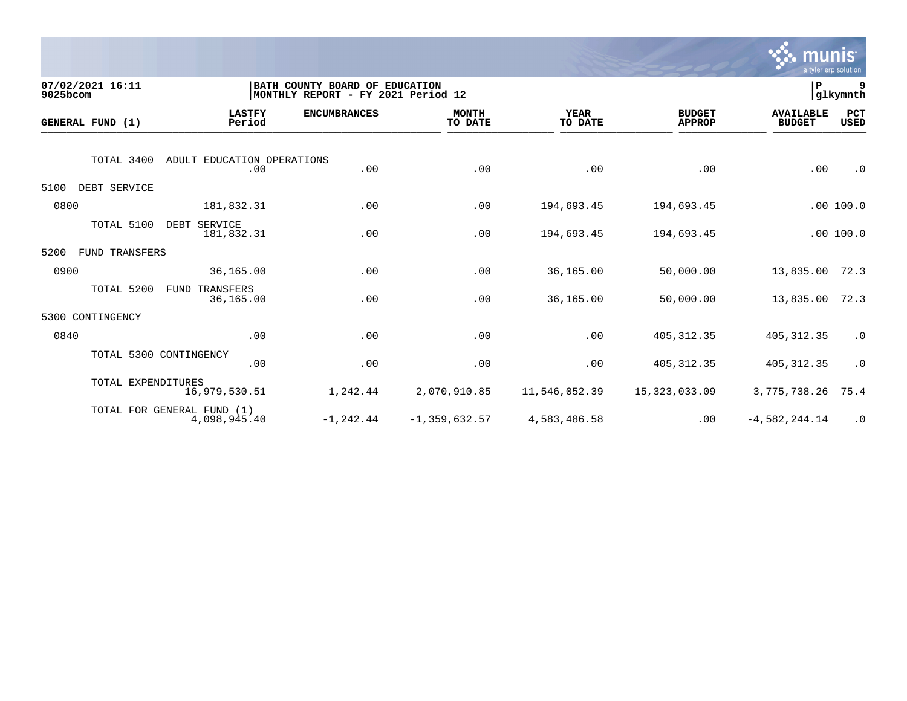07/02/2021 16:11
9025bcom

BATH COUNTY BOARD OF EDUCATION
MONTHLY REPORT - FY 2021 Period 12

| GENERAL FUND (1) | LASTFY Period | ENCUMBRANCES | MONTH TO DATE | YEAR TO DATE | BUDGET APPROP | AVAILABLE BUDGET | PCT USED |
|---|---|---|---|---|---|---|---|
| TOTAL 3400 ADULT EDUCATION OPERATIONS | .00 | .00 | .00 | .00 | .00 | .00 | .0 |
| 5100 DEBT SERVICE | | | | | | | |
| 0800 | 181,832.31 | .00 | .00 | 194,693.45 | 194,693.45 | .00 | 100.0 |
| TOTAL 5100 DEBT SERVICE | 181,832.31 | .00 | .00 | 194,693.45 | 194,693.45 | .00 | 100.0 |
| 5200 FUND TRANSFERS | | | | | | | |
| 0900 | 36,165.00 | .00 | .00 | 36,165.00 | 50,000.00 | 13,835.00 | 72.3 |
| TOTAL 5200 FUND TRANSFERS | 36,165.00 | .00 | .00 | 36,165.00 | 50,000.00 | 13,835.00 | 72.3 |
| 5300 CONTINGENCY | | | | | | | |
| 0840 | .00 | .00 | .00 | .00 | 405,312.35 | 405,312.35 | .0 |
| TOTAL 5300 CONTINGENCY | .00 | .00 | .00 | .00 | 405,312.35 | 405,312.35 | .0 |
| TOTAL EXPENDITURES | 16,979,530.51 | 1,242.44 | 2,070,910.85 | 11,546,052.39 | 15,323,033.09 | 3,775,738.26 | 75.4 |
| TOTAL FOR GENERAL FUND (1) | 4,098,945.40 | -1,242.44 | -1,359,632.57 | 4,583,486.58 | .00 | -4,582,244.14 | .0 |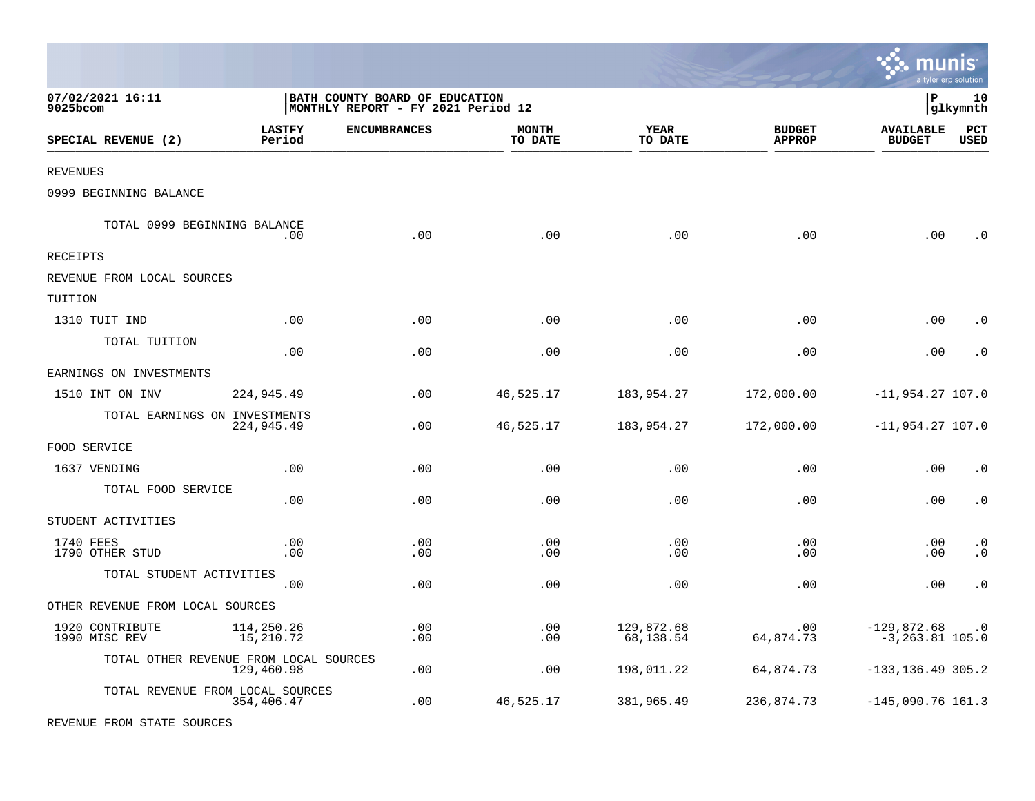07/02/2021 16:11
9025bcom

BATH COUNTY BOARD OF EDUCATION
MONTHLY REPORT - FY 2021 Period 12

P 10
glkymnth

| SPECIAL REVENUE (2) | LASTFY Period | ENCUMBRANCES | MONTH TO DATE | YEAR TO DATE | BUDGET APPROP | AVAILABLE BUDGET | PCT USED |
|---|---|---|---|---|---|---|---|
| REVENUES | | | | | | | |
| 0999 BEGINNING BALANCE | | | | | | | |
| TOTAL 0999 BEGINNING BALANCE | .00 | .00 | .00 | .00 | .00 | .00 | .0 |
| RECEIPTS | | | | | | | |
| REVENUE FROM LOCAL SOURCES | | | | | | | |
| TUITION | | | | | | | |
| 1310 TUIT IND | .00 | .00 | .00 | .00 | .00 | .00 | .0 |
| TOTAL TUITION | .00 | .00 | .00 | .00 | .00 | .00 | .0 |
| EARNINGS ON INVESTMENTS | | | | | | | |
| 1510 INT ON INV | 224,945.49 | .00 | 46,525.17 | 183,954.27 | 172,000.00 | -11,954.27 | 107.0 |
| TOTAL EARNINGS ON INVESTMENTS | 224,945.49 | .00 | 46,525.17 | 183,954.27 | 172,000.00 | -11,954.27 | 107.0 |
| FOOD SERVICE | | | | | | | |
| 1637 VENDING | .00 | .00 | .00 | .00 | .00 | .00 | .0 |
| TOTAL FOOD SERVICE | .00 | .00 | .00 | .00 | .00 | .00 | .0 |
| STUDENT ACTIVITIES | | | | | | | |
| 1740 FEES | .00 | .00 | .00 | .00 | .00 | .00 | .0 |
| 1790 OTHER STUD | .00 | .00 | .00 | .00 | .00 | .00 | .0 |
| TOTAL STUDENT ACTIVITIES | .00 | .00 | .00 | .00 | .00 | .00 | .0 |
| OTHER REVENUE FROM LOCAL SOURCES | | | | | | | |
| 1920 CONTRIBUTE | 114,250.26 | .00 | .00 | 129,872.68 | .00 | -129,872.68 | .0 |
| 1990 MISC REV | 15,210.72 | .00 | .00 | 68,138.54 | 64,874.73 | -3,263.81 | 105.0 |
| TOTAL OTHER REVENUE FROM LOCAL SOURCES | 129,460.98 | .00 | .00 | 198,011.22 | 64,874.73 | -133,136.49 | 305.2 |
| TOTAL REVENUE FROM LOCAL SOURCES | 354,406.47 | .00 | 46,525.17 | 381,965.49 | 236,874.73 | -145,090.76 | 161.3 |
| REVENUE FROM STATE SOURCES | | | | | | | |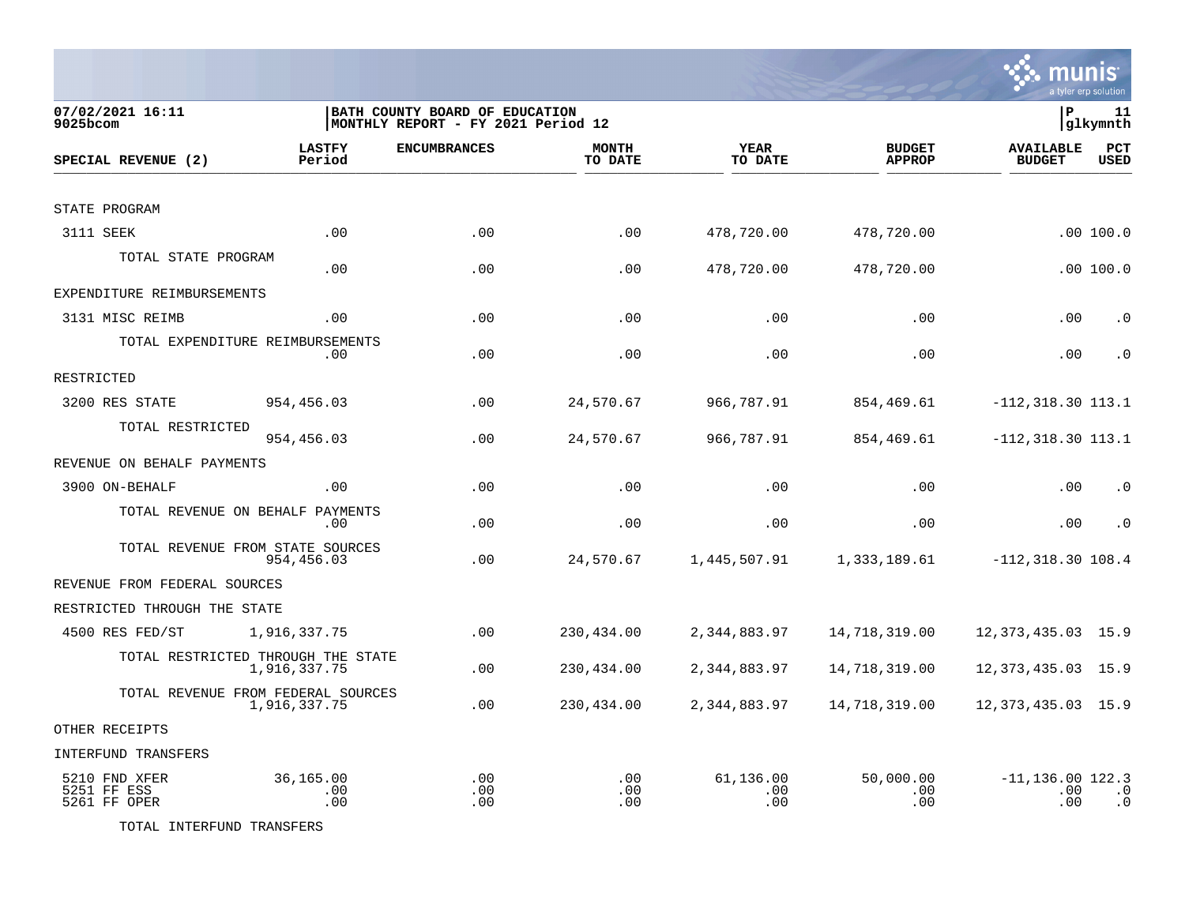07/02/2021 16:11 | BATH COUNTY BOARD OF EDUCATION | P 11
9025bcom | MONTHLY REPORT - FY 2021 Period 12 | glkymnth

| SPECIAL REVENUE (2) | LASTFY Period | ENCUMBRANCES | MONTH TO DATE | YEAR TO DATE | BUDGET APPROP | AVAILABLE BUDGET | PCT USED |
|---|---|---|---|---|---|---|---|
| STATE PROGRAM | | | | | | | |
| 3111 SEEK | .00 | .00 | .00 | 478,720.00 | 478,720.00 | .00 | 100.0 |
| TOTAL STATE PROGRAM | .00 | .00 | .00 | 478,720.00 | 478,720.00 | .00 | 100.0 |
| EXPENDITURE REIMBURSEMENTS | | | | | | | |
| 3131 MISC REIMB | .00 | .00 | .00 | .00 | .00 | .00 | .0 |
| TOTAL EXPENDITURE REIMBURSEMENTS | .00 | .00 | .00 | .00 | .00 | .00 | .0 |
| RESTRICTED | | | | | | | |
| 3200 RES STATE | 954,456.03 | .00 | 24,570.67 | 966,787.91 | 854,469.61 | -112,318.30 | 113.1 |
| TOTAL RESTRICTED | 954,456.03 | .00 | 24,570.67 | 966,787.91 | 854,469.61 | -112,318.30 | 113.1 |
| REVENUE ON BEHALF PAYMENTS | | | | | | | |
| 3900 ON-BEHALF | .00 | .00 | .00 | .00 | .00 | .00 | .0 |
| TOTAL REVENUE ON BEHALF PAYMENTS | .00 | .00 | .00 | .00 | .00 | .00 | .0 |
| TOTAL REVENUE FROM STATE SOURCES | 954,456.03 | .00 | 24,570.67 | 1,445,507.91 | 1,333,189.61 | -112,318.30 | 108.4 |
| REVENUE FROM FEDERAL SOURCES | | | | | | | |
| RESTRICTED THROUGH THE STATE | | | | | | | |
| 4500 RES FED/ST | 1,916,337.75 | .00 | 230,434.00 | 2,344,883.97 | 14,718,319.00 | 12,373,435.03 | 15.9 |
| TOTAL RESTRICTED THROUGH THE STATE | 1,916,337.75 | .00 | 230,434.00 | 2,344,883.97 | 14,718,319.00 | 12,373,435.03 | 15.9 |
| TOTAL REVENUE FROM FEDERAL SOURCES | 1,916,337.75 | .00 | 230,434.00 | 2,344,883.97 | 14,718,319.00 | 12,373,435.03 | 15.9 |
| OTHER RECEIPTS | | | | | | | |
| INTERFUND TRANSFERS | | | | | | | |
| 5210 FND XFER | 36,165.00 | .00 | .00 | 61,136.00 | 50,000.00 | -11,136.00 | 122.3 |
| 5251 FF ESS | .00 | .00 | .00 | .00 | .00 | .00 | .0 |
| 5261 FF OPER | .00 | .00 | .00 | .00 | .00 | .00 | .0 |
| TOTAL INTERFUND TRANSFERS | | | | | | | |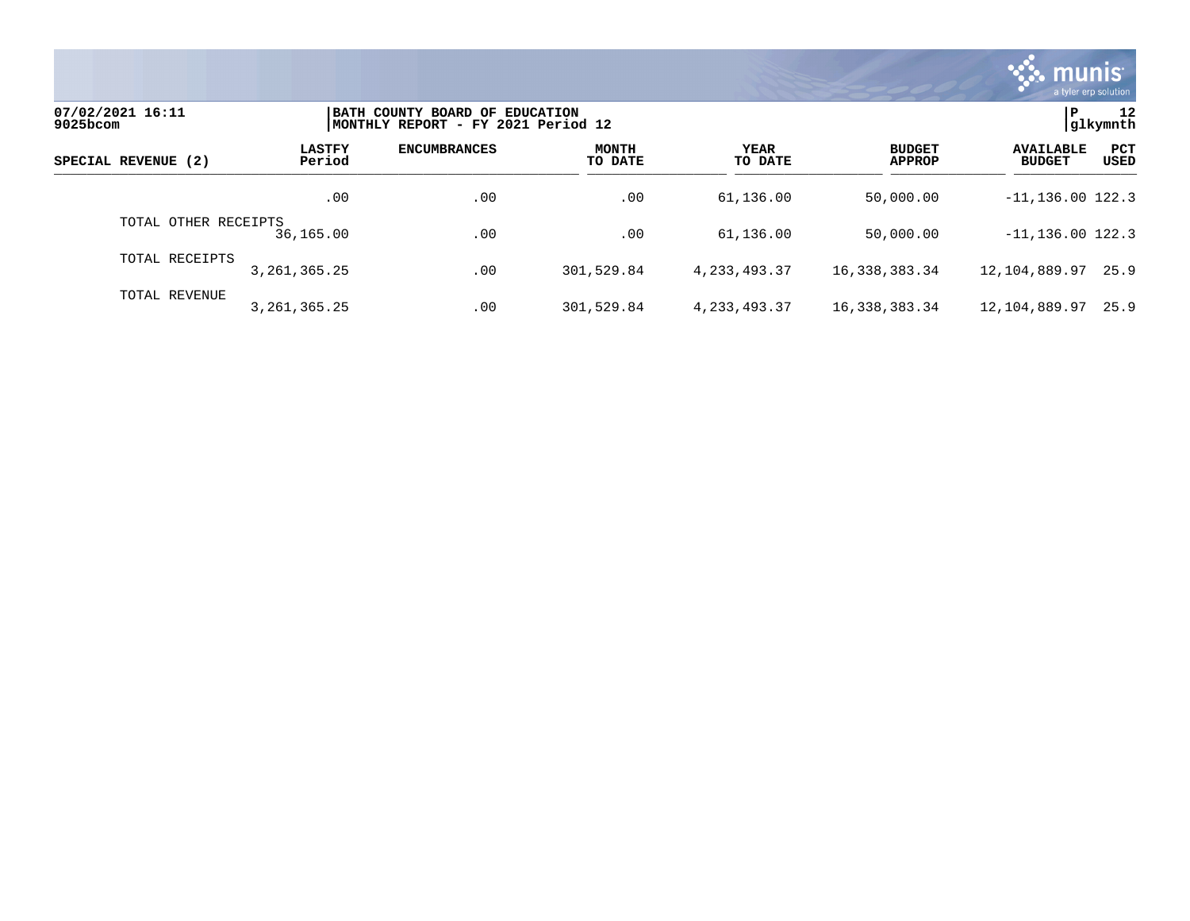07/02/2021 16:11
9025bcom

BATH COUNTY BOARD OF EDUCATION
MONTHLY REPORT - FY 2021 Period 12

P 12
glkymnth

| SPECIAL REVENUE (2) | LASTFY Period | ENCUMBRANCES | MONTH TO DATE | YEAR TO DATE | BUDGET APPROP | AVAILABLE BUDGET | PCT USED |
|---|---|---|---|---|---|---|---|
| | .00 | .00 | .00 | 61,136.00 | 50,000.00 | -11,136.00 | 122.3 |
| TOTAL OTHER RECEIPTS | 36,165.00 | .00 | .00 | 61,136.00 | 50,000.00 | -11,136.00 | 122.3 |
| TOTAL RECEIPTS | 3,261,365.25 | .00 | 301,529.84 | 4,233,493.37 | 16,338,383.34 | 12,104,889.97 | 25.9 |
| TOTAL REVENUE | 3,261,365.25 | .00 | 301,529.84 | 4,233,493.37 | 16,338,383.34 | 12,104,889.97 | 25.9 |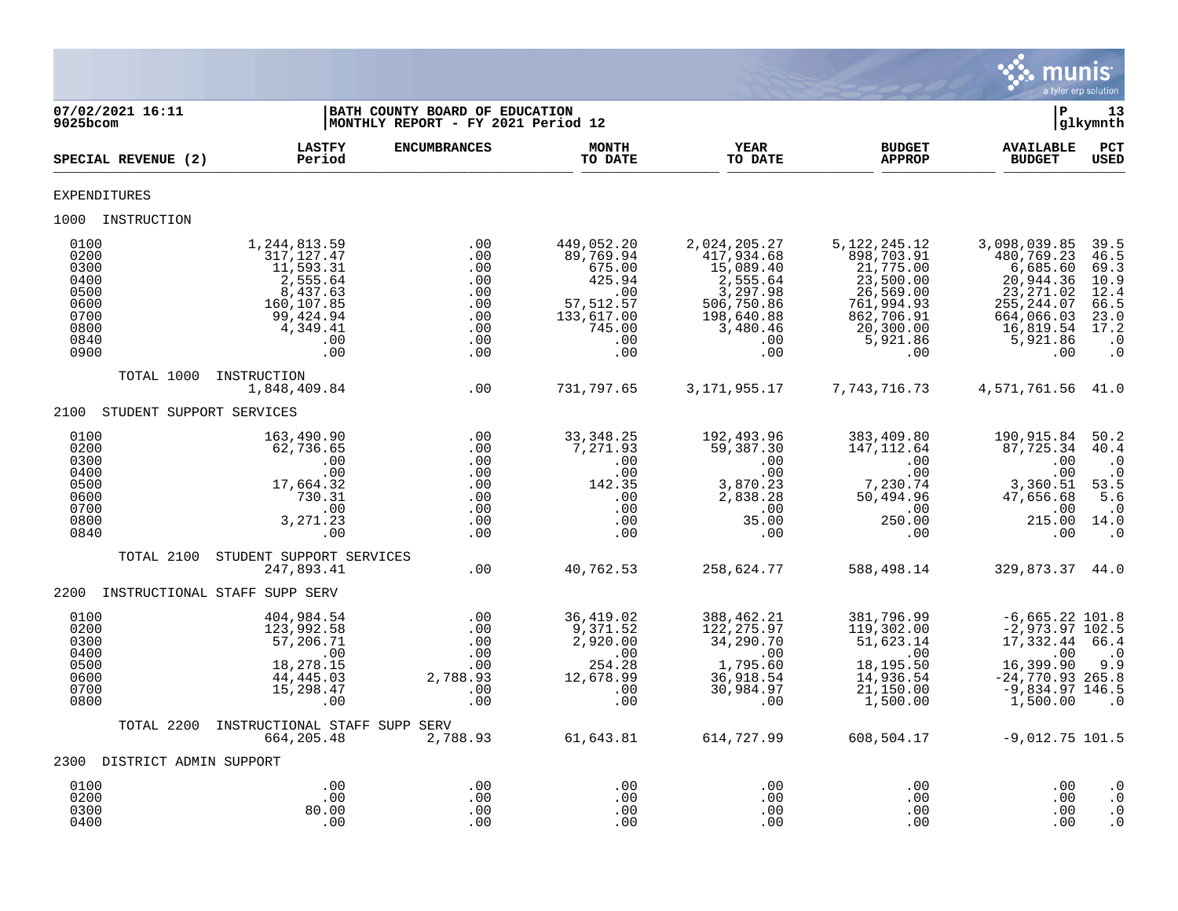07/02/2021 16:11
9025bcom

BATH COUNTY BOARD OF EDUCATION
MONTHLY REPORT - FY 2021 Period 12

P 13
glkymnth

| SPECIAL REVENUE (2) | LASTFY Period | ENCUMBRANCES | MONTH TO DATE | YEAR TO DATE | BUDGET APPROP | AVAILABLE BUDGET | PCT USED |
|---|---|---|---|---|---|---|---|
| EXPENDITURES | | | | | | | |
| 1000 INSTRUCTION | | | | | | | |
| 0100 | 1,244,813.59 | .00 | 449,052.20 | 2,024,205.27 | 5,122,245.12 | 3,098,039.85 | 39.5 |
| 0200 | 317,127.47 | .00 | 89,769.94 | 417,934.68 | 898,703.91 | 480,769.23 | 46.5 |
| 0300 | 11,593.31 | .00 | 675.00 | 15,089.40 | 21,775.00 | 6,685.60 | 69.3 |
| 0400 | 2,555.64 | .00 | 425.94 | 2,555.64 | 23,500.00 | 20,944.36 | 10.9 |
| 0500 | 8,437.63 | .00 | .00 | 3,297.98 | 26,569.00 | 23,271.02 | 12.4 |
| 0600 | 160,107.85 | .00 | 57,512.57 | 506,750.86 | 761,994.93 | 255,244.07 | 66.5 |
| 0700 | 99,424.94 | .00 | 133,617.00 | 198,640.88 | 862,706.91 | 664,066.03 | 23.0 |
| 0800 | 4,349.41 | .00 | 745.00 | 3,480.46 | 20,300.00 | 16,819.54 | 17.2 |
| 0840 | .00 | .00 | .00 | .00 | 5,921.86 | 5,921.86 | .0 |
| 0900 | .00 | .00 | .00 | .00 | .00 | .00 | .0 |
| TOTAL 1000 INSTRUCTION | 1,848,409.84 | .00 | 731,797.65 | 3,171,955.17 | 7,743,716.73 | 4,571,761.56 | 41.0 |
| 2100 STUDENT SUPPORT SERVICES | | | | | | | |
| 0100 | 163,490.90 | .00 | 33,348.25 | 192,493.96 | 383,409.80 | 190,915.84 | 50.2 |
| 0200 | 62,736.65 | .00 | 7,271.93 | 59,387.30 | 147,112.64 | 87,725.34 | 40.4 |
| 0300 | .00 | .00 | .00 | .00 | .00 | .00 | .0 |
| 0400 | .00 | .00 | .00 | .00 | .00 | .00 | .0 |
| 0500 | 17,664.32 | .00 | 142.35 | 3,870.23 | 7,230.74 | 3,360.51 | 53.5 |
| 0600 | 730.31 | .00 | .00 | 2,838.28 | 50,494.96 | 47,656.68 | 5.6 |
| 0700 | .00 | .00 | .00 | .00 | .00 | .00 | .0 |
| 0800 | 3,271.23 | .00 | .00 | 35.00 | 250.00 | 215.00 | 14.0 |
| 0840 | .00 | .00 | .00 | .00 | .00 | .00 | .0 |
| TOTAL 2100 STUDENT SUPPORT SERVICES | 247,893.41 | .00 | 40,762.53 | 258,624.77 | 588,498.14 | 329,873.37 | 44.0 |
| 2200 INSTRUCTIONAL STAFF SUPP SERV | | | | | | | |
| 0100 | 404,984.54 | .00 | 36,419.02 | 388,462.21 | 381,796.99 | -6,665.22 | 101.8 |
| 0200 | 123,992.58 | .00 | 9,371.52 | 122,275.97 | 119,302.00 | -2,973.97 | 102.5 |
| 0300 | 57,206.71 | .00 | 2,920.00 | 34,290.70 | 51,623.14 | 17,332.44 | 66.4 |
| 0400 | .00 | .00 | .00 | .00 | .00 | .00 | .0 |
| 0500 | 18,278.15 | .00 | 254.28 | 1,795.60 | 18,195.50 | 16,399.90 | 9.9 |
| 0600 | 44,445.03 | 2,788.93 | 12,678.99 | 36,918.54 | 14,936.54 | -24,770.93 | 265.8 |
| 0700 | 15,298.47 | .00 | .00 | 30,984.97 | 21,150.00 | -9,834.97 | 146.5 |
| 0800 | .00 | .00 | .00 | .00 | 1,500.00 | 1,500.00 | .0 |
| TOTAL 2200 INSTRUCTIONAL STAFF SUPP SERV | 664,205.48 | 2,788.93 | 61,643.81 | 614,727.99 | 608,504.17 | -9,012.75 | 101.5 |
| 2300 DISTRICT ADMIN SUPPORT | | | | | | | |
| 0100 | .00 | .00 | .00 | .00 | .00 | .00 | .0 |
| 0200 | .00 | .00 | .00 | .00 | .00 | .00 | .0 |
| 0300 | 80.00 | .00 | .00 | .00 | .00 | .00 | .0 |
| 0400 | .00 | .00 | .00 | .00 | .00 | .00 | .0 |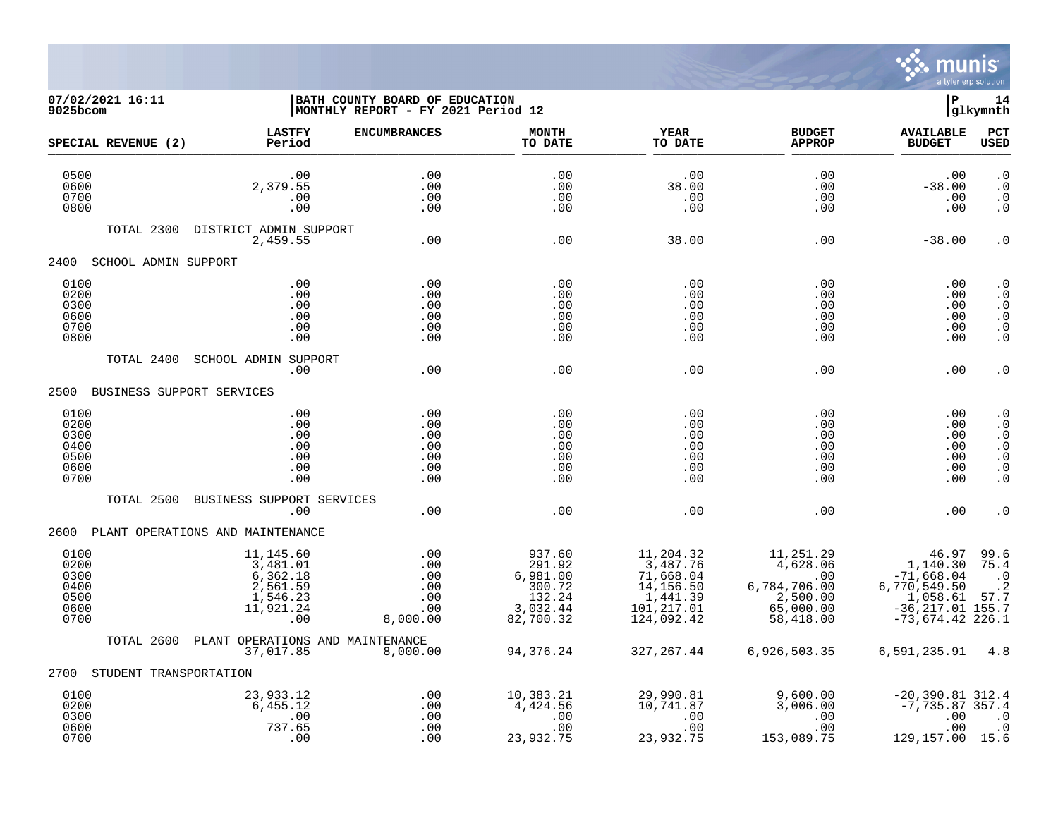**07/02/2021 16:11** **BATH COUNTY BOARD OF EDUCATION**
**9025bcom** **MONTHLY REPORT - FY 2021 Period 12**

| SPECIAL REVENUE (2) | LASTFY Period | ENCUMBRANCES | MONTH TO DATE | YEAR TO DATE | BUDGET APPROP | AVAILABLE BUDGET | PCT USED |
|---|---|---|---|---|---|---|---|
| 0500 | .00 | .00 | .00 | .00 | .00 | .00 | .0 |
| 0600 | 2,379.55 | .00 | .00 | 38.00 | .00 | -38.00 | .0 |
| 0700 | .00 | .00 | .00 | .00 | .00 | .00 | .0 |
| 0800 | .00 | .00 | .00 | .00 | .00 | .00 | .0 |
| TOTAL 2300 DISTRICT ADMIN SUPPORT | 2,459.55 | .00 | .00 | 38.00 | .00 | -38.00 | .0 |
| **2400 SCHOOL ADMIN SUPPORT** | | | | | | | |
| 0100 | .00 | .00 | .00 | .00 | .00 | .00 | .0 |
| 0200 | .00 | .00 | .00 | .00 | .00 | .00 | .0 |
| 0300 | .00 | .00 | .00 | .00 | .00 | .00 | .0 |
| 0600 | .00 | .00 | .00 | .00 | .00 | .00 | .0 |
| 0700 | .00 | .00 | .00 | .00 | .00 | .00 | .0 |
| 0800 | .00 | .00 | .00 | .00 | .00 | .00 | .0 |
| TOTAL 2400 SCHOOL ADMIN SUPPORT | .00 | .00 | .00 | .00 | .00 | .00 | .0 |
| **2500 BUSINESS SUPPORT SERVICES** | | | | | | | |
| 0100 | .00 | .00 | .00 | .00 | .00 | .00 | .0 |
| 0200 | .00 | .00 | .00 | .00 | .00 | .00 | .0 |
| 0300 | .00 | .00 | .00 | .00 | .00 | .00 | .0 |
| 0400 | .00 | .00 | .00 | .00 | .00 | .00 | .0 |
| 0500 | .00 | .00 | .00 | .00 | .00 | .00 | .0 |
| 0600 | .00 | .00 | .00 | .00 | .00 | .00 | .0 |
| 0700 | .00 | .00 | .00 | .00 | .00 | .00 | .0 |
| TOTAL 2500 BUSINESS SUPPORT SERVICES | .00 | .00 | .00 | .00 | .00 | .00 | .0 |
| **2600 PLANT OPERATIONS AND MAINTENANCE** | | | | | | | |
| 0100 | 11,145.60 | .00 | 937.60 | 11,204.32 | 11,251.29 | 46.97 | 99.6 |
| 0200 | 3,481.01 | .00 | 291.92 | 3,487.76 | 4,628.06 | 1,140.30 | 75.4 |
| 0300 | 6,362.18 | .00 | 6,981.00 | 71,668.04 | .00 | -71,668.04 | .0 |
| 0400 | 2,561.59 | .00 | 300.72 | 14,156.50 | 6,784,706.00 | 6,770,549.50 | .2 |
| 0500 | 1,546.23 | .00 | 132.24 | 1,441.39 | 2,500.00 | 1,058.61 | 57.7 |
| 0600 | 11,921.24 | .00 | 3,032.44 | 101,217.01 | 65,000.00 | -36,217.01 | 155.7 |
| 0700 | .00 | 8,000.00 | 82,700.32 | 124,092.42 | 58,418.00 | -73,674.42 | 226.1 |
| TOTAL 2600 PLANT OPERATIONS AND MAINTENANCE | 37,017.85 | 8,000.00 | 94,376.24 | 327,267.44 | 6,926,503.35 | 6,591,235.91 | 4.8 |
| **2700 STUDENT TRANSPORTATION** | | | | | | | |
| 0100 | 23,933.12 | .00 | 10,383.21 | 29,990.81 | 9,600.00 | -20,390.81 | 312.4 |
| 0200 | 6,455.12 | .00 | 4,424.56 | 10,741.87 | 3,006.00 | -7,735.87 | 357.4 |
| 0300 | .00 | .00 | .00 | .00 | .00 | .00 | .0 |
| 0600 | 737.65 | .00 | .00 | .00 | .00 | .00 | .0 |
| 0700 | .00 | .00 | 23,932.75 | 23,932.75 | 153,089.75 | 129,157.00 | 15.6 |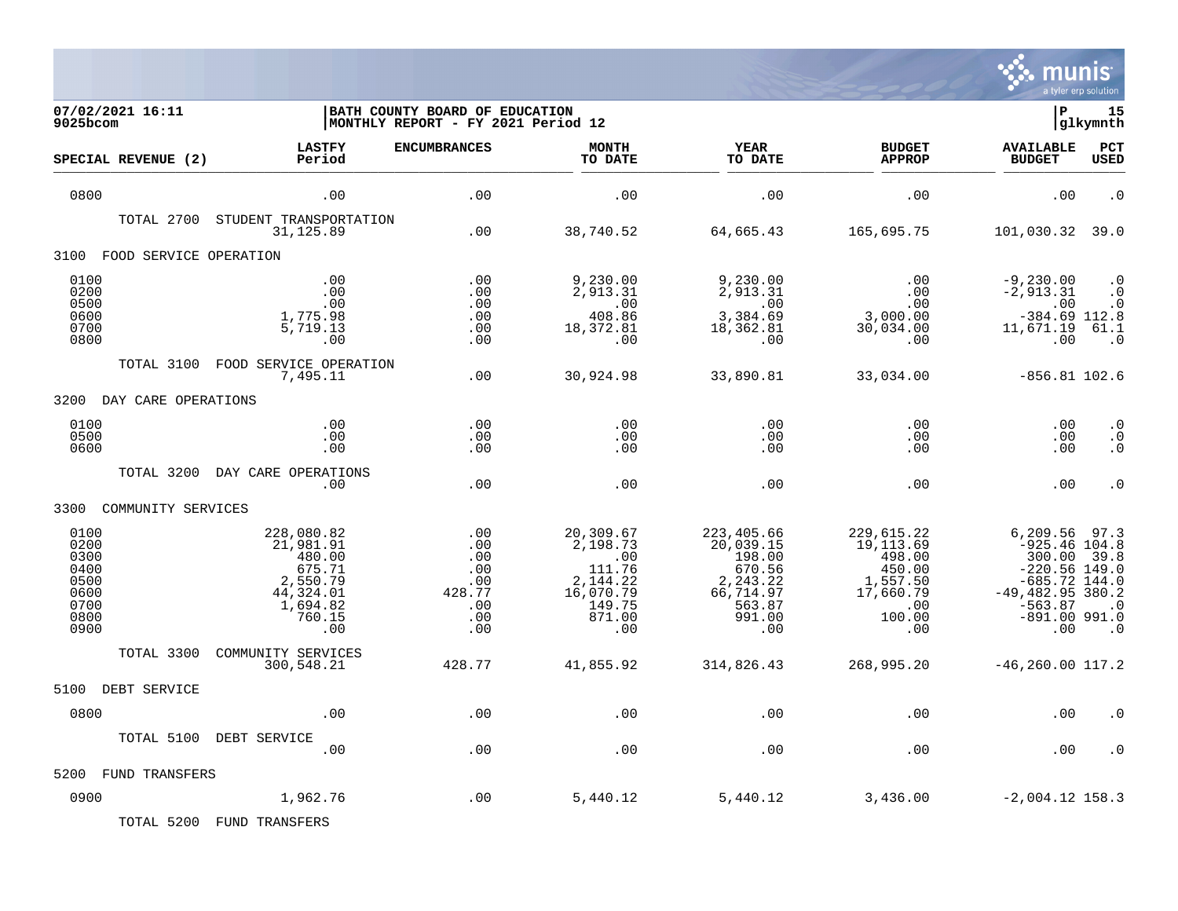07/02/2021 16:11 | BATH COUNTY BOARD OF EDUCATION | P 15
9025bcom | MONTHLY REPORT - FY 2021 Period 12 | glkymnth

| SPECIAL REVENUE (2) | LASTFY Period | ENCUMBRANCES | MONTH TO DATE | YEAR TO DATE | BUDGET APPROP | AVAILABLE BUDGET | PCT USED |
|---|---|---|---|---|---|---|---|
| 0800 | .00 | .00 | .00 | .00 | .00 | .00 | .0 |
| TOTAL 2700 STUDENT TRANSPORTATION | 31,125.89 | .00 | 38,740.52 | 64,665.43 | 165,695.75 | 101,030.32 | 39.0 |
| 3100 FOOD SERVICE OPERATION | | | | | | | |
| 0100 | .00 | .00 | 9,230.00 | 9,230.00 | .00 | -9,230.00 | .0 |
| 0200 | .00 | .00 | 2,913.31 | 2,913.31 | .00 | -2,913.31 | .0 |
| 0500 | .00 | .00 | .00 | .00 | .00 | .00 | .0 |
| 0600 | 1,775.98 | .00 | 408.86 | 3,384.69 | 3,000.00 | -384.69 | 112.8 |
| 0700 | 5,719.13 | .00 | 18,372.81 | 18,362.81 | 30,034.00 | 11,671.19 | 61.1 |
| 0800 | .00 | .00 | .00 | .00 | .00 | .00 | .0 |
| TOTAL 3100 FOOD SERVICE OPERATION | 7,495.11 | .00 | 30,924.98 | 33,890.81 | 33,034.00 | -856.81 | 102.6 |
| 3200 DAY CARE OPERATIONS | | | | | | | |
| 0100 | .00 | .00 | .00 | .00 | .00 | .00 | .0 |
| 0500 | .00 | .00 | .00 | .00 | .00 | .00 | .0 |
| 0600 | .00 | .00 | .00 | .00 | .00 | .00 | .0 |
| TOTAL 3200 DAY CARE OPERATIONS | .00 | .00 | .00 | .00 | .00 | .00 | .0 |
| 3300 COMMUNITY SERVICES | | | | | | | |
| 0100 | 228,080.82 | .00 | 20,309.67 | 223,405.66 | 229,615.22 | 6,209.56 | 97.3 |
| 0200 | 21,981.91 | .00 | 2,198.73 | 20,039.15 | 19,113.69 | -925.46 | 104.8 |
| 0300 | 480.00 | .00 | .00 | 198.00 | 498.00 | 300.00 | 39.8 |
| 0400 | 675.71 | .00 | 111.76 | 670.56 | 450.00 | -220.56 | 149.0 |
| 0500 | 2,550.79 | .00 | 2,144.22 | 2,243.22 | 1,557.50 | -685.72 | 144.0 |
| 0600 | 44,324.01 | 428.77 | 16,070.79 | 66,714.97 | 17,660.79 | -49,482.95 | 380.2 |
| 0700 | 1,694.82 | .00 | 149.75 | 563.87 | .00 | -563.87 | .0 |
| 0800 | 760.15 | .00 | 871.00 | 991.00 | 100.00 | -891.00 | 991.0 |
| 0900 | .00 | .00 | .00 | .00 | .00 | .00 | .0 |
| TOTAL 3300 COMMUNITY SERVICES | 300,548.21 | 428.77 | 41,855.92 | 314,826.43 | 268,995.20 | -46,260.00 | 117.2 |
| 5100 DEBT SERVICE | | | | | | | |
| 0800 | .00 | .00 | .00 | .00 | .00 | .00 | .0 |
| TOTAL 5100 DEBT SERVICE | .00 | .00 | .00 | .00 | .00 | .00 | .0 |
| 5200 FUND TRANSFERS | | | | | | | |
| 0900 | 1,962.76 | .00 | 5,440.12 | 5,440.12 | 3,436.00 | -2,004.12 | 158.3 |
| TOTAL 5200 FUND TRANSFERS | | | | | | | |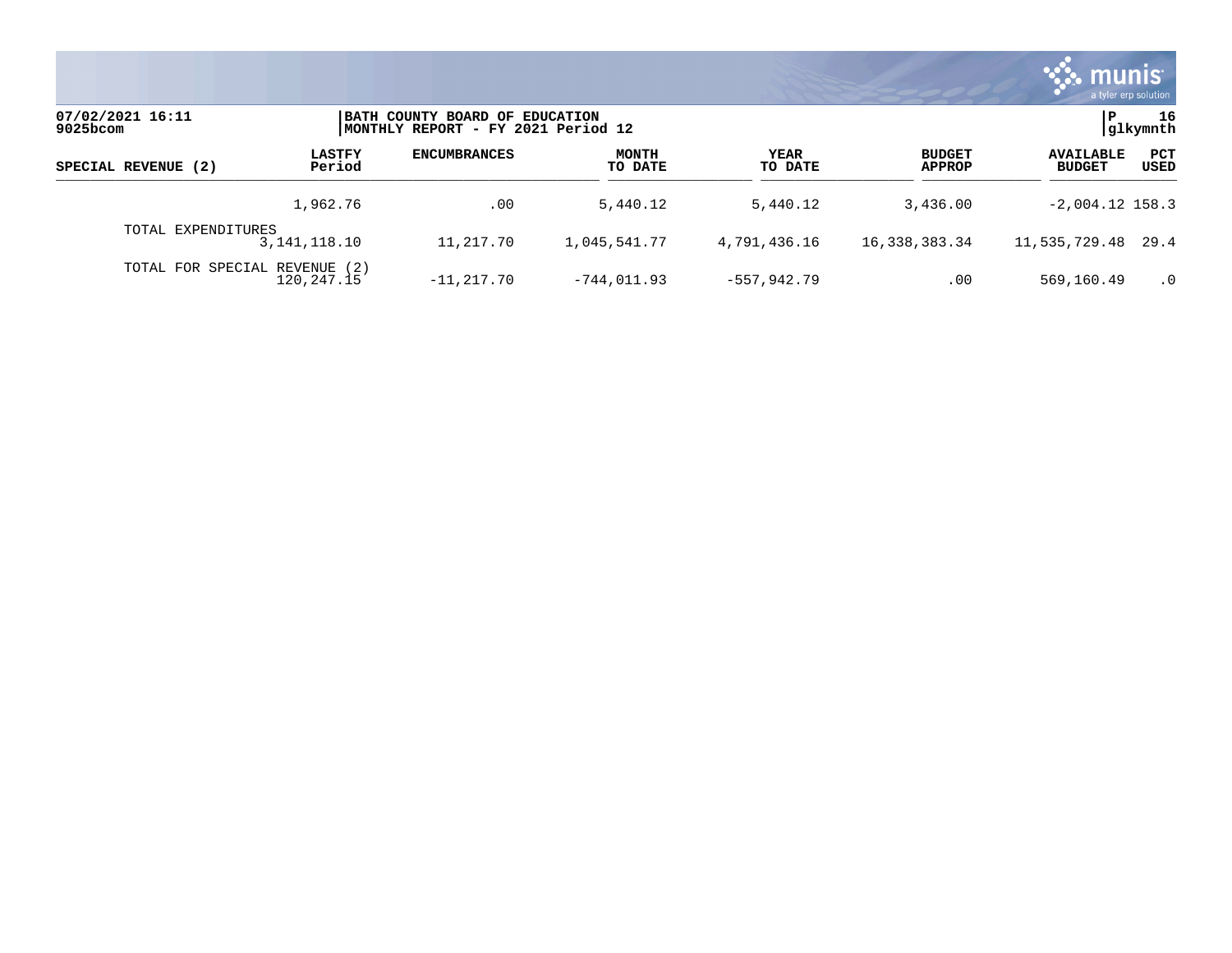**07/02/2021 16:11** | **BATH COUNTY BOARD OF EDUCATION** | **P 16**
**9025bcom** | **MONTHLY REPORT - FY 2021 Period 12** | **glkymnth**

| SPECIAL REVENUE (2) | LASTFY Period | ENCUMBRANCES | MONTH TO DATE | YEAR TO DATE | BUDGET APPROP | AVAILABLE BUDGET | PCT USED |
|---|---|---|---|---|---|---|---|
| | 1,962.76 | .00 | 5,440.12 | 5,440.12 | 3,436.00 | -2,004.12 | 158.3 |
| TOTAL EXPENDITURES | 3,141,118.10 | 11,217.70 | 1,045,541.77 | 4,791,436.16 | 16,338,383.34 | 11,535,729.48 | 29.4 |
| TOTAL FOR SPECIAL REVENUE (2) | 120,247.15 | -11,217.70 | -744,011.93 | -557,942.79 | .00 | 569,160.49 | .0 |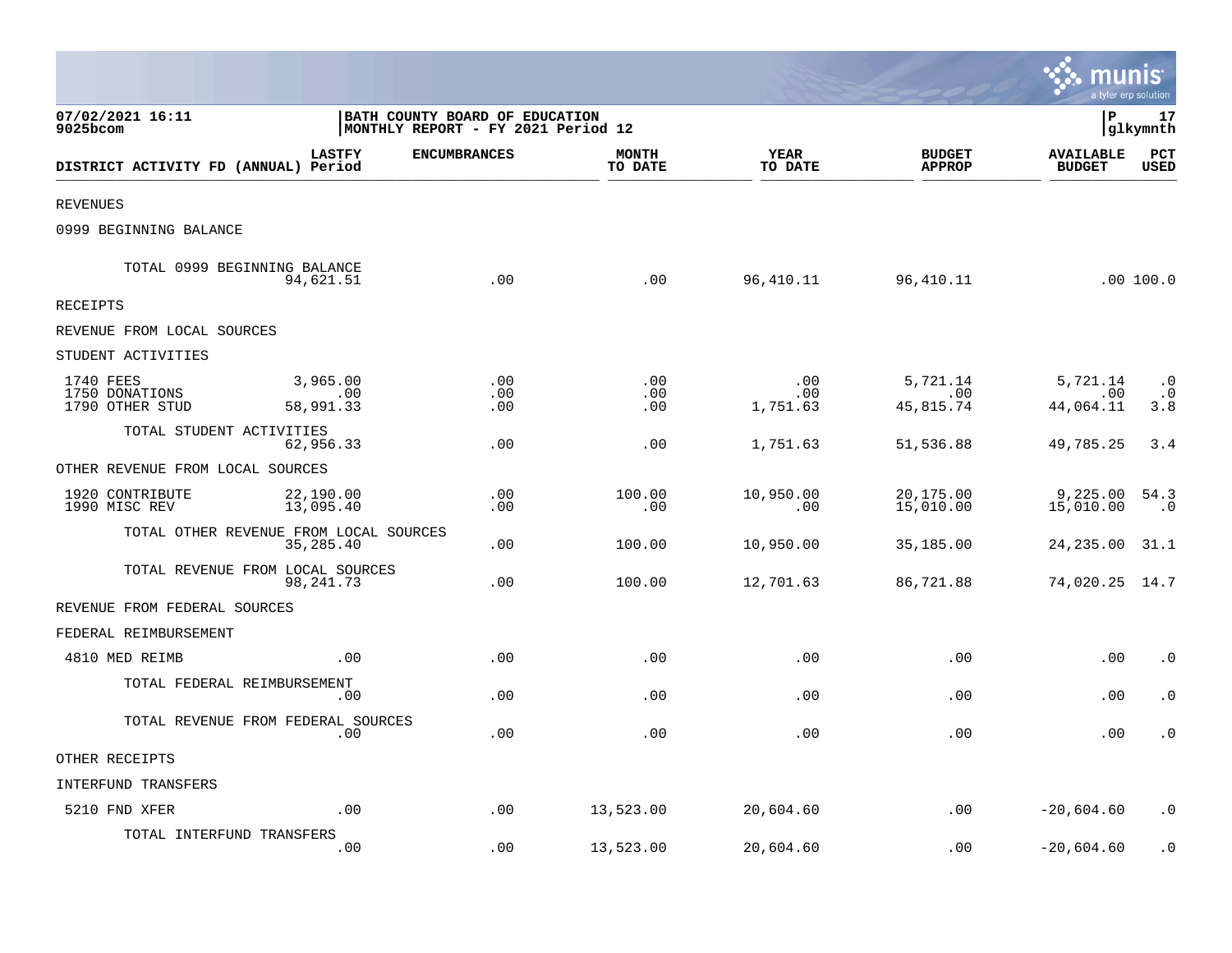07/02/2021 16:11
9025bcom

BATH COUNTY BOARD OF EDUCATION
MONTHLY REPORT - FY 2021 Period 12

P 17
glkymnth

| DISTRICT ACTIVITY FD (ANNUAL) | LASTFY Period | ENCUMBRANCES | MONTH TO DATE | YEAR TO DATE | BUDGET APPROP | AVAILABLE BUDGET | PCT USED |
|---|---|---|---|---|---|---|---|
| REVENUES | | | | | | | |
| 0999 BEGINNING BALANCE | | | | | | | |
| TOTAL 0999 BEGINNING BALANCE | 94,621.51 | .00 | .00 | 96,410.11 | 96,410.11 | .00 | 100.0 |
| RECEIPTS | | | | | | | |
| REVENUE FROM LOCAL SOURCES | | | | | | | |
| STUDENT ACTIVITIES | | | | | | | |
| 1740 FEES | 3,965.00 | .00 | .00 | .00 | 5,721.14 | 5,721.14 | .0 |
| 1750 DONATIONS | .00 | .00 | .00 | .00 | .00 | .00 | .0 |
| 1790 OTHER STUD | 58,991.33 | .00 | .00 | 1,751.63 | 45,815.74 | 44,064.11 | 3.8 |
| TOTAL STUDENT ACTIVITIES | 62,956.33 | .00 | .00 | 1,751.63 | 51,536.88 | 49,785.25 | 3.4 |
| OTHER REVENUE FROM LOCAL SOURCES | | | | | | | |
| 1920 CONTRIBUTE | 22,190.00 | .00 | 100.00 | 10,950.00 | 20,175.00 | 9,225.00 | 54.3 |
| 1990 MISC REV | 13,095.40 | .00 | .00 | .00 | 15,010.00 | 15,010.00 | .0 |
| TOTAL OTHER REVENUE FROM LOCAL SOURCES | 35,285.40 | .00 | 100.00 | 10,950.00 | 35,185.00 | 24,235.00 | 31.1 |
| TOTAL REVENUE FROM LOCAL SOURCES | 98,241.73 | .00 | 100.00 | 12,701.63 | 86,721.88 | 74,020.25 | 14.7 |
| REVENUE FROM FEDERAL SOURCES | | | | | | | |
| FEDERAL REIMBURSEMENT | | | | | | | |
| 4810 MED REIMB | .00 | .00 | .00 | .00 | .00 | .00 | .0 |
| TOTAL FEDERAL REIMBURSEMENT | .00 | .00 | .00 | .00 | .00 | .00 | .0 |
| TOTAL REVENUE FROM FEDERAL SOURCES | .00 | .00 | .00 | .00 | .00 | .00 | .0 |
| OTHER RECEIPTS | | | | | | | |
| INTERFUND TRANSFERS | | | | | | | |
| 5210 FND XFER | .00 | .00 | 13,523.00 | 20,604.60 | .00 | -20,604.60 | .0 |
| TOTAL INTERFUND TRANSFERS | .00 | .00 | 13,523.00 | 20,604.60 | .00 | -20,604.60 | .0 |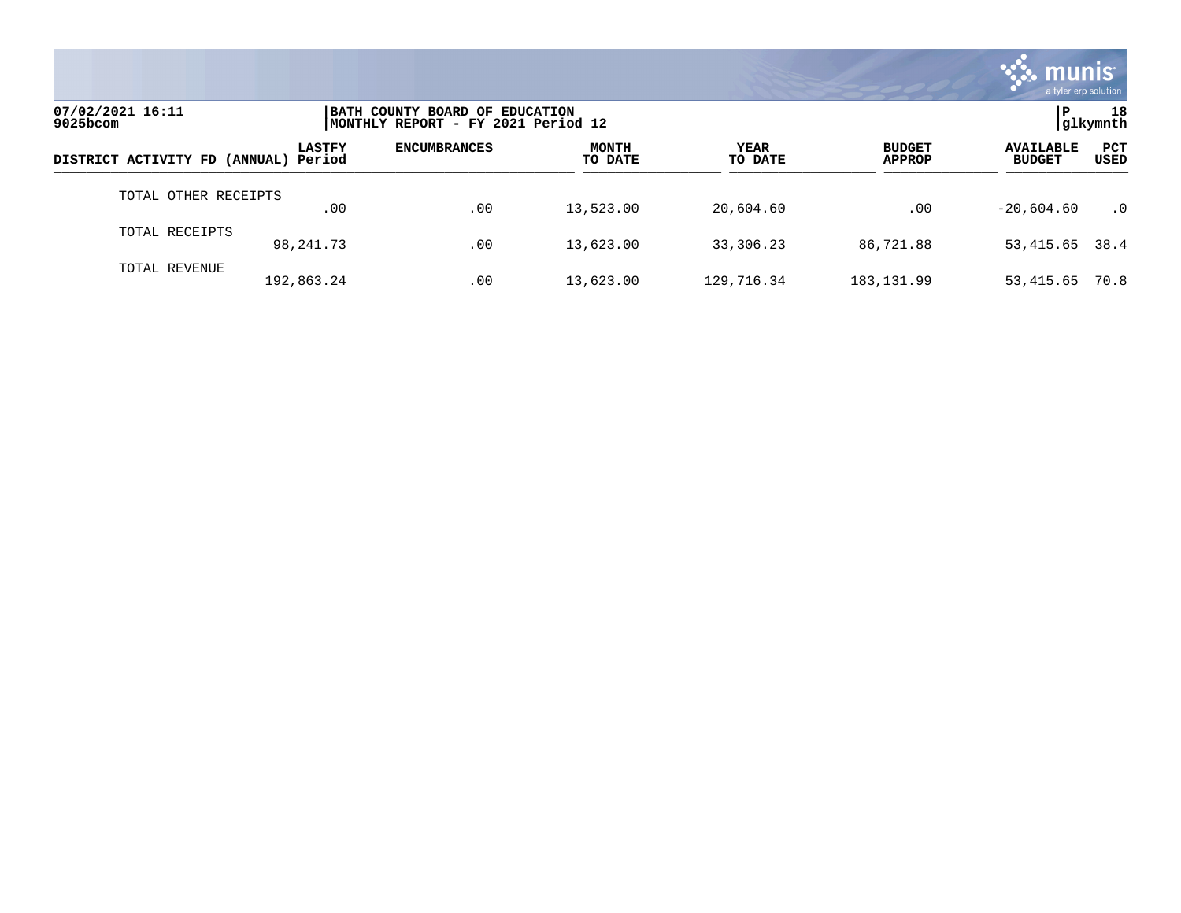| DISTRICT ACTIVITY FD (ANNUAL) | LASTFY Period | ENCUMBRANCES | MONTH TO DATE | YEAR TO DATE | BUDGET APPROP | AVAILABLE BUDGET | PCT USED |
|---|---|---|---|---|---|---|---|
| TOTAL OTHER RECEIPTS | .00 | .00 | 13,523.00 | 20,604.60 | .00 | -20,604.60 | .0 |
| TOTAL RECEIPTS | 98,241.73 | .00 | 13,623.00 | 33,306.23 | 86,721.88 | 53,415.65 | 38.4 |
| TOTAL REVENUE | 192,863.24 | .00 | 13,623.00 | 129,716.34 | 183,131.99 | 53,415.65 | 70.8 |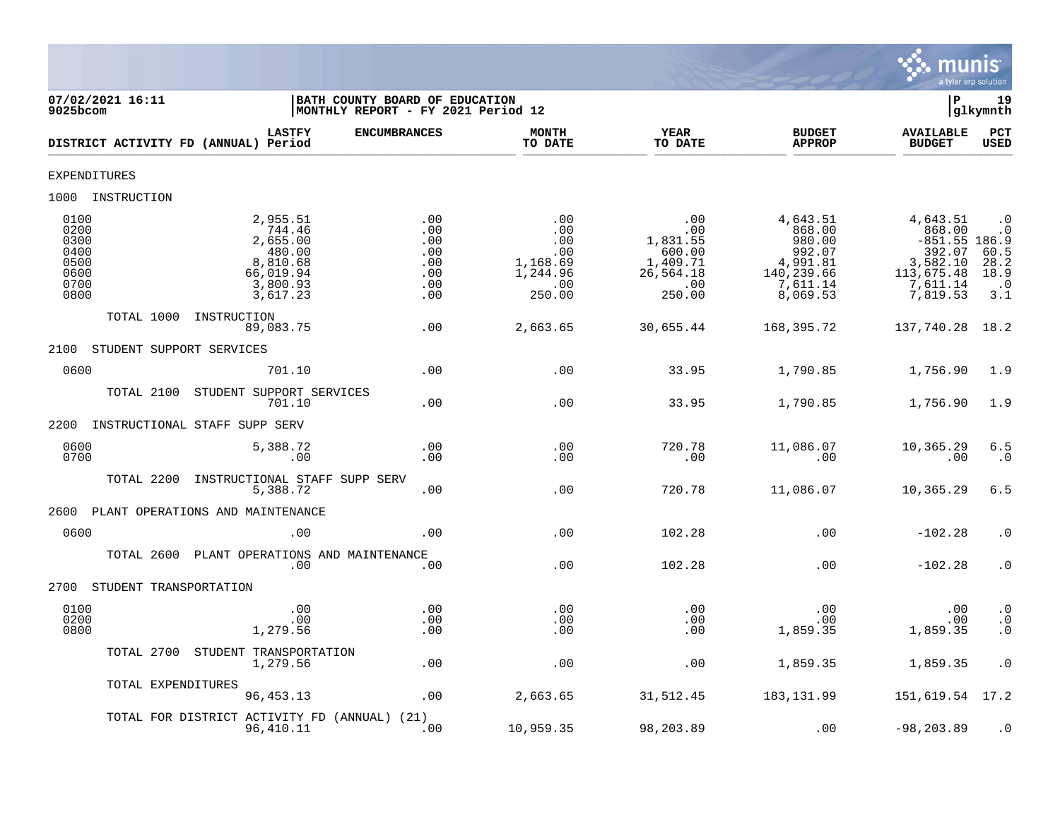07/02/2021 16:11
9025bcom

BATH COUNTY BOARD OF EDUCATION
MONTHLY REPORT - FY 2021 Period 12

P 19
glkymnth

| DISTRICT ACTIVITY FD (ANNUAL) | LASTFY Period | ENCUMBRANCES | MONTH TO DATE | YEAR TO DATE | BUDGET APPROP | AVAILABLE BUDGET | PCT USED |
|---|---|---|---|---|---|---|---|
| EXPENDITURES | | | | | | | |
| 1000 INSTRUCTION | | | | | | | |
| 0100 | 2,955.51 | .00 | .00 | .00 | 4,643.51 | 4,643.51 | .0 |
| 0200 | 744.46 | .00 | .00 | .00 | 868.00 | 868.00 | .0 |
| 0300 | 2,655.00 | .00 | .00 | 1,831.55 | 980.00 | -851.55 | 186.9 |
| 0400 | 480.00 | .00 | .00 | 600.00 | 992.07 | 392.07 | 60.5 |
| 0500 | 8,810.68 | .00 | 1,168.69 | 1,409.71 | 4,991.81 | 3,582.10 | 28.2 |
| 0600 | 66,019.94 | .00 | 1,244.96 | 26,564.18 | 140,239.66 | 113,675.48 | 18.9 |
| 0700 | 3,800.93 | .00 | .00 | .00 | 7,611.14 | 7,611.14 | .0 |
| 0800 | 3,617.23 | .00 | 250.00 | 250.00 | 8,069.53 | 7,819.53 | 3.1 |
| TOTAL 1000 INSTRUCTION | 89,083.75 | .00 | 2,663.65 | 30,655.44 | 168,395.72 | 137,740.28 | 18.2 |
| 2100 STUDENT SUPPORT SERVICES | | | | | | | |
| 0600 | 701.10 | .00 | .00 | 33.95 | 1,790.85 | 1,756.90 | 1.9 |
| TOTAL 2100 STUDENT SUPPORT SERVICES | 701.10 | .00 | .00 | 33.95 | 1,790.85 | 1,756.90 | 1.9 |
| 2200 INSTRUCTIONAL STAFF SUPP SERV | | | | | | | |
| 0600 | 5,388.72 | .00 | .00 | 720.78 | 11,086.07 | 10,365.29 | 6.5 |
| 0700 | .00 | .00 | .00 | .00 | .00 | .00 | .0 |
| TOTAL 2200 INSTRUCTIONAL STAFF SUPP SERV | 5,388.72 | .00 | .00 | 720.78 | 11,086.07 | 10,365.29 | 6.5 |
| 2600 PLANT OPERATIONS AND MAINTENANCE | | | | | | | |
| 0600 | .00 | .00 | .00 | 102.28 | .00 | -102.28 | .0 |
| TOTAL 2600 PLANT OPERATIONS AND MAINTENANCE | .00 | .00 | .00 | 102.28 | .00 | -102.28 | .0 |
| 2700 STUDENT TRANSPORTATION | | | | | | | |
| 0100 | .00 | .00 | .00 | .00 | .00 | .00 | .0 |
| 0200 | .00 | .00 | .00 | .00 | .00 | .00 | .0 |
| 0800 | 1,279.56 | .00 | .00 | .00 | 1,859.35 | 1,859.35 | .0 |
| TOTAL 2700 STUDENT TRANSPORTATION | 1,279.56 | .00 | .00 | .00 | 1,859.35 | 1,859.35 | .0 |
| TOTAL EXPENDITURES | 96,453.13 | .00 | 2,663.65 | 31,512.45 | 183,131.99 | 151,619.54 | 17.2 |
| TOTAL FOR DISTRICT ACTIVITY FD (ANNUAL) (21) | 96,410.11 | .00 | 10,959.35 | 98,203.89 | .00 | -98,203.89 | .0 |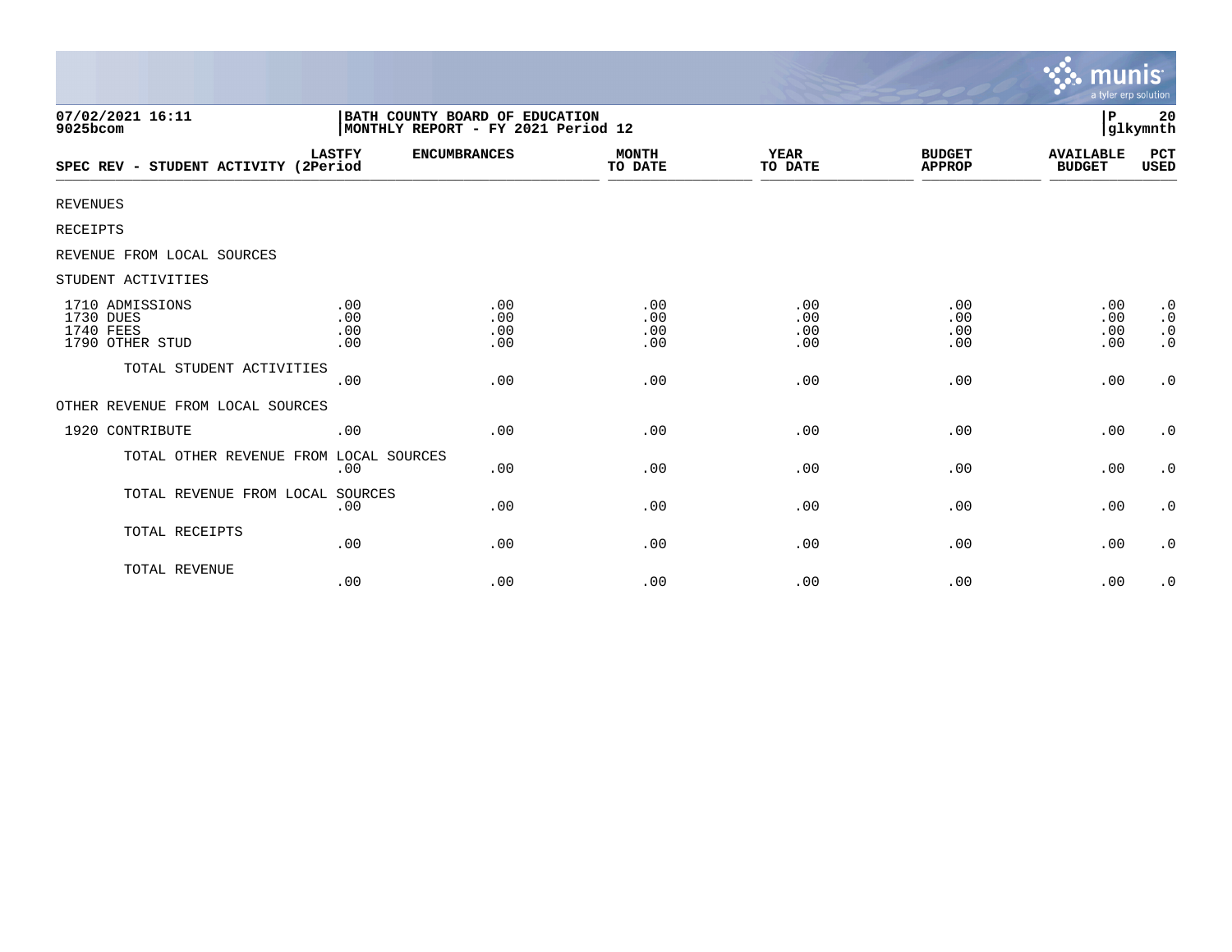07/02/2021 16:11 | BATH COUNTY BOARD OF EDUCATION
9025bcom | MONTHLY REPORT - FY 2021 Period 12

| SPEC REV - STUDENT ACTIVITY | LASTFY (2Period | ENCUMBRANCES | MONTH TO DATE | YEAR TO DATE | BUDGET APPROP | AVAILABLE BUDGET | PCT USED |
|---|---|---|---|---|---|---|---|
| REVENUES | | | | | | | |
| RECEIPTS | | | | | | | |
| REVENUE FROM LOCAL SOURCES | | | | | | | |
| STUDENT ACTIVITIES | | | | | | | |
| 1710 ADMISSIONS | .00 | .00 | .00 | .00 | .00 | .00 | .0 |
| 1730 DUES | .00 | .00 | .00 | .00 | .00 | .00 | .0 |
| 1740 FEES | .00 | .00 | .00 | .00 | .00 | .00 | .0 |
| 1790 OTHER STUD | .00 | .00 | .00 | .00 | .00 | .00 | .0 |
| TOTAL STUDENT ACTIVITIES | .00 | .00 | .00 | .00 | .00 | .00 | .0 |
| OTHER REVENUE FROM LOCAL SOURCES | | | | | | | |
| 1920 CONTRIBUTE | .00 | .00 | .00 | .00 | .00 | .00 | .0 |
| TOTAL OTHER REVENUE FROM LOCAL SOURCES | .00 | .00 | .00 | .00 | .00 | .00 | .0 |
| TOTAL REVENUE FROM LOCAL SOURCES | .00 | .00 | .00 | .00 | .00 | .00 | .0 |
| TOTAL RECEIPTS | .00 | .00 | .00 | .00 | .00 | .00 | .0 |
| TOTAL REVENUE | .00 | .00 | .00 | .00 | .00 | .00 | .0 |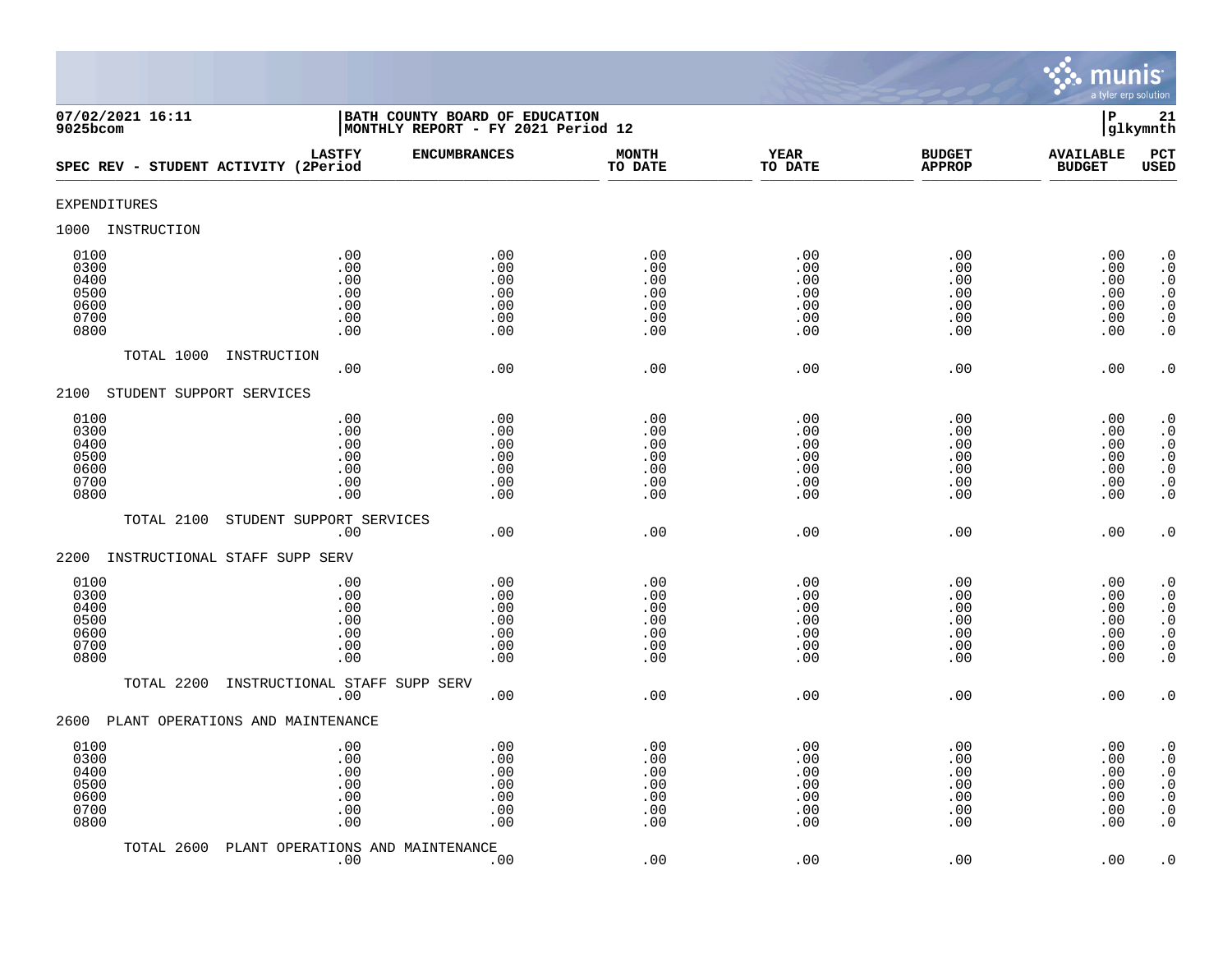**07/02/2021 16:11**
**9025bcom**

**BATH COUNTY BOARD OF EDUCATION**
**MONTHLY REPORT - FY 2021 Period 12**

**P 21**
**glkymnth**

| SPEC REV - STUDENT ACTIVITY | LASTFY (2Period | ENCUMBRANCES | MONTH TO DATE | YEAR TO DATE | BUDGET APPROP | AVAILABLE BUDGET | PCT USED |
|---|---|---|---|---|---|---|---|
| EXPENDITURES | | | | | | | |
| 1000 INSTRUCTION | | | | | | | |
| 0100 | .00 | .00 | .00 | .00 | .00 | .00 | .0 |
| 0300 | .00 | .00 | .00 | .00 | .00 | .00 | .0 |
| 0400 | .00 | .00 | .00 | .00 | .00 | .00 | .0 |
| 0500 | .00 | .00 | .00 | .00 | .00 | .00 | .0 |
| 0600 | .00 | .00 | .00 | .00 | .00 | .00 | .0 |
| 0700 | .00 | .00 | .00 | .00 | .00 | .00 | .0 |
| 0800 | .00 | .00 | .00 | .00 | .00 | .00 | .0 |
| TOTAL 1000 INSTRUCTION | .00 | .00 | .00 | .00 | .00 | .00 | .0 |
| 2100 STUDENT SUPPORT SERVICES | | | | | | | |
| 0100 | .00 | .00 | .00 | .00 | .00 | .00 | .0 |
| 0300 | .00 | .00 | .00 | .00 | .00 | .00 | .0 |
| 0400 | .00 | .00 | .00 | .00 | .00 | .00 | .0 |
| 0500 | .00 | .00 | .00 | .00 | .00 | .00 | .0 |
| 0600 | .00 | .00 | .00 | .00 | .00 | .00 | .0 |
| 0700 | .00 | .00 | .00 | .00 | .00 | .00 | .0 |
| 0800 | .00 | .00 | .00 | .00 | .00 | .00 | .0 |
| TOTAL 2100 STUDENT SUPPORT SERVICES | .00 | .00 | .00 | .00 | .00 | .00 | .0 |
| 2200 INSTRUCTIONAL STAFF SUPP SERV | | | | | | | |
| 0100 | .00 | .00 | .00 | .00 | .00 | .00 | .0 |
| 0300 | .00 | .00 | .00 | .00 | .00 | .00 | .0 |
| 0400 | .00 | .00 | .00 | .00 | .00 | .00 | .0 |
| 0500 | .00 | .00 | .00 | .00 | .00 | .00 | .0 |
| 0600 | .00 | .00 | .00 | .00 | .00 | .00 | .0 |
| 0700 | .00 | .00 | .00 | .00 | .00 | .00 | .0 |
| 0800 | .00 | .00 | .00 | .00 | .00 | .00 | .0 |
| TOTAL 2200 INSTRUCTIONAL STAFF SUPP SERV | .00 | .00 | .00 | .00 | .00 | .00 | .0 |
| 2600 PLANT OPERATIONS AND MAINTENANCE | | | | | | | |
| 0100 | .00 | .00 | .00 | .00 | .00 | .00 | .0 |
| 0300 | .00 | .00 | .00 | .00 | .00 | .00 | .0 |
| 0400 | .00 | .00 | .00 | .00 | .00 | .00 | .0 |
| 0500 | .00 | .00 | .00 | .00 | .00 | .00 | .0 |
| 0600 | .00 | .00 | .00 | .00 | .00 | .00 | .0 |
| 0700 | .00 | .00 | .00 | .00 | .00 | .00 | .0 |
| 0800 | .00 | .00 | .00 | .00 | .00 | .00 | .0 |
| TOTAL 2600 PLANT OPERATIONS AND MAINTENANCE | .00 | .00 | .00 | .00 | .00 | .00 | .0 |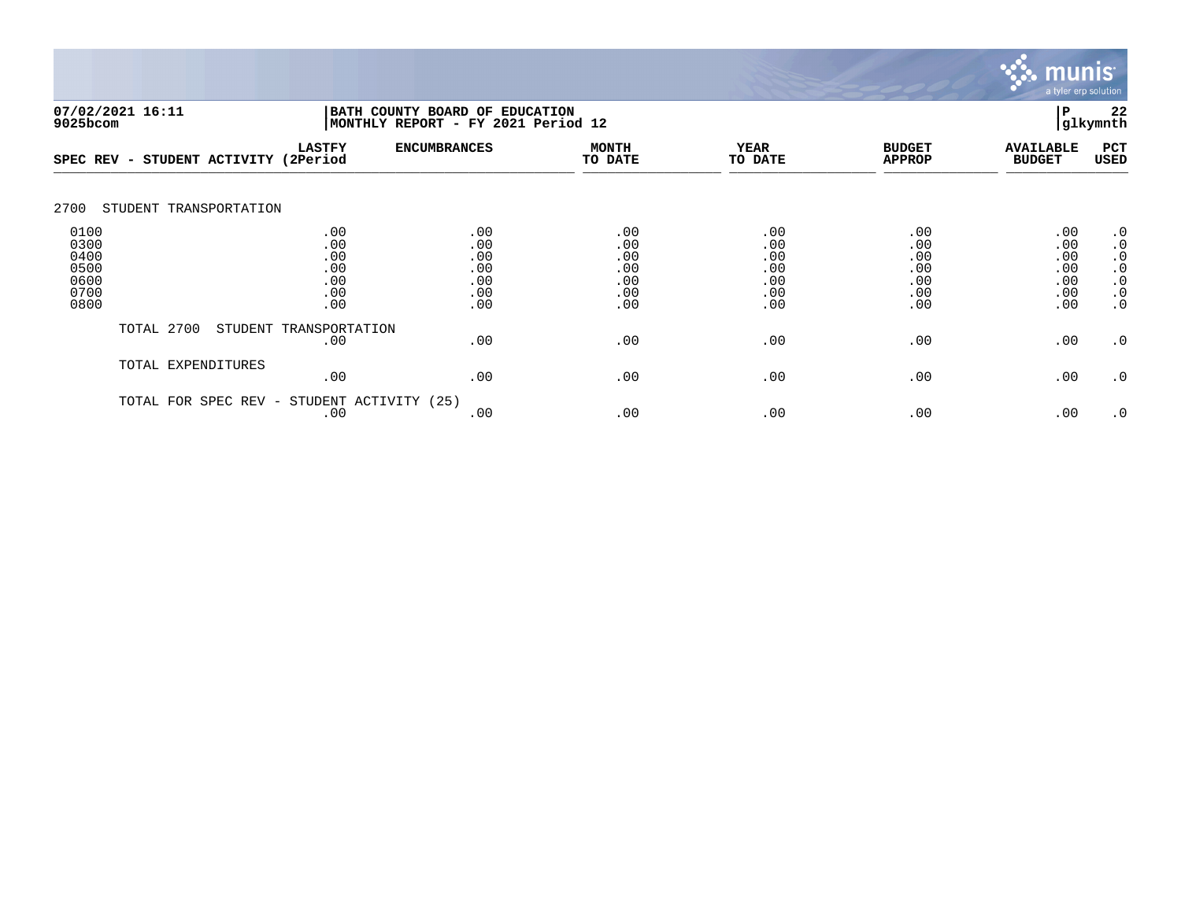**07/02/2021 16:11** | **BATH COUNTY BOARD OF EDUCATION** | **P 22**
**9025bcom** | **MONTHLY REPORT - FY 2021 Period 12** | **glkymnth**

| SPEC REV - STUDENT ACTIVITY | LASTFY (2Period | ENCUMBRANCES | MONTH TO DATE | YEAR TO DATE | BUDGET APPROP | AVAILABLE BUDGET | PCT USED |
|---|---|---|---|---|---|---|---|
| **2700 STUDENT TRANSPORTATION** | | | | | | | |
| 0100 | .00 | .00 | .00 | .00 | .00 | .00 | .0 |
| 0300 | .00 | .00 | .00 | .00 | .00 | .00 | .0 |
| 0400 | .00 | .00 | .00 | .00 | .00 | .00 | .0 |
| 0500 | .00 | .00 | .00 | .00 | .00 | .00 | .0 |
| 0600 | .00 | .00 | .00 | .00 | .00 | .00 | .0 |
| 0700 | .00 | .00 | .00 | .00 | .00 | .00 | .0 |
| 0800 | .00 | .00 | .00 | .00 | .00 | .00 | .0 |
| TOTAL 2700 STUDENT TRANSPORTATION | .00 | .00 | .00 | .00 | .00 | .00 | .0 |
| TOTAL EXPENDITURES | .00 | .00 | .00 | .00 | .00 | .00 | .0 |
| TOTAL FOR SPEC REV - STUDENT ACTIVITY (25) | .00 | .00 | .00 | .00 | .00 | .00 | .0 |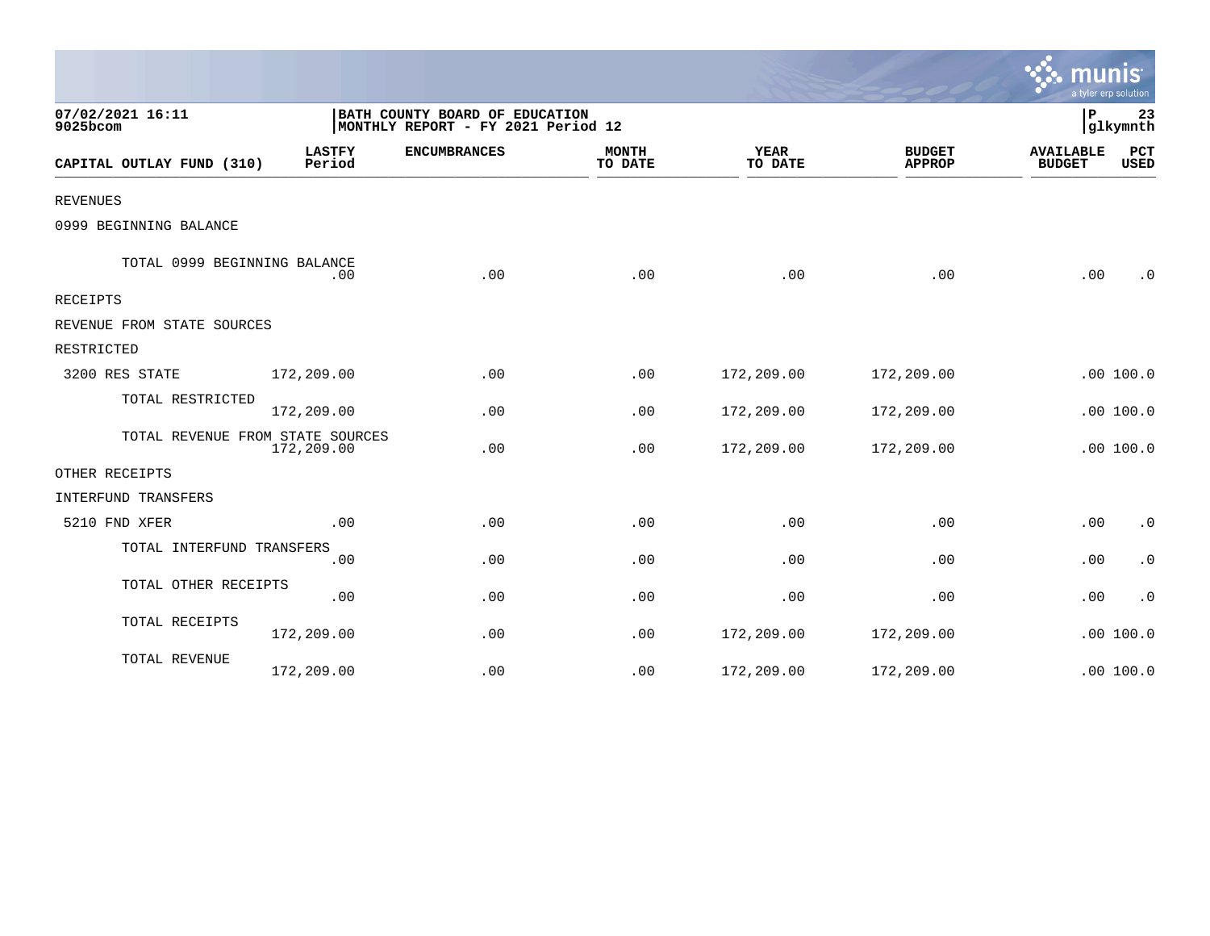07/02/2021 16:11
9025bcom

BATH COUNTY BOARD OF EDUCATION
MONTHLY REPORT - FY 2021 Period 12

P 23
glkymnth

| CAPITAL OUTLAY FUND (310) | LASTFY Period | ENCUMBRANCES | MONTH TO DATE | YEAR TO DATE | BUDGET APPROP | AVAILABLE BUDGET | PCT USED |
|---|---|---|---|---|---|---|---|
| REVENUES | | | | | | | |
| 0999 BEGINNING BALANCE | | | | | | | |
| TOTAL 0999 BEGINNING BALANCE | .00 | .00 | .00 | .00 | .00 | .00 | .0 |
| RECEIPTS | | | | | | | |
| REVENUE FROM STATE SOURCES | | | | | | | |
| RESTRICTED | | | | | | | |
| 3200 RES STATE | 172,209.00 | .00 | .00 | 172,209.00 | 172,209.00 | .00 | 100.0 |
| TOTAL RESTRICTED | 172,209.00 | .00 | .00 | 172,209.00 | 172,209.00 | .00 | 100.0 |
| TOTAL REVENUE FROM STATE SOURCES | 172,209.00 | .00 | .00 | 172,209.00 | 172,209.00 | .00 | 100.0 |
| OTHER RECEIPTS | | | | | | | |
| INTERFUND TRANSFERS | | | | | | | |
| 5210 FND XFER | .00 | .00 | .00 | .00 | .00 | .00 | .0 |
| TOTAL INTERFUND TRANSFERS | .00 | .00 | .00 | .00 | .00 | .00 | .0 |
| TOTAL OTHER RECEIPTS | .00 | .00 | .00 | .00 | .00 | .00 | .0 |
| TOTAL RECEIPTS | 172,209.00 | .00 | .00 | 172,209.00 | 172,209.00 | .00 | 100.0 |
| TOTAL REVENUE | 172,209.00 | .00 | .00 | 172,209.00 | 172,209.00 | .00 | 100.0 |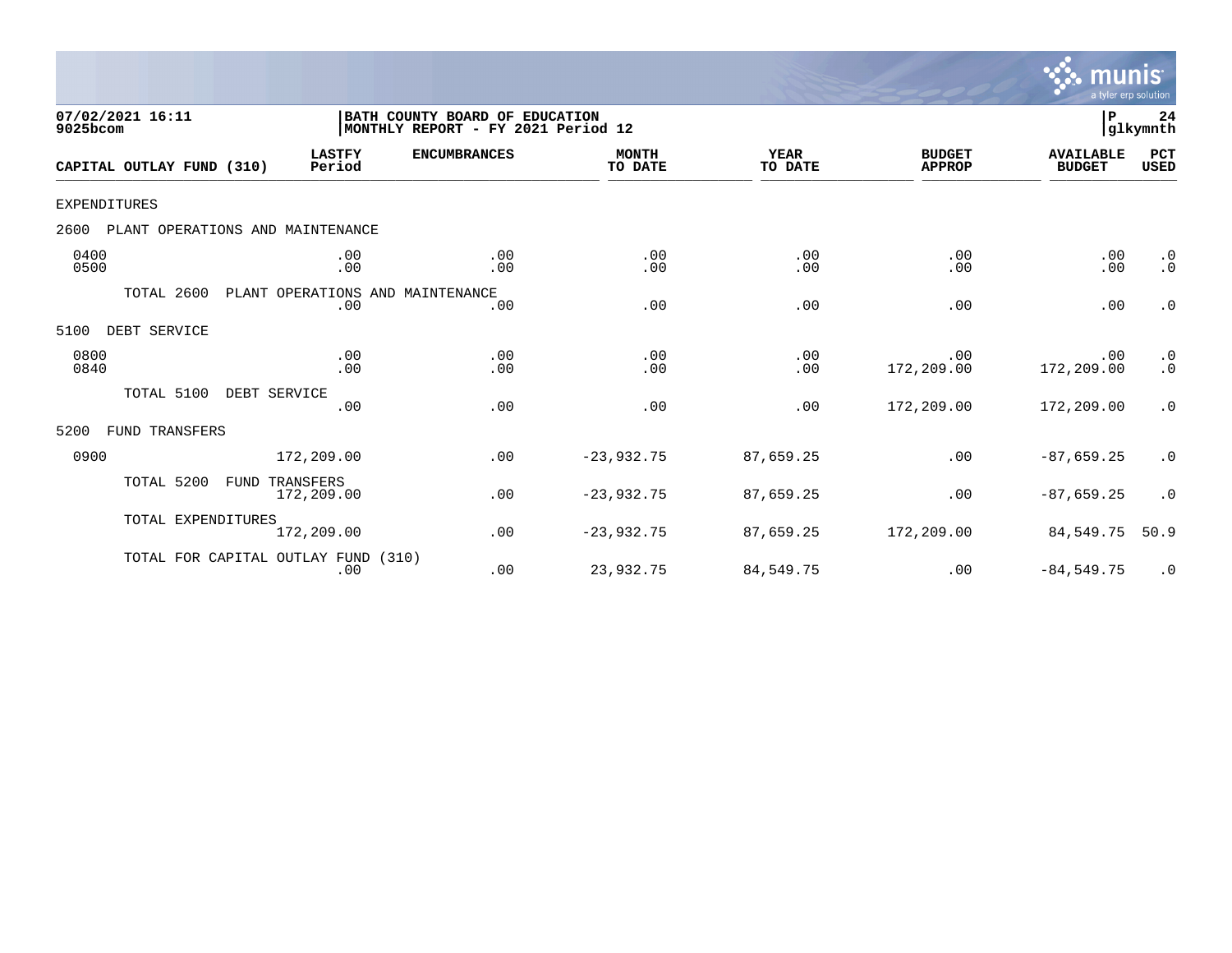07/02/2021 16:11
9025bcom

BATH COUNTY BOARD OF EDUCATION
MONTHLY REPORT - FY 2021 Period 12

P 24
glkymnth

| CAPITAL OUTLAY FUND (310) | LASTFY Period | ENCUMBRANCES | MONTH TO DATE | YEAR TO DATE | BUDGET APPROP | AVAILABLE BUDGET | PCT USED |
|---|---|---|---|---|---|---|---|
| EXPENDITURES | | | | | | | |
| 2600 PLANT OPERATIONS AND MAINTENANCE | | | | | | | |
| 0400 | .00 | .00 | .00 | .00 | .00 | .00 | .0 |
| 0500 | .00 | .00 | .00 | .00 | .00 | .00 | .0 |
| TOTAL 2600 PLANT OPERATIONS AND MAINTENANCE | .00 | .00 | .00 | .00 | .00 | .00 | .0 |
| 5100 DEBT SERVICE | | | | | | | |
| 0800 | .00 | .00 | .00 | .00 | .00 | .00 | .0 |
| 0840 | .00 | .00 | .00 | .00 | 172,209.00 | 172,209.00 | .0 |
| TOTAL 5100 DEBT SERVICE | .00 | .00 | .00 | .00 | 172,209.00 | 172,209.00 | .0 |
| 5200 FUND TRANSFERS | | | | | | | |
| 0900 | 172,209.00 | .00 | -23,932.75 | 87,659.25 | .00 | -87,659.25 | .0 |
| TOTAL 5200 FUND TRANSFERS | 172,209.00 | .00 | -23,932.75 | 87,659.25 | .00 | -87,659.25 | .0 |
| TOTAL EXPENDITURES | 172,209.00 | .00 | -23,932.75 | 87,659.25 | 172,209.00 | 84,549.75 | 50.9 |
| TOTAL FOR CAPITAL OUTLAY FUND (310) | .00 | .00 | 23,932.75 | 84,549.75 | .00 | -84,549.75 | .0 |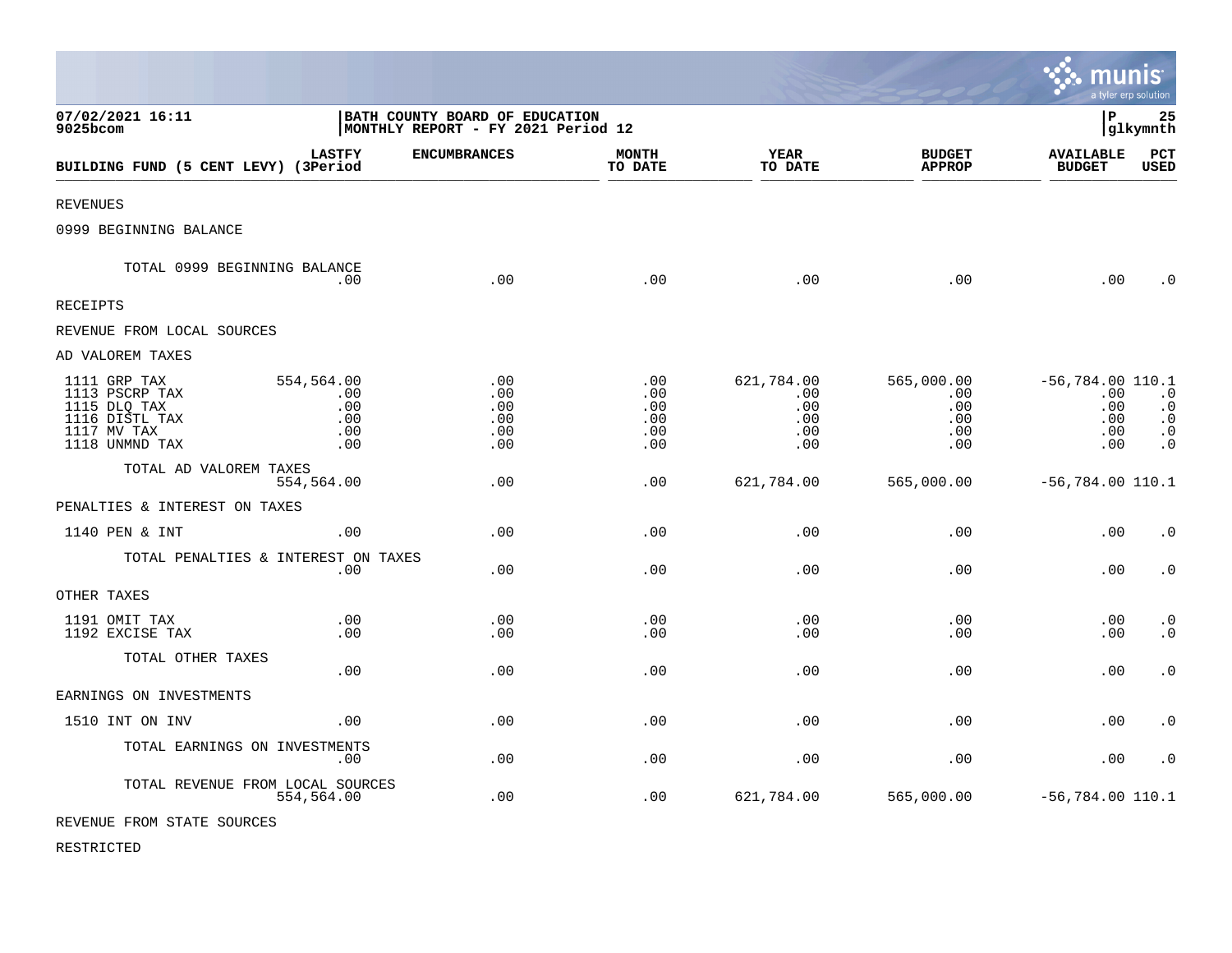07/02/2021 16:11 | BATH COUNTY BOARD OF EDUCATION | P 25
9025bcom | MONTHLY REPORT - FY 2021 Period 12 | glkymnth

| BUILDING FUND (5 CENT LEVY) | LASTFY (3Period | ENCUMBRANCES | MONTH TO DATE | YEAR TO DATE | BUDGET APPROP | AVAILABLE BUDGET | PCT USED |
|---|---|---|---|---|---|---|---|
| REVENUES | | | | | | | |
| 0999 BEGINNING BALANCE | | | | | | | |
| TOTAL 0999 BEGINNING BALANCE | .00 | .00 | .00 | .00 | .00 | .00 | .0 |
| RECEIPTS | | | | | | | |
| REVENUE FROM LOCAL SOURCES | | | | | | | |
| AD VALOREM TAXES | | | | | | | |
| 1111 GRP TAX | 554,564.00 | .00 | .00 | 621,784.00 | 565,000.00 | -56,784.00 | 110.1 |
| 1113 PSCRP TAX | .00 | .00 | .00 | .00 | .00 | .00 | .0 |
| 1115 DLQ TAX | .00 | .00 | .00 | .00 | .00 | .00 | .0 |
| 1116 DISTL TAX | .00 | .00 | .00 | .00 | .00 | .00 | .0 |
| 1117 MV TAX | .00 | .00 | .00 | .00 | .00 | .00 | .0 |
| 1118 UNMND TAX | .00 | .00 | .00 | .00 | .00 | .00 | .0 |
| TOTAL AD VALOREM TAXES | 554,564.00 | .00 | .00 | 621,784.00 | 565,000.00 | -56,784.00 | 110.1 |
| PENALTIES & INTEREST ON TAXES | | | | | | | |
| 1140 PEN & INT | .00 | .00 | .00 | .00 | .00 | .00 | .0 |
| TOTAL PENALTIES & INTEREST ON TAXES | .00 | .00 | .00 | .00 | .00 | .00 | .0 |
| OTHER TAXES | | | | | | | |
| 1191 OMIT TAX | .00 | .00 | .00 | .00 | .00 | .00 | .0 |
| 1192 EXCISE TAX | .00 | .00 | .00 | .00 | .00 | .00 | .0 |
| TOTAL OTHER TAXES | .00 | .00 | .00 | .00 | .00 | .00 | .0 |
| EARNINGS ON INVESTMENTS | | | | | | | |
| 1510 INT ON INV | .00 | .00 | .00 | .00 | .00 | .00 | .0 |
| TOTAL EARNINGS ON INVESTMENTS | .00 | .00 | .00 | .00 | .00 | .00 | .0 |
| TOTAL REVENUE FROM LOCAL SOURCES | 554,564.00 | .00 | .00 | 621,784.00 | 565,000.00 | -56,784.00 | 110.1 |
| REVENUE FROM STATE SOURCES | | | | | | | |
| RESTRICTED | | | | | | | |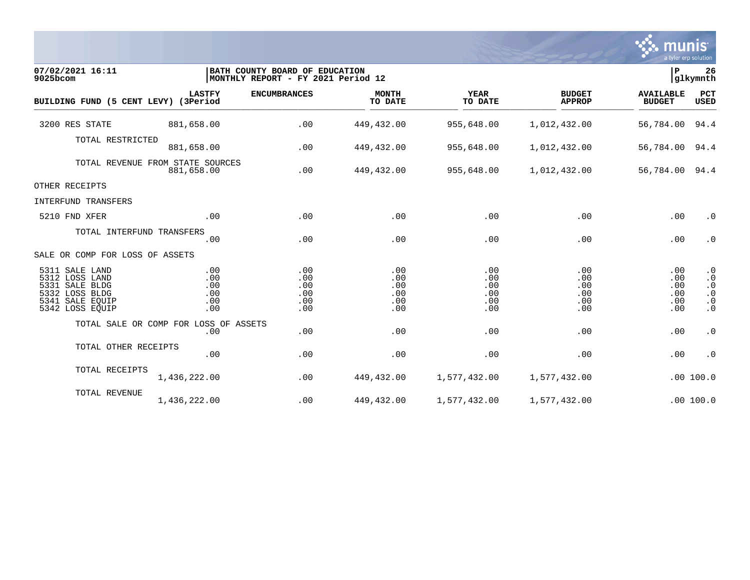07/02/2021 16:11 | BATH COUNTY BOARD OF EDUCATION | P 26
9025bcom | MONTHLY REPORT - FY 2021 Period 12 | glkymnth

| BUILDING FUND (5 CENT LEVY) | LASTFY (3Period | ENCUMBRANCES | MONTH TO DATE | YEAR TO DATE | BUDGET APPROP | AVAILABLE BUDGET | PCT USED |
|---|---|---|---|---|---|---|---|
| 3200 RES STATE | 881,658.00 | .00 | 449,432.00 | 955,648.00 | 1,012,432.00 | 56,784.00 | 94.4 |
| TOTAL RESTRICTED | 881,658.00 | .00 | 449,432.00 | 955,648.00 | 1,012,432.00 | 56,784.00 | 94.4 |
| TOTAL REVENUE FROM STATE SOURCES | 881,658.00 | .00 | 449,432.00 | 955,648.00 | 1,012,432.00 | 56,784.00 | 94.4 |
| OTHER RECEIPTS | | | | | | | |
| INTERFUND TRANSFERS | | | | | | | |
| 5210 FND XFER | .00 | .00 | .00 | .00 | .00 | .00 | .0 |
| TOTAL INTERFUND TRANSFERS | .00 | .00 | .00 | .00 | .00 | .00 | .0 |
| SALE OR COMP FOR LOSS OF ASSETS | | | | | | | |
| 5311 SALE LAND | .00 | .00 | .00 | .00 | .00 | .00 | .0 |
| 5312 LOSS LAND | .00 | .00 | .00 | .00 | .00 | .00 | .0 |
| 5331 SALE BLDG | .00 | .00 | .00 | .00 | .00 | .00 | .0 |
| 5332 LOSS BLDG | .00 | .00 | .00 | .00 | .00 | .00 | .0 |
| 5341 SALE EQUIP | .00 | .00 | .00 | .00 | .00 | .00 | .0 |
| 5342 LOSS EQUIP | .00 | .00 | .00 | .00 | .00 | .00 | .0 |
| TOTAL SALE OR COMP FOR LOSS OF ASSETS | .00 | .00 | .00 | .00 | .00 | .00 | .0 |
| TOTAL OTHER RECEIPTS | .00 | .00 | .00 | .00 | .00 | .00 | .0 |
| TOTAL RECEIPTS | 1,436,222.00 | .00 | 449,432.00 | 1,577,432.00 | 1,577,432.00 | .00 | 100.0 |
| TOTAL REVENUE | 1,436,222.00 | .00 | 449,432.00 | 1,577,432.00 | 1,577,432.00 | .00 | 100.0 |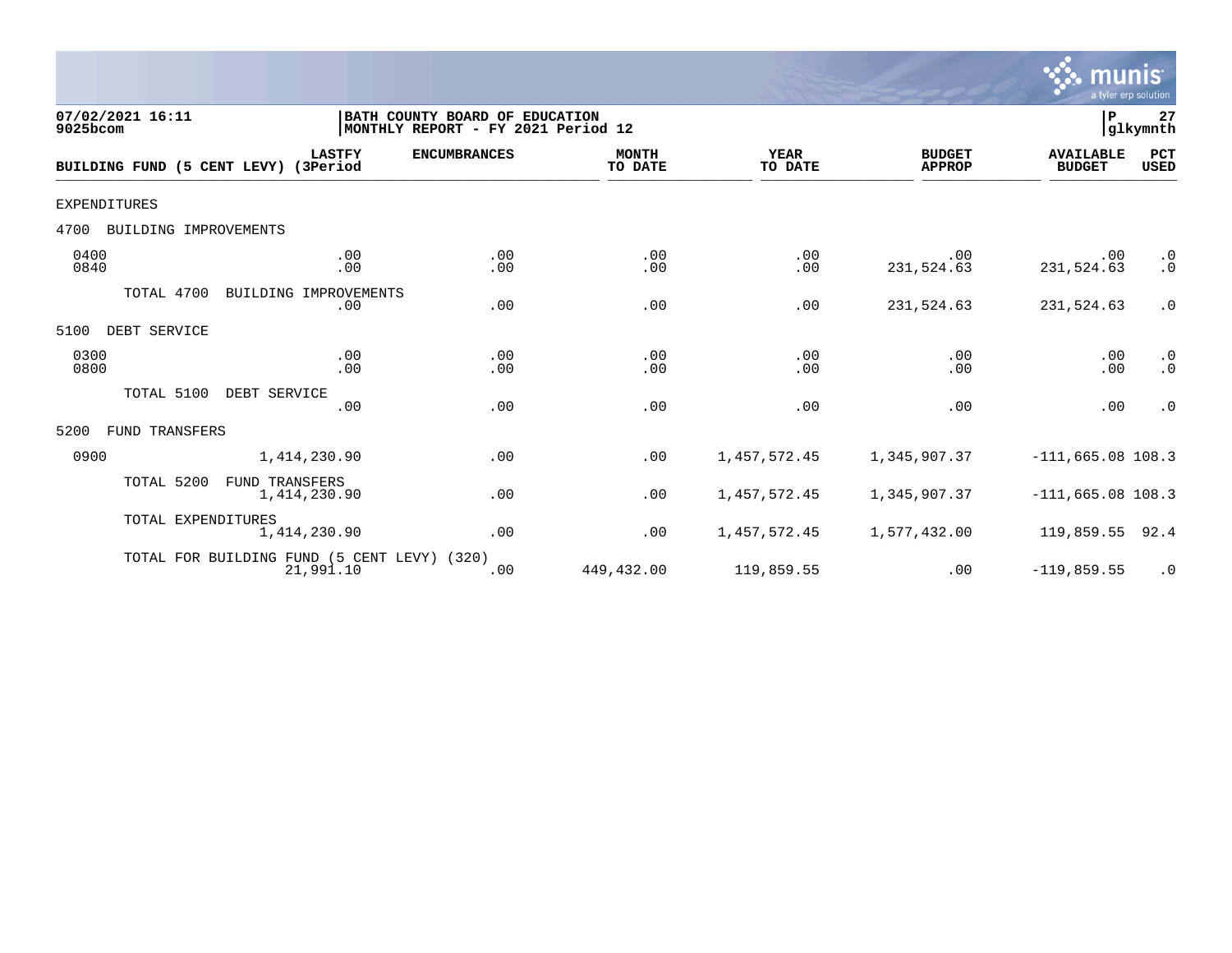07/02/2021 16:11
9025bcom

BATH COUNTY BOARD OF EDUCATION
MONTHLY REPORT - FY 2021 Period 12

P 27
glkymnth

| BUILDING FUND (5 CENT LEVY) | LASTFY (3Period | ENCUMBRANCES | MONTH TO DATE | YEAR TO DATE | BUDGET APPROP | AVAILABLE BUDGET | PCT USED |
|---|---|---|---|---|---|---|---|
| EXPENDITURES | | | | | | | |
| 4700 BUILDING IMPROVEMENTS | | | | | | | |
| 0400 | .00 | .00 | .00 | .00 | .00 | .00 | .0 |
| 0840 | .00 | .00 | .00 | .00 | 231,524.63 | 231,524.63 | .0 |
| TOTAL 4700 BUILDING IMPROVEMENTS | .00 | .00 | .00 | .00 | 231,524.63 | 231,524.63 | .0 |
| 5100 DEBT SERVICE | | | | | | | |
| 0300 | .00 | .00 | .00 | .00 | .00 | .00 | .0 |
| 0800 | .00 | .00 | .00 | .00 | .00 | .00 | .0 |
| TOTAL 5100 DEBT SERVICE | .00 | .00 | .00 | .00 | .00 | .00 | .0 |
| 5200 FUND TRANSFERS | | | | | | | |
| 0900 | 1,414,230.90 | .00 | .00 | 1,457,572.45 | 1,345,907.37 | -111,665.08 | 108.3 |
| TOTAL 5200 FUND TRANSFERS | 1,414,230.90 | .00 | .00 | 1,457,572.45 | 1,345,907.37 | -111,665.08 | 108.3 |
| TOTAL EXPENDITURES | 1,414,230.90 | .00 | .00 | 1,457,572.45 | 1,577,432.00 | 119,859.55 | 92.4 |
| TOTAL FOR BUILDING FUND (5 CENT LEVY) (320) | 21,991.10 | .00 | 449,432.00 | 119,859.55 | .00 | -119,859.55 | .0 |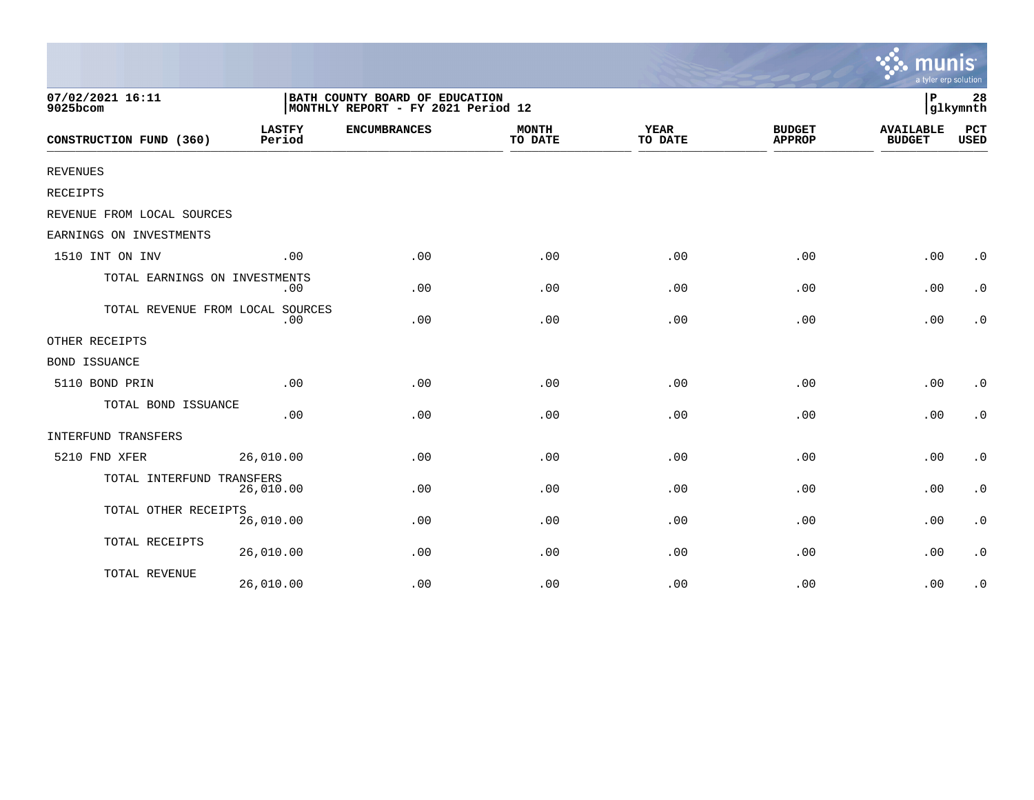07/02/2021 16:11
9025bcom

BATH COUNTY BOARD OF EDUCATION
MONTHLY REPORT - FY 2021 Period 12

P 28
glkymnth

| CONSTRUCTION FUND (360) | LASTFY Period | ENCUMBRANCES | MONTH TO DATE | YEAR TO DATE | BUDGET APPROP | AVAILABLE BUDGET | PCT USED |
|---|---|---|---|---|---|---|---|
| REVENUES | | | | | | | |
| RECEIPTS | | | | | | | |
| REVENUE FROM LOCAL SOURCES | | | | | | | |
| EARNINGS ON INVESTMENTS | | | | | | | |
| 1510 INT ON INV | .00 | .00 | .00 | .00 | .00 | .00 | .0 |
| TOTAL EARNINGS ON INVESTMENTS | .00 | .00 | .00 | .00 | .00 | .00 | .0 |
| TOTAL REVENUE FROM LOCAL SOURCES | .00 | .00 | .00 | .00 | .00 | .00 | .0 |
| OTHER RECEIPTS | | | | | | | |
| BOND ISSUANCE | | | | | | | |
| 5110 BOND PRIN | .00 | .00 | .00 | .00 | .00 | .00 | .0 |
| TOTAL BOND ISSUANCE | .00 | .00 | .00 | .00 | .00 | .00 | .0 |
| INTERFUND TRANSFERS | | | | | | | |
| 5210 FND XFER | 26,010.00 | .00 | .00 | .00 | .00 | .00 | .0 |
| TOTAL INTERFUND TRANSFERS | 26,010.00 | .00 | .00 | .00 | .00 | .00 | .0 |
| TOTAL OTHER RECEIPTS | 26,010.00 | .00 | .00 | .00 | .00 | .00 | .0 |
| TOTAL RECEIPTS | 26,010.00 | .00 | .00 | .00 | .00 | .00 | .0 |
| TOTAL REVENUE | 26,010.00 | .00 | .00 | .00 | .00 | .00 | .0 |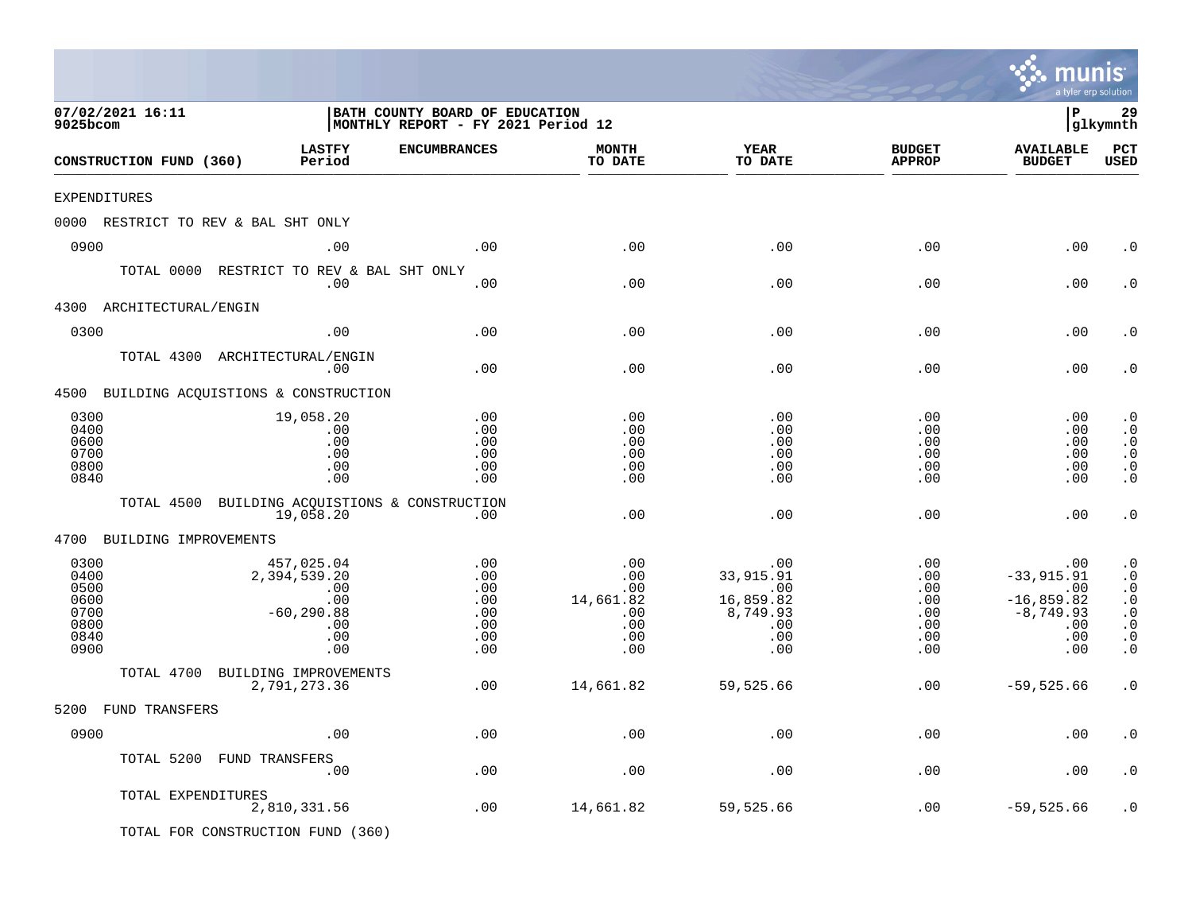07/02/2021 16:11
9025bcom

BATH COUNTY BOARD OF EDUCATION
MONTHLY REPORT - FY 2021 Period 12

P 29
glkymnth

| CONSTRUCTION FUND (360) | LASTFY Period | ENCUMBRANCES | MONTH TO DATE | YEAR TO DATE | BUDGET APPROP | AVAILABLE BUDGET | PCT USED |
|---|---|---|---|---|---|---|---|
| EXPENDITURES | | | | | | | |
| 0000 RESTRICT TO REV & BAL SHT ONLY | | | | | | | |
| 0900 | .00 | .00 | .00 | .00 | .00 | .00 | .0 |
| TOTAL 0000 RESTRICT TO REV & BAL SHT ONLY | .00 | .00 | .00 | .00 | .00 | .00 | .0 |
| 4300 ARCHITECTURAL/ENGIN | | | | | | | |
| 0300 | .00 | .00 | .00 | .00 | .00 | .00 | .0 |
| TOTAL 4300 ARCHITECTURAL/ENGIN | .00 | .00 | .00 | .00 | .00 | .00 | .0 |
| 4500 BUILDING ACQUISTIONS & CONSTRUCTION | | | | | | | |
| 0300 | 19,058.20 | .00 | .00 | .00 | .00 | .00 | .0 |
| 0400 | .00 | .00 | .00 | .00 | .00 | .00 | .0 |
| 0600 | .00 | .00 | .00 | .00 | .00 | .00 | .0 |
| 0700 | .00 | .00 | .00 | .00 | .00 | .00 | .0 |
| 0800 | .00 | .00 | .00 | .00 | .00 | .00 | .0 |
| 0840 | .00 | .00 | .00 | .00 | .00 | .00 | .0 |
| TOTAL 4500 BUILDING ACQUISTIONS & CONSTRUCTION | 19,058.20 | .00 | .00 | .00 | .00 | .00 | .0 |
| 4700 BUILDING IMPROVEMENTS | | | | | | | |
| 0300 | 457,025.04 | .00 | .00 | .00 | .00 | .00 | .0 |
| 0400 | 2,394,539.20 | .00 | .00 | 33,915.91 | .00 | -33,915.91 | .0 |
| 0500 | .00 | .00 | .00 | .00 | .00 | .00 | .0 |
| 0600 | .00 | .00 | 14,661.82 | 16,859.82 | .00 | -16,859.82 | .0 |
| 0700 | -60,290.88 | .00 | .00 | 8,749.93 | .00 | -8,749.93 | .0 |
| 0800 | .00 | .00 | .00 | .00 | .00 | .00 | .0 |
| 0840 | .00 | .00 | .00 | .00 | .00 | .00 | .0 |
| 0900 | .00 | .00 | .00 | .00 | .00 | .00 | .0 |
| TOTAL 4700 BUILDING IMPROVEMENTS | 2,791,273.36 | .00 | 14,661.82 | 59,525.66 | .00 | -59,525.66 | .0 |
| 5200 FUND TRANSFERS | | | | | | | |
| 0900 | .00 | .00 | .00 | .00 | .00 | .00 | .0 |
| TOTAL 5200 FUND TRANSFERS | .00 | .00 | .00 | .00 | .00 | .00 | .0 |
| TOTAL EXPENDITURES | 2,810,331.56 | .00 | 14,661.82 | 59,525.66 | .00 | -59,525.66 | .0 |

TOTAL FOR CONSTRUCTION FUND (360)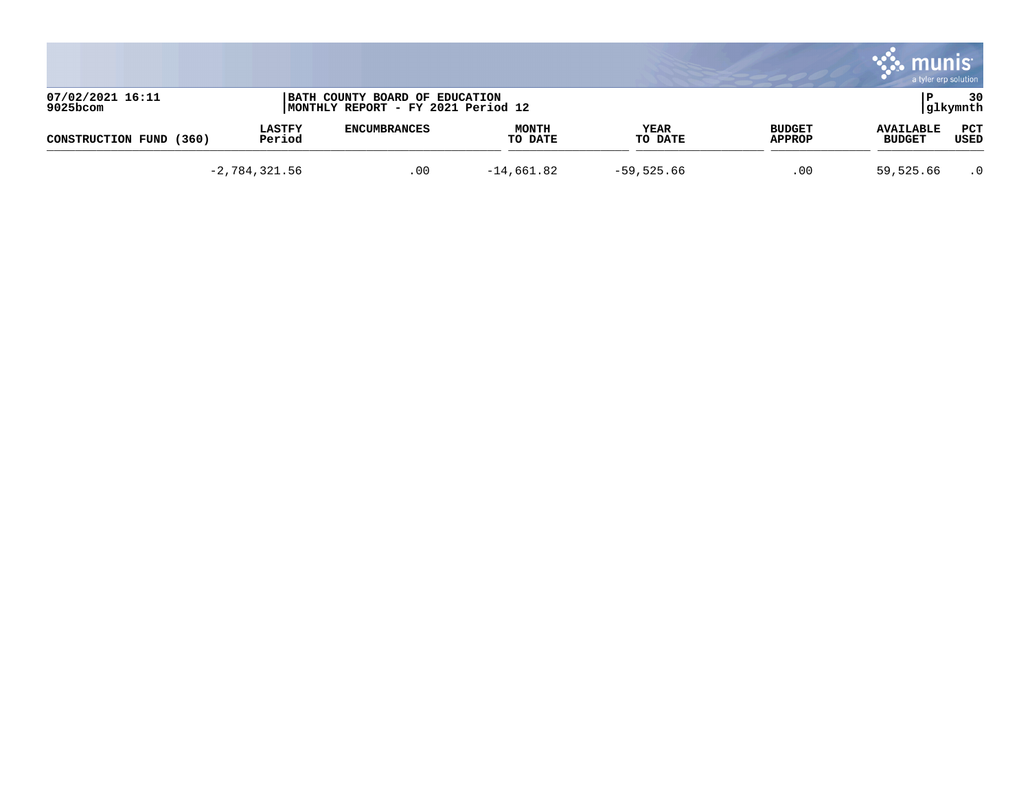BATH COUNTY BOARD OF EDUCATION
MONTHLY REPORT - FY 2021 Period 12

| CONSTRUCTION FUND (360) | LASTFY Period | ENCUMBRANCES | MONTH TO DATE | YEAR TO DATE | BUDGET APPROP | AVAILABLE BUDGET | PCT USED |
|---|---|---|---|---|---|---|---|
| | -2,784,321.56 | .00 | -14,661.82 | -59,525.66 | .00 | 59,525.66 | .0 |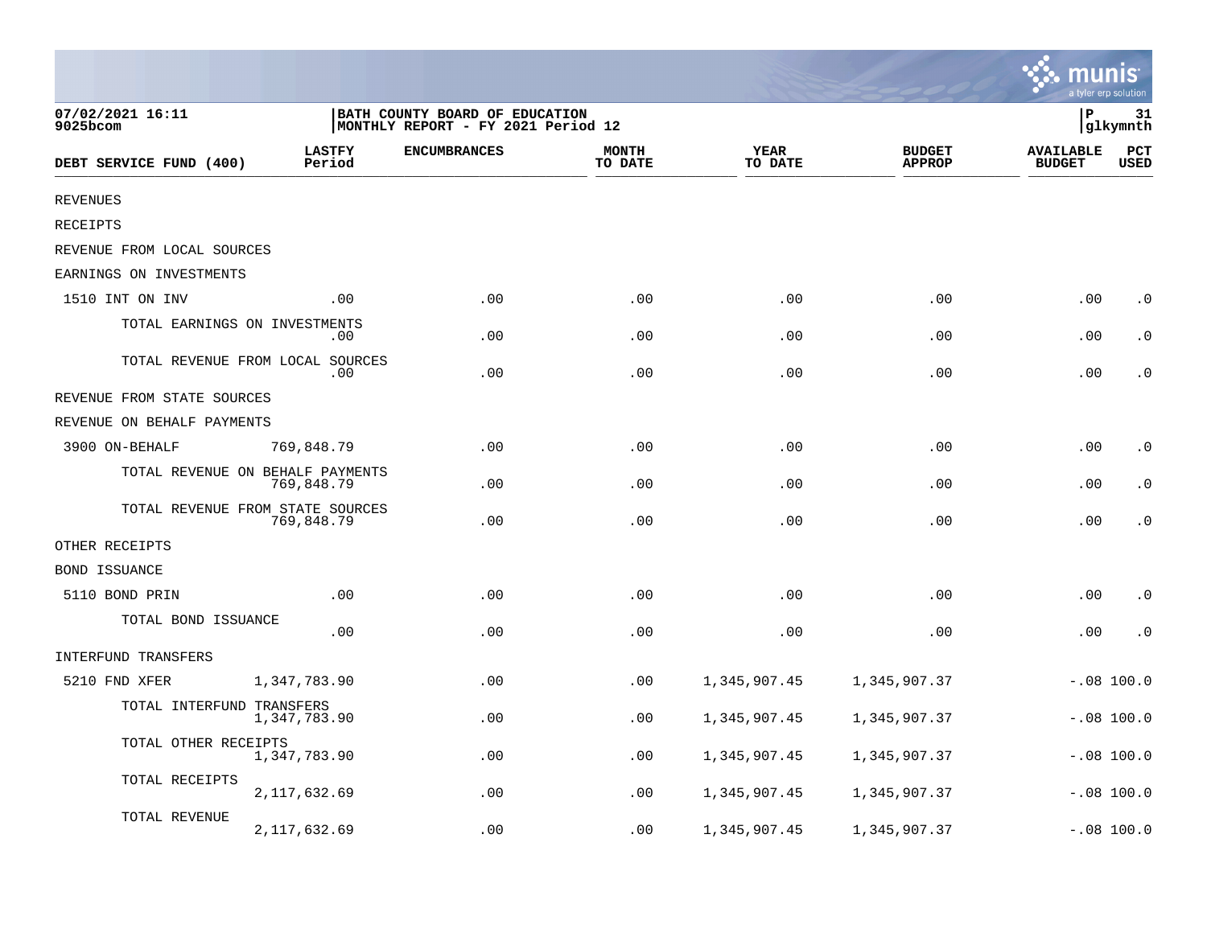07/02/2021 16:11
9025bcom

BATH COUNTY BOARD OF EDUCATION
MONTHLY REPORT - FY 2021 Period 12

P 31
glkymnth

| DEBT SERVICE FUND (400) | LASTFY Period | ENCUMBRANCES | MONTH TO DATE | YEAR TO DATE | BUDGET APPROP | AVAILABLE BUDGET | PCT USED |
|---|---|---|---|---|---|---|---|
| REVENUES | | | | | | | |
| RECEIPTS | | | | | | | |
| REVENUE FROM LOCAL SOURCES | | | | | | | |
| EARNINGS ON INVESTMENTS | | | | | | | |
| 1510 INT ON INV | .00 | .00 | .00 | .00 | .00 | .00 | .0 |
| TOTAL EARNINGS ON INVESTMENTS | .00 | .00 | .00 | .00 | .00 | .00 | .0 |
| TOTAL REVENUE FROM LOCAL SOURCES | .00 | .00 | .00 | .00 | .00 | .00 | .0 |
| REVENUE FROM STATE SOURCES | | | | | | | |
| REVENUE ON BEHALF PAYMENTS | | | | | | | |
| 3900 ON-BEHALF | 769,848.79 | .00 | .00 | .00 | .00 | .00 | .0 |
| TOTAL REVENUE ON BEHALF PAYMENTS | 769,848.79 | .00 | .00 | .00 | .00 | .00 | .0 |
| TOTAL REVENUE FROM STATE SOURCES | 769,848.79 | .00 | .00 | .00 | .00 | .00 | .0 |
| OTHER RECEIPTS | | | | | | | |
| BOND ISSUANCE | | | | | | | |
| 5110 BOND PRIN | .00 | .00 | .00 | .00 | .00 | .00 | .0 |
| TOTAL BOND ISSUANCE | .00 | .00 | .00 | .00 | .00 | .00 | .0 |
| INTERFUND TRANSFERS | | | | | | | |
| 5210 FND XFER | 1,347,783.90 | .00 | .00 | 1,345,907.45 | 1,345,907.37 | -.08 | 100.0 |
| TOTAL INTERFUND TRANSFERS | 1,347,783.90 | .00 | .00 | 1,345,907.45 | 1,345,907.37 | -.08 | 100.0 |
| TOTAL OTHER RECEIPTS | 1,347,783.90 | .00 | .00 | 1,345,907.45 | 1,345,907.37 | -.08 | 100.0 |
| TOTAL RECEIPTS | 2,117,632.69 | .00 | .00 | 1,345,907.45 | 1,345,907.37 | -.08 | 100.0 |
| TOTAL REVENUE | 2,117,632.69 | .00 | .00 | 1,345,907.45 | 1,345,907.37 | -.08 | 100.0 |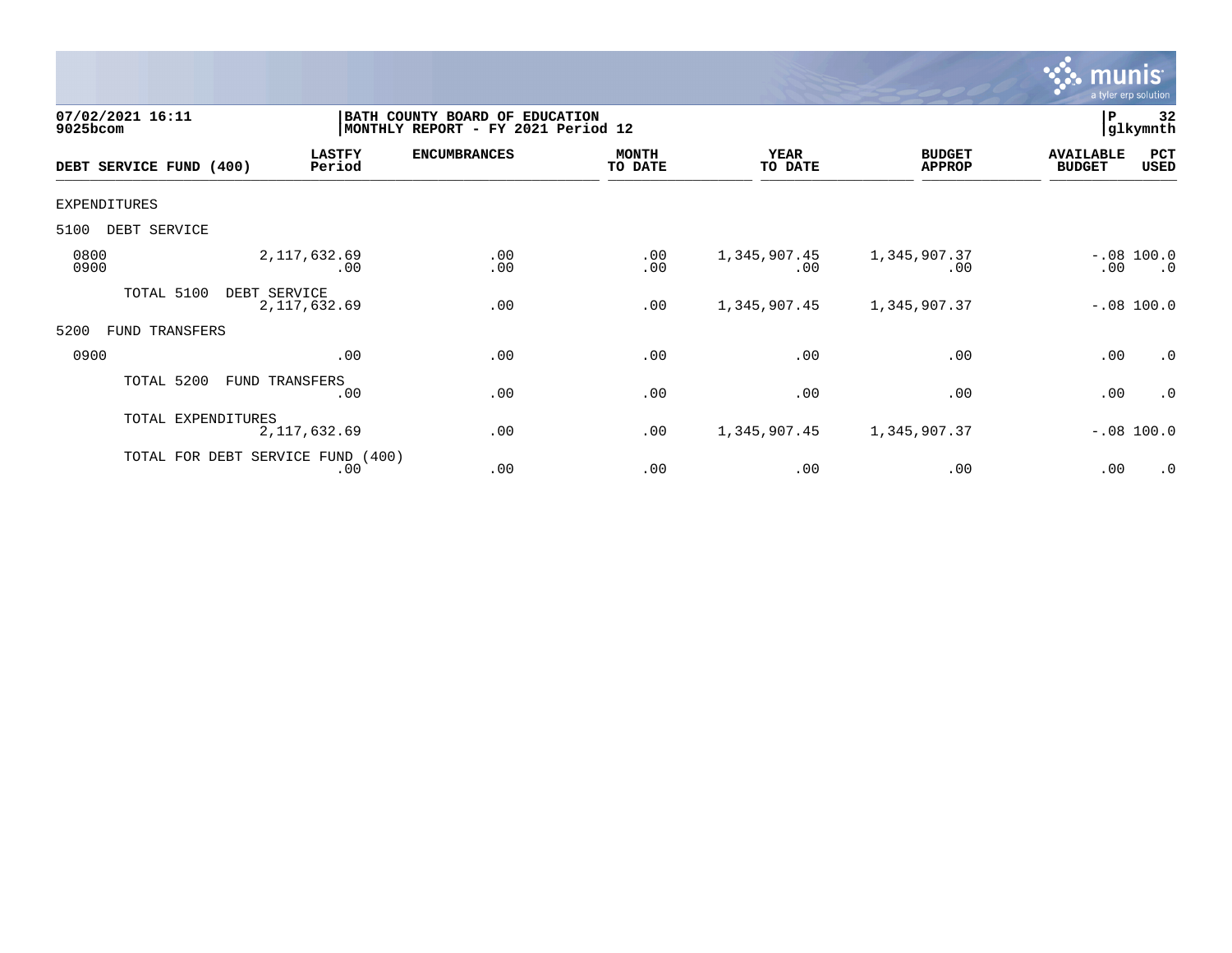07/02/2021 16:11
9025bcom

BATH COUNTY BOARD OF EDUCATION
MONTHLY REPORT - FY 2021 Period 12

P 32
glkymnth

| DEBT SERVICE FUND (400) | LASTFY Period | ENCUMBRANCES | MONTH TO DATE | YEAR TO DATE | BUDGET APPROP | AVAILABLE BUDGET | PCT USED |
|---|---|---|---|---|---|---|---|
| EXPENDITURES | | | | | | | |
| 5100 DEBT SERVICE | | | | | | | |
| 0800 | 2,117,632.69 | .00 | .00 | 1,345,907.45 | 1,345,907.37 | -.08 | 100.0 |
| 0900 | .00 | .00 | .00 | .00 | .00 | .00 | .0 |
| TOTAL 5100 DEBT SERVICE | 2,117,632.69 | .00 | .00 | 1,345,907.45 | 1,345,907.37 | -.08 | 100.0 |
| 5200 FUND TRANSFERS | | | | | | | |
| 0900 | .00 | .00 | .00 | .00 | .00 | .00 | .0 |
| TOTAL 5200 FUND TRANSFERS | .00 | .00 | .00 | .00 | .00 | .00 | .0 |
| TOTAL EXPENDITURES | 2,117,632.69 | .00 | .00 | 1,345,907.45 | 1,345,907.37 | -.08 | 100.0 |
| TOTAL FOR DEBT SERVICE FUND (400) | .00 | .00 | .00 | .00 | .00 | .00 | .0 |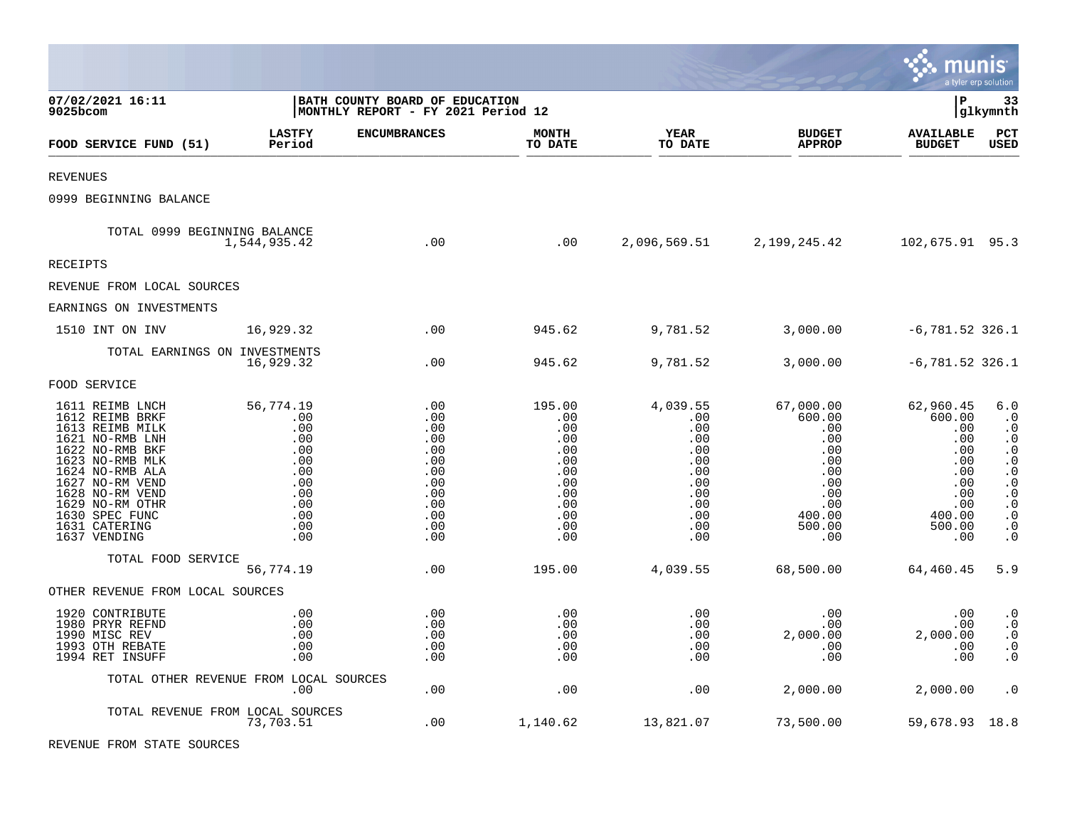**07/02/2021 16:11** | **BATH COUNTY BOARD OF EDUCATION** | **P 33**
**9025bcom** | **MONTHLY REPORT - FY 2021 Period 12** | **glkymnth**

| FOOD SERVICE FUND (51) | LASTFY Period | ENCUMBRANCES | MONTH TO DATE | YEAR TO DATE | BUDGET APPROP | AVAILABLE BUDGET | PCT USED |
|---|---|---|---|---|---|---|---|
| REVENUES | | | | | | | |
| 0999 BEGINNING BALANCE | | | | | | | |
| TOTAL 0999 BEGINNING BALANCE | 1,544,935.42 | .00 | .00 | 2,096,569.51 | 2,199,245.42 | 102,675.91 | 95.3 |
| RECEIPTS | | | | | | | |
| REVENUE FROM LOCAL SOURCES | | | | | | | |
| EARNINGS ON INVESTMENTS | | | | | | | |
| 1510 INT ON INV | 16,929.32 | .00 | 945.62 | 9,781.52 | 3,000.00 | -6,781.52 | 326.1 |
| TOTAL EARNINGS ON INVESTMENTS | 16,929.32 | .00 | 945.62 | 9,781.52 | 3,000.00 | -6,781.52 | 326.1 |
| FOOD SERVICE | | | | | | | |
| 1611 REIMB LNCH | 56,774.19 | .00 | 195.00 | 4,039.55 | 67,000.00 | 62,960.45 | 6.0 |
| 1612 REIMB BRKF | .00 | .00 | .00 | .00 | 600.00 | 600.00 | .0 |
| 1613 REIMB MILK | .00 | .00 | .00 | .00 | .00 | .00 | .0 |
| 1621 NO-RMB LNH | .00 | .00 | .00 | .00 | .00 | .00 | .0 |
| 1622 NO-RMB BKF | .00 | .00 | .00 | .00 | .00 | .00 | .0 |
| 1623 NO-RMB MLK | .00 | .00 | .00 | .00 | .00 | .00 | .0 |
| 1624 NO-RMB ALA | .00 | .00 | .00 | .00 | .00 | .00 | .0 |
| 1627 NO-RM VEND | .00 | .00 | .00 | .00 | .00 | .00 | .0 |
| 1628 NO-RM VEND | .00 | .00 | .00 | .00 | .00 | .00 | .0 |
| 1629 NO-RM OTHR | .00 | .00 | .00 | .00 | .00 | .00 | .0 |
| 1630 SPEC FUNC | .00 | .00 | .00 | .00 | 400.00 | 400.00 | .0 |
| 1631 CATERING | .00 | .00 | .00 | .00 | 500.00 | 500.00 | .0 |
| 1637 VENDING | .00 | .00 | .00 | .00 | .00 | .00 | .0 |
| TOTAL FOOD SERVICE | 56,774.19 | .00 | 195.00 | 4,039.55 | 68,500.00 | 64,460.45 | 5.9 |
| OTHER REVENUE FROM LOCAL SOURCES | | | | | | | |
| 1920 CONTRIBUTE | .00 | .00 | .00 | .00 | .00 | .00 | .0 |
| 1980 PRYR REFND | .00 | .00 | .00 | .00 | .00 | .00 | .0 |
| 1990 MISC REV | .00 | .00 | .00 | .00 | 2,000.00 | 2,000.00 | .0 |
| 1993 OTH REBATE | .00 | .00 | .00 | .00 | .00 | .00 | .0 |
| 1994 RET INSUFF | .00 | .00 | .00 | .00 | .00 | .00 | .0 |
| TOTAL OTHER REVENUE FROM LOCAL SOURCES | .00 | .00 | .00 | .00 | 2,000.00 | 2,000.00 | .0 |
| TOTAL REVENUE FROM LOCAL SOURCES | 73,703.51 | .00 | 1,140.62 | 13,821.07 | 73,500.00 | 59,678.93 | 18.8 |
| REVENUE FROM STATE SOURCES | | | | | | | |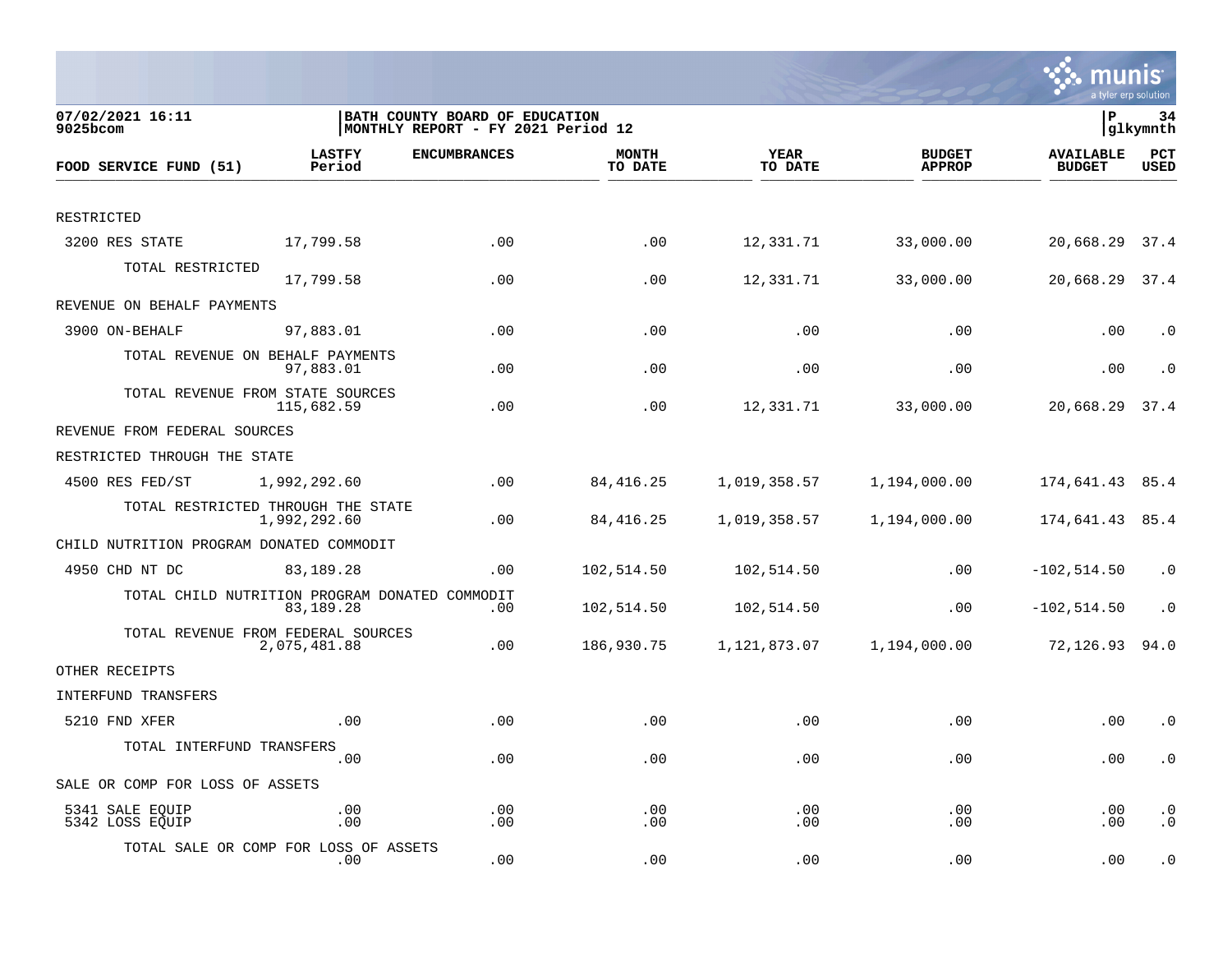**07/02/2021 16:11**
**9025bcom**

**BATH COUNTY BOARD OF EDUCATION**
**MONTHLY REPORT - FY 2021 Period 12**

| FOOD SERVICE FUND (51) | LASTFY Period | ENCUMBRANCES | MONTH TO DATE | YEAR TO DATE | BUDGET APPROP | AVAILABLE BUDGET | PCT USED |
|---|---|---|---|---|---|---|---|
| RESTRICTED | | | | | | | |
| 3200 RES STATE | 17,799.58 | .00 | .00 | 12,331.71 | 33,000.00 | 20,668.29 | 37.4 |
| TOTAL RESTRICTED | 17,799.58 | .00 | .00 | 12,331.71 | 33,000.00 | 20,668.29 | 37.4 |
| REVENUE ON BEHALF PAYMENTS | | | | | | | |
| 3900 ON-BEHALF | 97,883.01 | .00 | .00 | .00 | .00 | .00 | .0 |
| TOTAL REVENUE ON BEHALF PAYMENTS | 97,883.01 | .00 | .00 | .00 | .00 | .00 | .0 |
| TOTAL REVENUE FROM STATE SOURCES | 115,682.59 | .00 | .00 | 12,331.71 | 33,000.00 | 20,668.29 | 37.4 |
| REVENUE FROM FEDERAL SOURCES | | | | | | | |
| RESTRICTED THROUGH THE STATE | | | | | | | |
| 4500 RES FED/ST | 1,992,292.60 | .00 | 84,416.25 | 1,019,358.57 | 1,194,000.00 | 174,641.43 | 85.4 |
| TOTAL RESTRICTED THROUGH THE STATE | 1,992,292.60 | .00 | 84,416.25 | 1,019,358.57 | 1,194,000.00 | 174,641.43 | 85.4 |
| CHILD NUTRITION PROGRAM DONATED COMMODIT | | | | | | | |
| 4950 CHD NT DC | 83,189.28 | .00 | 102,514.50 | 102,514.50 | .00 | -102,514.50 | .0 |
| TOTAL CHILD NUTRITION PROGRAM DONATED COMMODIT | 83,189.28 | .00 | 102,514.50 | 102,514.50 | .00 | -102,514.50 | .0 |
| TOTAL REVENUE FROM FEDERAL SOURCES | 2,075,481.88 | .00 | 186,930.75 | 1,121,873.07 | 1,194,000.00 | 72,126.93 | 94.0 |
| OTHER RECEIPTS | | | | | | | |
| INTERFUND TRANSFERS | | | | | | | |
| 5210 FND XFER | .00 | .00 | .00 | .00 | .00 | .00 | .0 |
| TOTAL INTERFUND TRANSFERS | .00 | .00 | .00 | .00 | .00 | .00 | .0 |
| SALE OR COMP FOR LOSS OF ASSETS | | | | | | | |
| 5341 SALE EQUIP | .00 | .00 | .00 | .00 | .00 | .00 | .0 |
| 5342 LOSS EQUIP | .00 | .00 | .00 | .00 | .00 | .00 | .0 |
| TOTAL SALE OR COMP FOR LOSS OF ASSETS | .00 | .00 | .00 | .00 | .00 | .00 | .0 |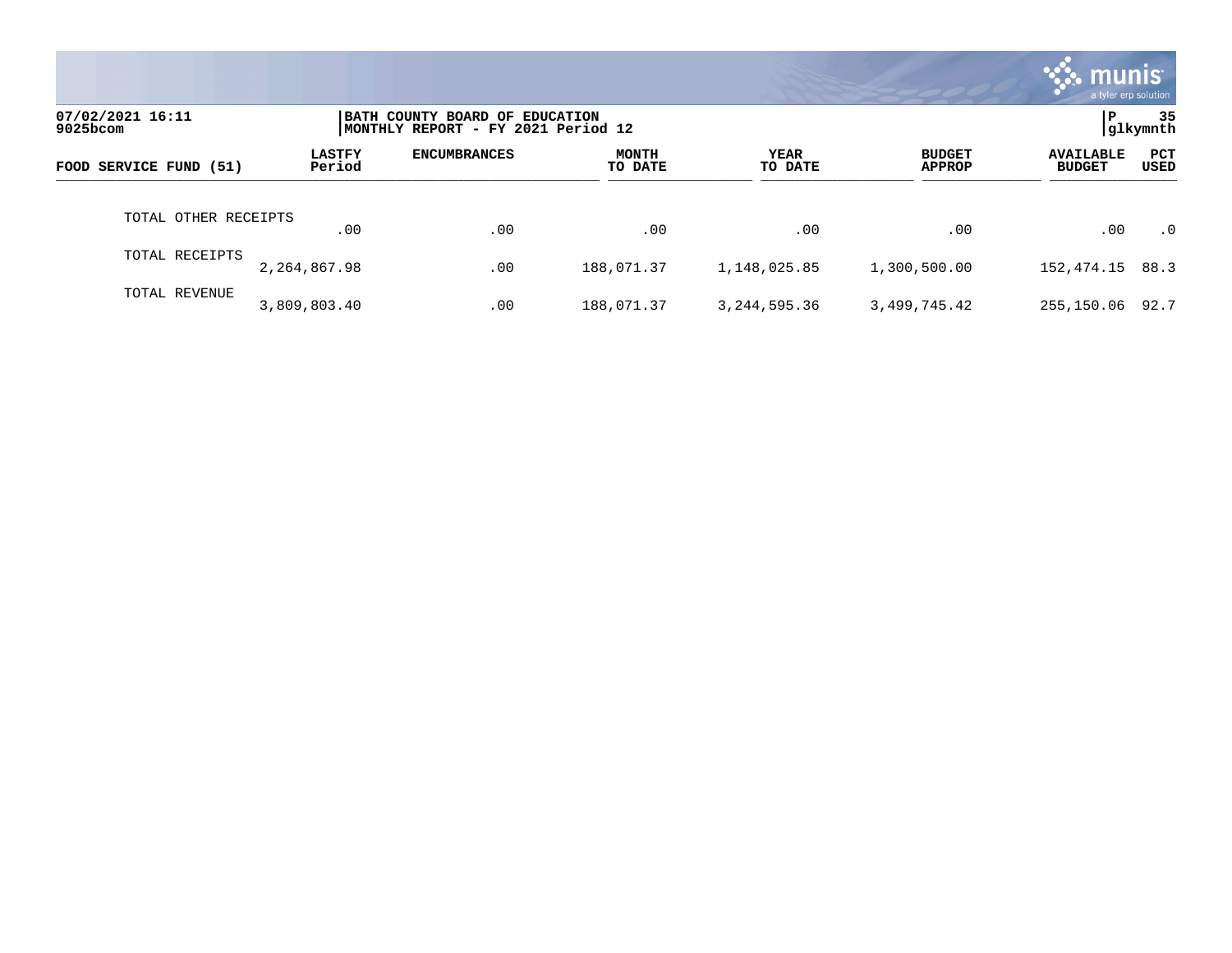07/02/2021 16:11
9025bcom

BATH COUNTY BOARD OF EDUCATION
MONTHLY REPORT - FY 2021 Period 12

P 35
glkymnth

| FOOD SERVICE FUND (51) | LASTFY Period | ENCUMBRANCES | MONTH TO DATE | YEAR TO DATE | BUDGET APPROP | AVAILABLE BUDGET | PCT USED |
|---|---|---|---|---|---|---|---|
| TOTAL OTHER RECEIPTS | .00 | .00 | .00 | .00 | .00 | .00 | .0 |
| TOTAL RECEIPTS | 2,264,867.98 | .00 | 188,071.37 | 1,148,025.85 | 1,300,500.00 | 152,474.15 | 88.3 |
| TOTAL REVENUE | 3,809,803.40 | .00 | 188,071.37 | 3,244,595.36 | 3,499,745.42 | 255,150.06 | 92.7 |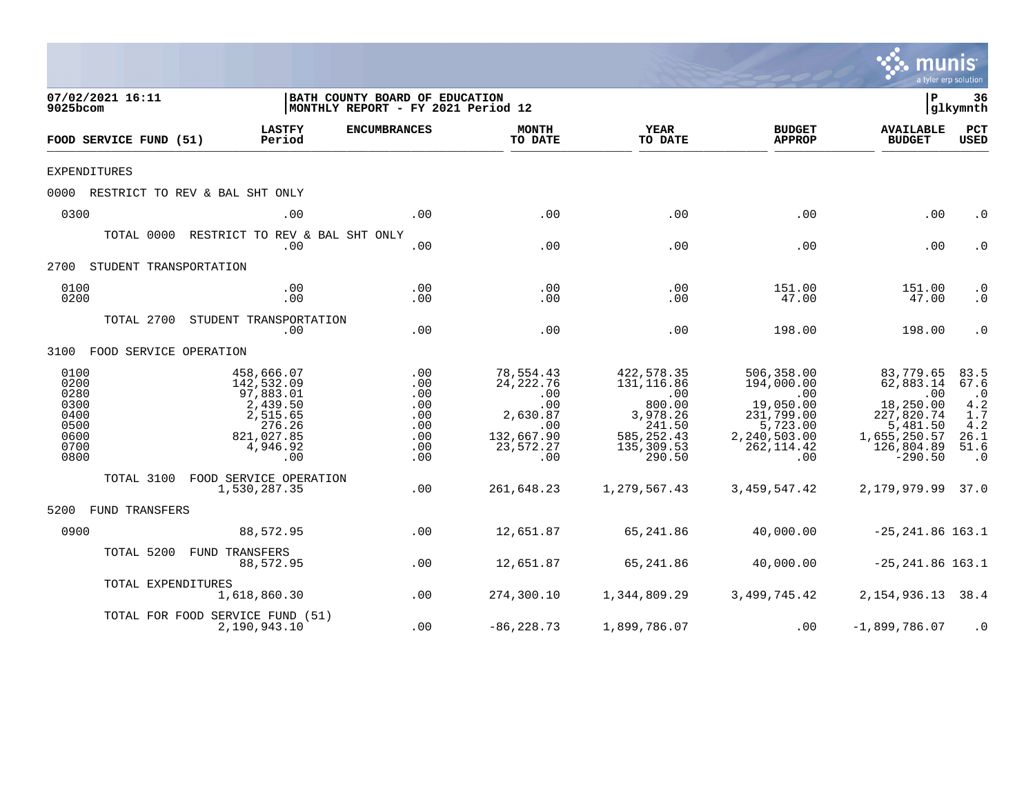07/02/2021 16:11
9025bcom

BATH COUNTY BOARD OF EDUCATION
MONTHLY REPORT - FY 2021 Period 12

P 36
glkymnth

| FOOD SERVICE FUND (51) | LASTFY Period | ENCUMBRANCES | MONTH TO DATE | YEAR TO DATE | BUDGET APPROP | AVAILABLE BUDGET | PCT USED |
|---|---|---|---|---|---|---|---|
| EXPENDITURES | | | | | | | |
| 0000 RESTRICT TO REV & BAL SHT ONLY | | | | | | | |
| 0300 | .00 | .00 | .00 | .00 | .00 | .00 | .0 |
| TOTAL 0000 RESTRICT TO REV & BAL SHT ONLY | .00 | .00 | .00 | .00 | .00 | .00 | .0 |
| 2700 STUDENT TRANSPORTATION | | | | | | | |
| 0100 | .00 | .00 | .00 | .00 | 151.00 | 151.00 | .0 |
| 0200 | .00 | .00 | .00 | .00 | 47.00 | 47.00 | .0 |
| TOTAL 2700 STUDENT TRANSPORTATION | .00 | .00 | .00 | .00 | 198.00 | 198.00 | .0 |
| 3100 FOOD SERVICE OPERATION | | | | | | | |
| 0100 | 458,666.07 | .00 | 78,554.43 | 422,578.35 | 506,358.00 | 83,779.65 | 83.5 |
| 0200 | 142,532.09 | .00 | 24,222.76 | 131,116.86 | 194,000.00 | 62,883.14 | 67.6 |
| 0280 | 97,883.01 | .00 | .00 | .00 | .00 | .00 | .0 |
| 0300 | 2,439.50 | .00 | .00 | 800.00 | 19,050.00 | 18,250.00 | 4.2 |
| 0400 | 2,515.65 | .00 | 2,630.87 | 3,978.26 | 231,799.00 | 227,820.74 | 1.7 |
| 0500 | 276.26 | .00 | .00 | 241.50 | 5,723.00 | 5,481.50 | 4.2 |
| 0600 | 821,027.85 | .00 | 132,667.90 | 585,252.43 | 2,240,503.00 | 1,655,250.57 | 26.1 |
| 0700 | 4,946.92 | .00 | 23,572.27 | 135,309.53 | 262,114.42 | 126,804.89 | 51.6 |
| 0800 | .00 | .00 | .00 | 290.50 | .00 | -290.50 | .0 |
| TOTAL 3100 FOOD SERVICE OPERATION | 1,530,287.35 | .00 | 261,648.23 | 1,279,567.43 | 3,459,547.42 | 2,179,979.99 | 37.0 |
| 5200 FUND TRANSFERS | | | | | | | |
| 0900 | 88,572.95 | .00 | 12,651.87 | 65,241.86 | 40,000.00 | -25,241.86 | 163.1 |
| TOTAL 5200 FUND TRANSFERS | 88,572.95 | .00 | 12,651.87 | 65,241.86 | 40,000.00 | -25,241.86 | 163.1 |
| TOTAL EXPENDITURES | 1,618,860.30 | .00 | 274,300.10 | 1,344,809.29 | 3,499,745.42 | 2,154,936.13 | 38.4 |
| TOTAL FOR FOOD SERVICE FUND (51) | 2,190,943.10 | .00 | -86,228.73 | 1,899,786.07 | .00 | -1,899,786.07 | .0 |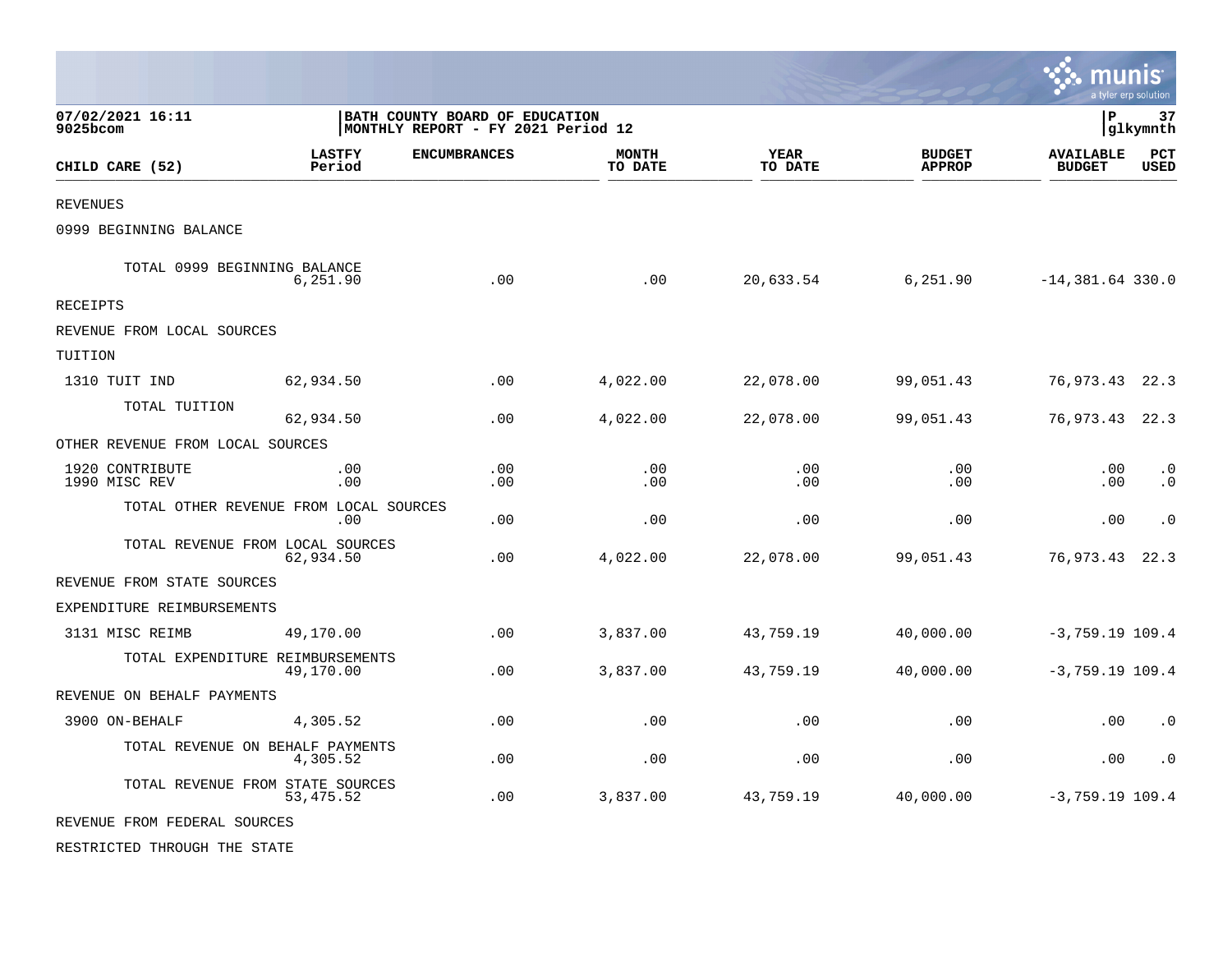07/02/2021 16:11
9025bcom

BATH COUNTY BOARD OF EDUCATION
MONTHLY REPORT - FY 2021 Period 12

glkymnth

| CHILD CARE (52) | LASTFY Period | ENCUMBRANCES | MONTH TO DATE | YEAR TO DATE | BUDGET APPROP | AVAILABLE BUDGET | PCT USED |
|---|---|---|---|---|---|---|---|
| REVENUES | | | | | | | |
| 0999 BEGINNING BALANCE | | | | | | | |
| TOTAL 0999 BEGINNING BALANCE | 6,251.90 | .00 | .00 | 20,633.54 | 6,251.90 | -14,381.64 | 330.0 |
| RECEIPTS | | | | | | | |
| REVENUE FROM LOCAL SOURCES | | | | | | | |
| TUITION | | | | | | | |
| 1310 TUIT IND | 62,934.50 | .00 | 4,022.00 | 22,078.00 | 99,051.43 | 76,973.43 | 22.3 |
| TOTAL TUITION | 62,934.50 | .00 | 4,022.00 | 22,078.00 | 99,051.43 | 76,973.43 | 22.3 |
| OTHER REVENUE FROM LOCAL SOURCES | | | | | | | |
| 1920 CONTRIBUTE | .00 | .00 | .00 | .00 | .00 | .00 | .0 |
| 1990 MISC REV | .00 | .00 | .00 | .00 | .00 | .00 | .0 |
| TOTAL OTHER REVENUE FROM LOCAL SOURCES | .00 | .00 | .00 | .00 | .00 | .00 | .0 |
| TOTAL REVENUE FROM LOCAL SOURCES | 62,934.50 | .00 | 4,022.00 | 22,078.00 | 99,051.43 | 76,973.43 | 22.3 |
| REVENUE FROM STATE SOURCES | | | | | | | |
| EXPENDITURE REIMBURSEMENTS | | | | | | | |
| 3131 MISC REIMB | 49,170.00 | .00 | 3,837.00 | 43,759.19 | 40,000.00 | -3,759.19 | 109.4 |
| TOTAL EXPENDITURE REIMBURSEMENTS | 49,170.00 | .00 | 3,837.00 | 43,759.19 | 40,000.00 | -3,759.19 | 109.4 |
| REVENUE ON BEHALF PAYMENTS | | | | | | | |
| 3900 ON-BEHALF | 4,305.52 | .00 | .00 | .00 | .00 | .00 | .0 |
| TOTAL REVENUE ON BEHALF PAYMENTS | 4,305.52 | .00 | .00 | .00 | .00 | .00 | .0 |
| TOTAL REVENUE FROM STATE SOURCES | 53,475.52 | .00 | 3,837.00 | 43,759.19 | 40,000.00 | -3,759.19 | 109.4 |
| REVENUE FROM FEDERAL SOURCES | | | | | | | |
| RESTRICTED THROUGH THE STATE | | | | | | | |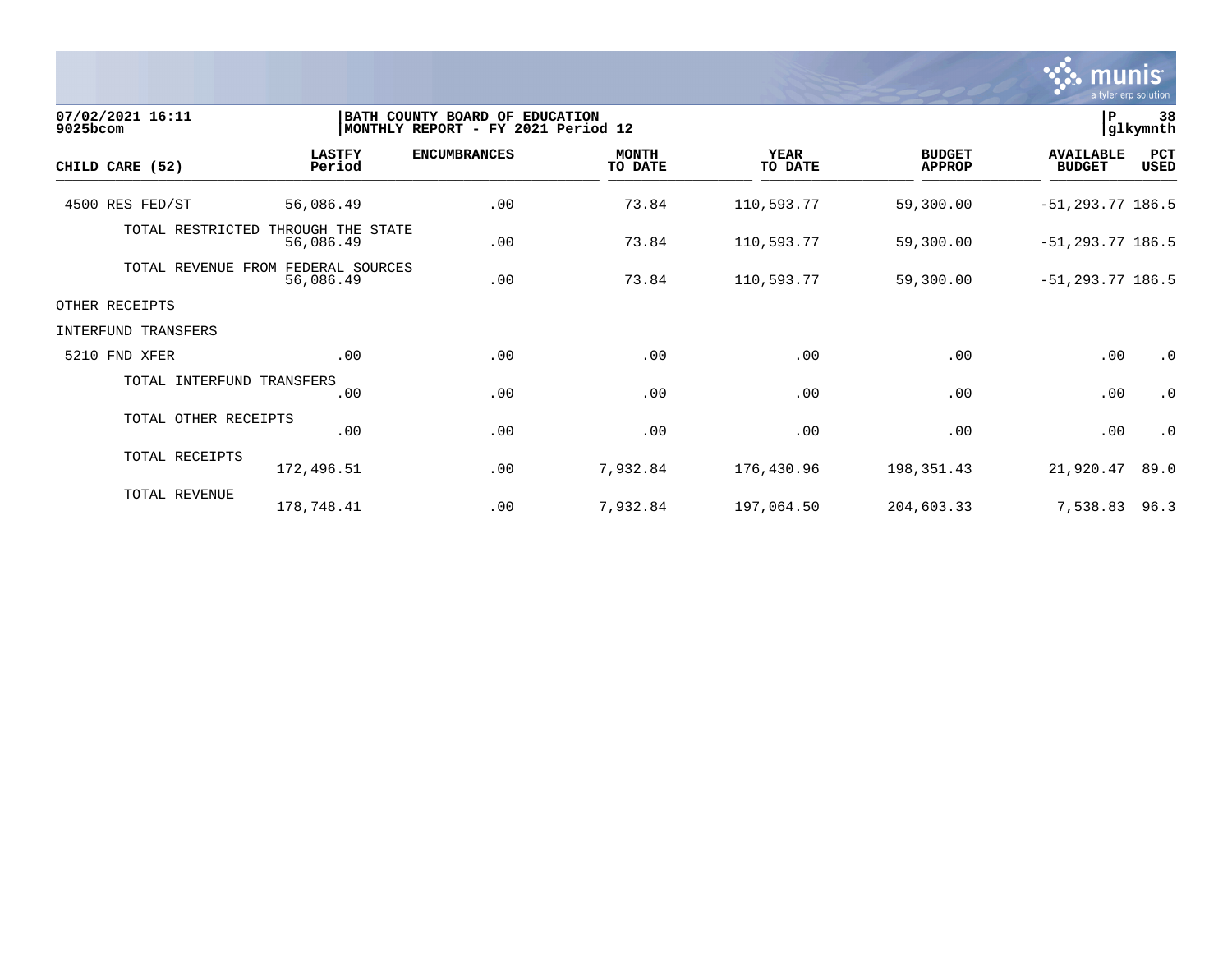07/02/2021 16:11
9025bcom

BATH COUNTY BOARD OF EDUCATION
MONTHLY REPORT - FY 2021 Period 12

| CHILD CARE (52) | LASTFY Period | ENCUMBRANCES | MONTH TO DATE | YEAR TO DATE | BUDGET APPROP | AVAILABLE BUDGET | PCT USED |
|---|---|---|---|---|---|---|---|
| 4500 RES FED/ST | 56,086.49 | .00 | 73.84 | 110,593.77 | 59,300.00 | -51,293.77 | 186.5 |
| TOTAL RESTRICTED THROUGH THE STATE | 56,086.49 | .00 | 73.84 | 110,593.77 | 59,300.00 | -51,293.77 | 186.5 |
| TOTAL REVENUE FROM FEDERAL SOURCES | 56,086.49 | .00 | 73.84 | 110,593.77 | 59,300.00 | -51,293.77 | 186.5 |
| OTHER RECEIPTS | | | | | | | |
| INTERFUND TRANSFERS | | | | | | | |
| 5210 FND XFER | .00 | .00 | .00 | .00 | .00 | .00 | .0 |
| TOTAL INTERFUND TRANSFERS | .00 | .00 | .00 | .00 | .00 | .00 | .0 |
| TOTAL OTHER RECEIPTS | .00 | .00 | .00 | .00 | .00 | .00 | .0 |
| TOTAL RECEIPTS | 172,496.51 | .00 | 7,932.84 | 176,430.96 | 198,351.43 | 21,920.47 | 89.0 |
| TOTAL REVENUE | 178,748.41 | .00 | 7,932.84 | 197,064.50 | 204,603.33 | 7,538.83 | 96.3 |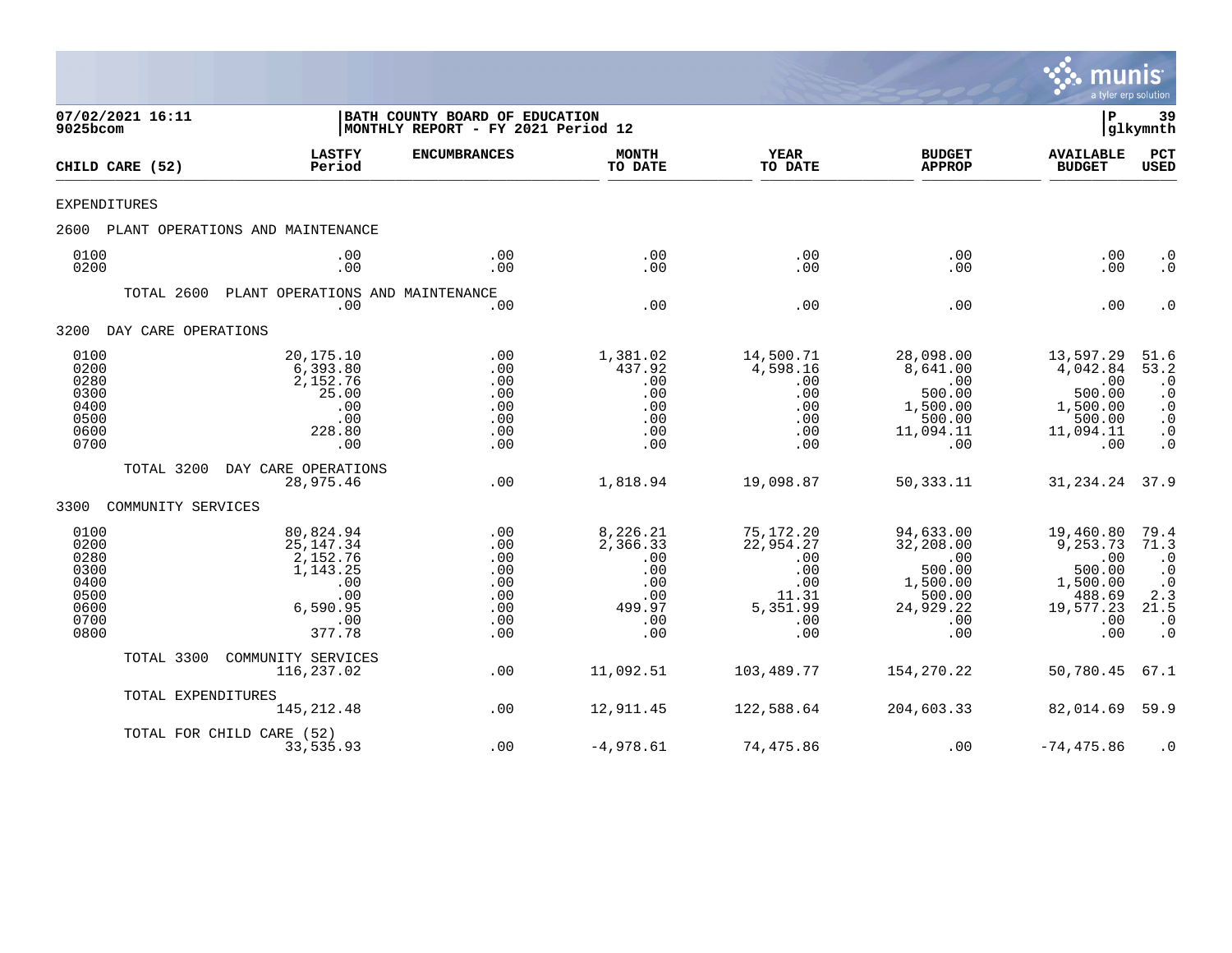07/02/2021 16:11
9025bcom

BATH COUNTY BOARD OF EDUCATION
MONTHLY REPORT - FY 2021 Period 12

P 39
glkymnth

| CHILD CARE (52) | LASTFY Period | ENCUMBRANCES | MONTH TO DATE | YEAR TO DATE | BUDGET APPROP | AVAILABLE BUDGET | PCT USED |
|---|---|---|---|---|---|---|---|
| EXPENDITURES | | | | | | | |
| 2600 PLANT OPERATIONS AND MAINTENANCE | | | | | | | |
| 0100 | .00 | .00 | .00 | .00 | .00 | .00 | .0 |
| 0200 | .00 | .00 | .00 | .00 | .00 | .00 | .0 |
| TOTAL 2600 PLANT OPERATIONS AND MAINTENANCE | .00 | .00 | .00 | .00 | .00 | .00 | .0 |
| 3200 DAY CARE OPERATIONS | | | | | | | |
| 0100 | 20,175.10 | .00 | 1,381.02 | 14,500.71 | 28,098.00 | 13,597.29 | 51.6 |
| 0200 | 6,393.80 | .00 | 437.92 | 4,598.16 | 8,641.00 | 4,042.84 | 53.2 |
| 0280 | 2,152.76 | .00 | .00 | .00 | .00 | .00 | .0 |
| 0300 | 25.00 | .00 | .00 | .00 | 500.00 | 500.00 | .0 |
| 0400 | .00 | .00 | .00 | .00 | 1,500.00 | 1,500.00 | .0 |
| 0500 | .00 | .00 | .00 | .00 | 500.00 | 500.00 | .0 |
| 0600 | 228.80 | .00 | .00 | .00 | 11,094.11 | 11,094.11 | .0 |
| 0700 | .00 | .00 | .00 | .00 | .00 | .00 | .0 |
| TOTAL 3200 DAY CARE OPERATIONS | 28,975.46 | .00 | 1,818.94 | 19,098.87 | 50,333.11 | 31,234.24 | 37.9 |
| 3300 COMMUNITY SERVICES | | | | | | | |
| 0100 | 80,824.94 | .00 | 8,226.21 | 75,172.20 | 94,633.00 | 19,460.80 | 79.4 |
| 0200 | 25,147.34 | .00 | 2,366.33 | 22,954.27 | 32,208.00 | 9,253.73 | 71.3 |
| 0280 | 2,152.76 | .00 | .00 | .00 | .00 | .00 | .0 |
| 0300 | 1,143.25 | .00 | .00 | .00 | 500.00 | 500.00 | .0 |
| 0400 | .00 | .00 | .00 | .00 | 1,500.00 | 1,500.00 | .0 |
| 0500 | .00 | .00 | .00 | 11.31 | 500.00 | 488.69 | 2.3 |
| 0600 | 6,590.95 | .00 | 499.97 | 5,351.99 | 24,929.22 | 19,577.23 | 21.5 |
| 0700 | .00 | .00 | .00 | .00 | .00 | .00 | .0 |
| 0800 | 377.78 | .00 | .00 | .00 | .00 | .00 | .0 |
| TOTAL 3300 COMMUNITY SERVICES | 116,237.02 | .00 | 11,092.51 | 103,489.77 | 154,270.22 | 50,780.45 | 67.1 |
| TOTAL EXPENDITURES | 145,212.48 | .00 | 12,911.45 | 122,588.64 | 204,603.33 | 82,014.69 | 59.9 |
| TOTAL FOR CHILD CARE (52) | 33,535.93 | .00 | -4,978.61 | 74,475.86 | .00 | -74,475.86 | .0 |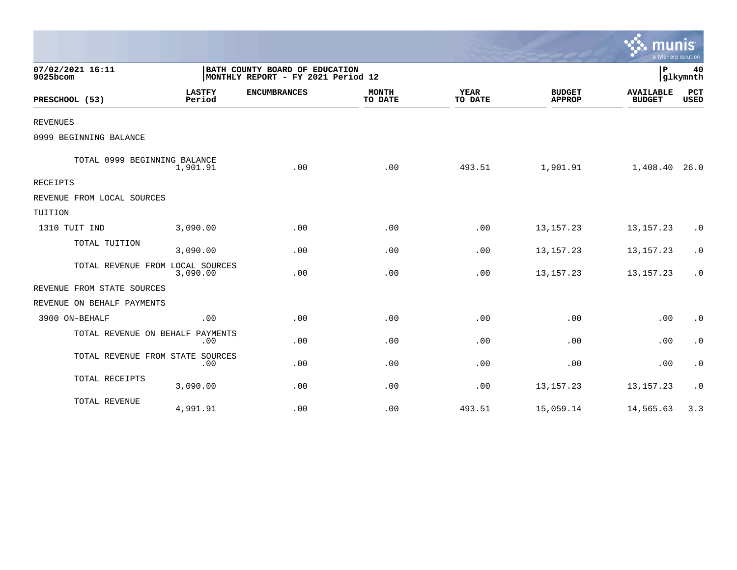07/02/2021 16:11
9025bcom

BATH COUNTY BOARD OF EDUCATION
MONTHLY REPORT - FY 2021 Period 12

P 40
glkymnth

| PRESCHOOL (53) | LASTFY Period | ENCUMBRANCES | MONTH TO DATE | YEAR TO DATE | BUDGET APPROP | AVAILABLE BUDGET | PCT USED |
|---|---|---|---|---|---|---|---|
| REVENUES | | | | | | | |
| 0999 BEGINNING BALANCE | | | | | | | |
| TOTAL 0999 BEGINNING BALANCE | 1,901.91 | .00 | .00 | 493.51 | 1,901.91 | 1,408.40 | 26.0 |
| RECEIPTS | | | | | | | |
| REVENUE FROM LOCAL SOURCES | | | | | | | |
| TUITION | | | | | | | |
| 1310 TUIT IND | 3,090.00 | .00 | .00 | .00 | 13,157.23 | 13,157.23 | .0 |
| TOTAL TUITION | 3,090.00 | .00 | .00 | .00 | 13,157.23 | 13,157.23 | .0 |
| TOTAL REVENUE FROM LOCAL SOURCES | 3,090.00 | .00 | .00 | .00 | 13,157.23 | 13,157.23 | .0 |
| REVENUE FROM STATE SOURCES | | | | | | | |
| REVENUE ON BEHALF PAYMENTS | | | | | | | |
| 3900 ON-BEHALF | .00 | .00 | .00 | .00 | .00 | .00 | .0 |
| TOTAL REVENUE ON BEHALF PAYMENTS | .00 | .00 | .00 | .00 | .00 | .00 | .0 |
| TOTAL REVENUE FROM STATE SOURCES | .00 | .00 | .00 | .00 | .00 | .00 | .0 |
| TOTAL RECEIPTS | 3,090.00 | .00 | .00 | .00 | 13,157.23 | 13,157.23 | .0 |
| TOTAL REVENUE | 4,991.91 | .00 | .00 | 493.51 | 15,059.14 | 14,565.63 | 3.3 |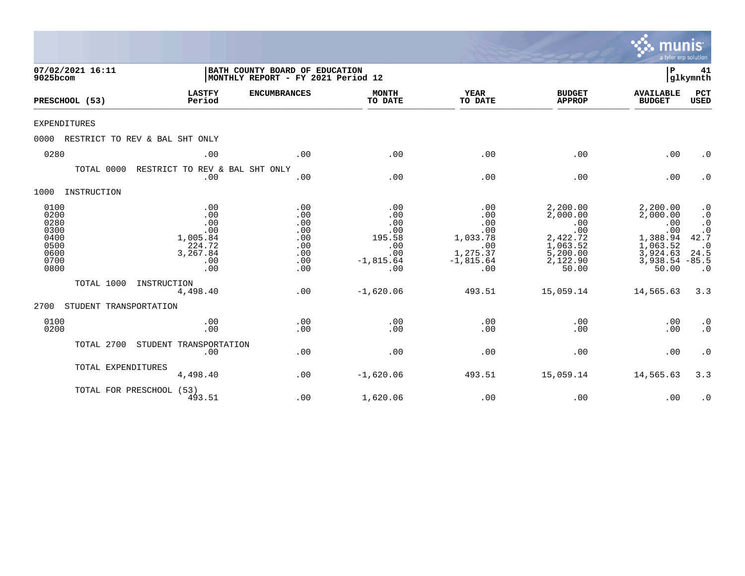07/02/2021 16:11
9025bcom

BATH COUNTY BOARD OF EDUCATION
MONTHLY REPORT - FY 2021 Period 12

P 41
glkymnth

| PRESCHOOL (53) | LASTFY Period | ENCUMBRANCES | MONTH TO DATE | YEAR TO DATE | BUDGET APPROP | AVAILABLE BUDGET | PCT USED |
|---|---|---|---|---|---|---|---|
| EXPENDITURES | | | | | | | |
| 0000 RESTRICT TO REV & BAL SHT ONLY | | | | | | | |
| 0280 | .00 | .00 | .00 | .00 | .00 | .00 | .0 |
| TOTAL 0000 RESTRICT TO REV & BAL SHT ONLY | .00 | .00 | .00 | .00 | .00 | .00 | .0 |
| 1000 INSTRUCTION | | | | | | | |
| 0100 | .00 | .00 | .00 | .00 | 2,200.00 | 2,200.00 | .0 |
| 0200 | .00 | .00 | .00 | .00 | 2,000.00 | 2,000.00 | .0 |
| 0280 | .00 | .00 | .00 | .00 | .00 | .00 | .0 |
| 0300 | .00 | .00 | .00 | .00 | .00 | .00 | .0 |
| 0400 | 1,005.84 | .00 | 195.58 | 1,033.78 | 2,422.72 | 1,388.94 | 42.7 |
| 0500 | 224.72 | .00 | .00 | .00 | 1,063.52 | 1,063.52 | .0 |
| 0600 | 3,267.84 | .00 | .00 | 1,275.37 | 5,200.00 | 3,924.63 | 24.5 |
| 0700 | .00 | .00 | -1,815.64 | -1,815.64 | 2,122.90 | 3,938.54 | -85.5 |
| 0800 | .00 | .00 | .00 | .00 | 50.00 | 50.00 | .0 |
| TOTAL 1000 INSTRUCTION | 4,498.40 | .00 | -1,620.06 | 493.51 | 15,059.14 | 14,565.63 | 3.3 |
| 2700 STUDENT TRANSPORTATION | | | | | | | |
| 0100 | .00 | .00 | .00 | .00 | .00 | .00 | .0 |
| 0200 | .00 | .00 | .00 | .00 | .00 | .00 | .0 |
| TOTAL 2700 STUDENT TRANSPORTATION | .00 | .00 | .00 | .00 | .00 | .00 | .0 |
| TOTAL EXPENDITURES | 4,498.40 | .00 | -1,620.06 | 493.51 | 15,059.14 | 14,565.63 | 3.3 |
| TOTAL FOR PRESCHOOL (53) | 493.51 | .00 | 1,620.06 | .00 | .00 | .00 | .0 |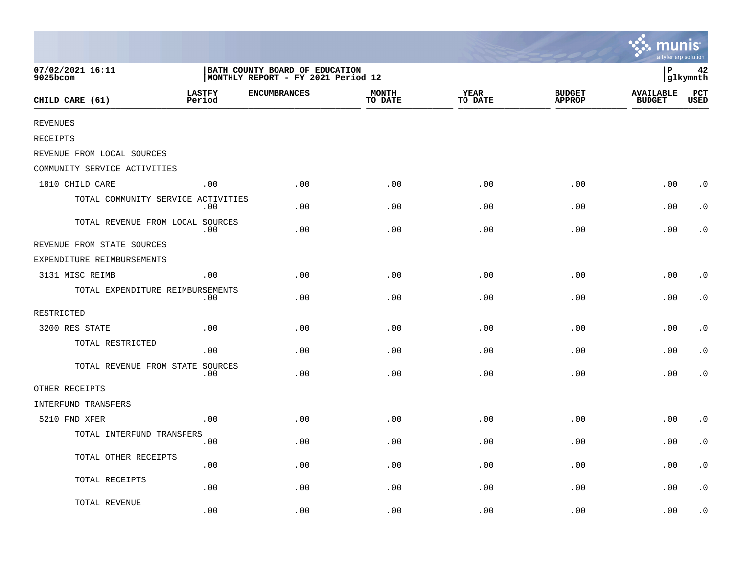07/02/2021 16:11
9025bcom

BATH COUNTY BOARD OF EDUCATION
MONTHLY REPORT - FY 2021 Period 12

P 42
glkymnth

| CHILD CARE (61) | LASTFY Period | ENCUMBRANCES | MONTH TO DATE | YEAR TO DATE | BUDGET APPROP | AVAILABLE BUDGET | PCT USED |
|---|---|---|---|---|---|---|---|
| REVENUES | | | | | | | |
| RECEIPTS | | | | | | | |
| REVENUE FROM LOCAL SOURCES | | | | | | | |
| COMMUNITY SERVICE ACTIVITIES | | | | | | | |
| 1810 CHILD CARE | .00 | .00 | .00 | .00 | .00 | .00 | .0 |
| TOTAL COMMUNITY SERVICE ACTIVITIES | .00 | .00 | .00 | .00 | .00 | .00 | .0 |
| TOTAL REVENUE FROM LOCAL SOURCES | .00 | .00 | .00 | .00 | .00 | .00 | .0 |
| REVENUE FROM STATE SOURCES | | | | | | | |
| EXPENDITURE REIMBURSEMENTS | | | | | | | |
| 3131 MISC REIMB | .00 | .00 | .00 | .00 | .00 | .00 | .0 |
| TOTAL EXPENDITURE REIMBURSEMENTS | .00 | .00 | .00 | .00 | .00 | .00 | .0 |
| RESTRICTED | | | | | | | |
| 3200 RES STATE | .00 | .00 | .00 | .00 | .00 | .00 | .0 |
| TOTAL RESTRICTED | .00 | .00 | .00 | .00 | .00 | .00 | .0 |
| TOTAL REVENUE FROM STATE SOURCES | .00 | .00 | .00 | .00 | .00 | .00 | .0 |
| OTHER RECEIPTS | | | | | | | |
| INTERFUND TRANSFERS | | | | | | | |
| 5210 FND XFER | .00 | .00 | .00 | .00 | .00 | .00 | .0 |
| TOTAL INTERFUND TRANSFERS | .00 | .00 | .00 | .00 | .00 | .00 | .0 |
| TOTAL OTHER RECEIPTS | .00 | .00 | .00 | .00 | .00 | .00 | .0 |
| TOTAL RECEIPTS | .00 | .00 | .00 | .00 | .00 | .00 | .0 |
| TOTAL REVENUE | .00 | .00 | .00 | .00 | .00 | .00 | .0 |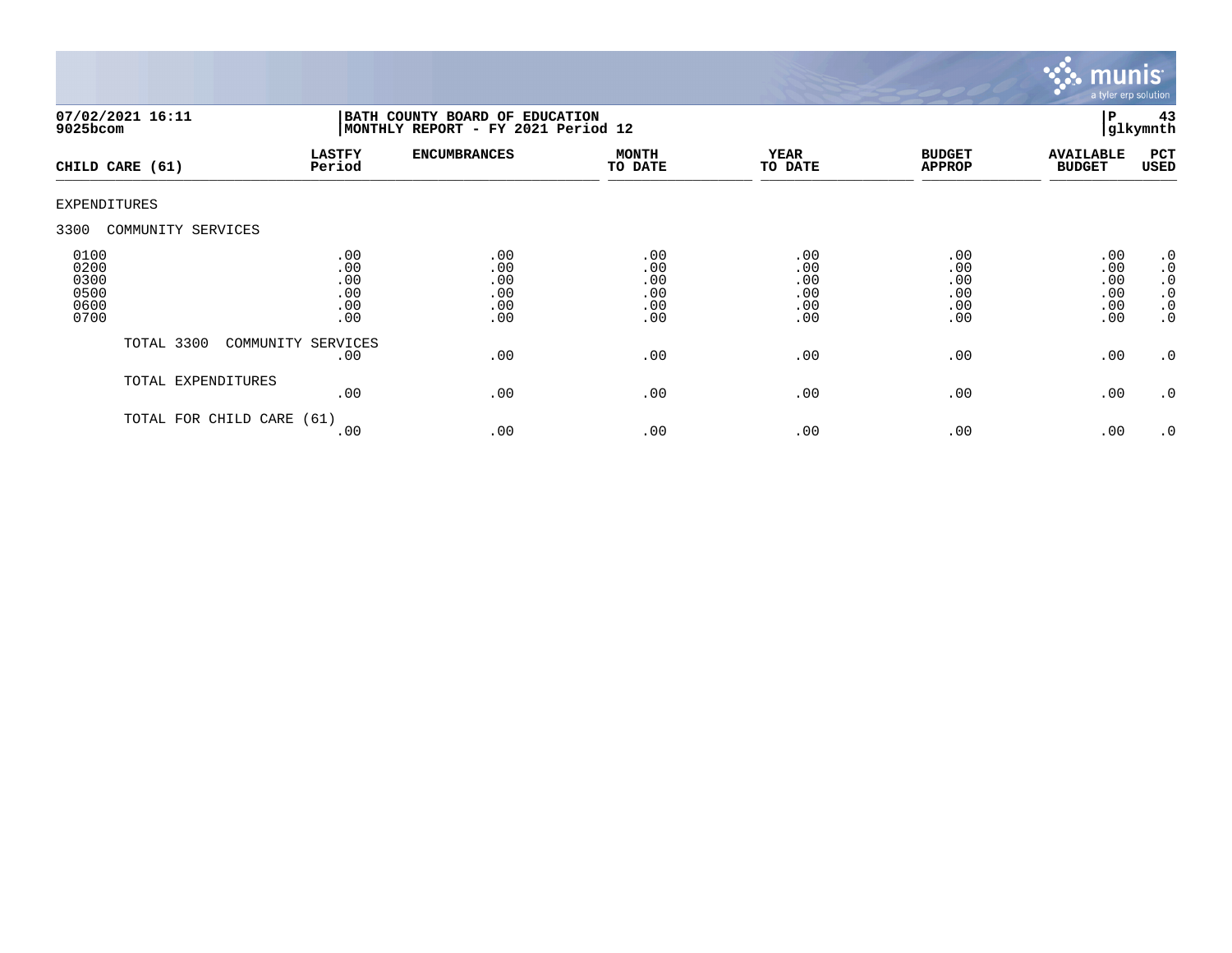07/02/2021 16:11 | BATH COUNTY BOARD OF EDUCATION
9025bcom | MONTHLY REPORT - FY 2021 Period 12

| CHILD CARE (61) | LASTFY Period | ENCUMBRANCES | MONTH TO DATE | YEAR TO DATE | BUDGET APPROP | AVAILABLE BUDGET | PCT USED |
|---|---|---|---|---|---|---|---|
| EXPENDITURES | | | | | | | |
| 3300 COMMUNITY SERVICES | | | | | | | |
| 0100 | .00 | .00 | .00 | .00 | .00 | .00 | .0 |
| 0200 | .00 | .00 | .00 | .00 | .00 | .00 | .0 |
| 0300 | .00 | .00 | .00 | .00 | .00 | .00 | .0 |
| 0500 | .00 | .00 | .00 | .00 | .00 | .00 | .0 |
| 0600 | .00 | .00 | .00 | .00 | .00 | .00 | .0 |
| 0700 | .00 | .00 | .00 | .00 | .00 | .00 | .0 |
| TOTAL 3300 COMMUNITY SERVICES | .00 | .00 | .00 | .00 | .00 | .00 | .0 |
| TOTAL EXPENDITURES | .00 | .00 | .00 | .00 | .00 | .00 | .0 |
| TOTAL FOR CHILD CARE (61) | .00 | .00 | .00 | .00 | .00 | .00 | .0 |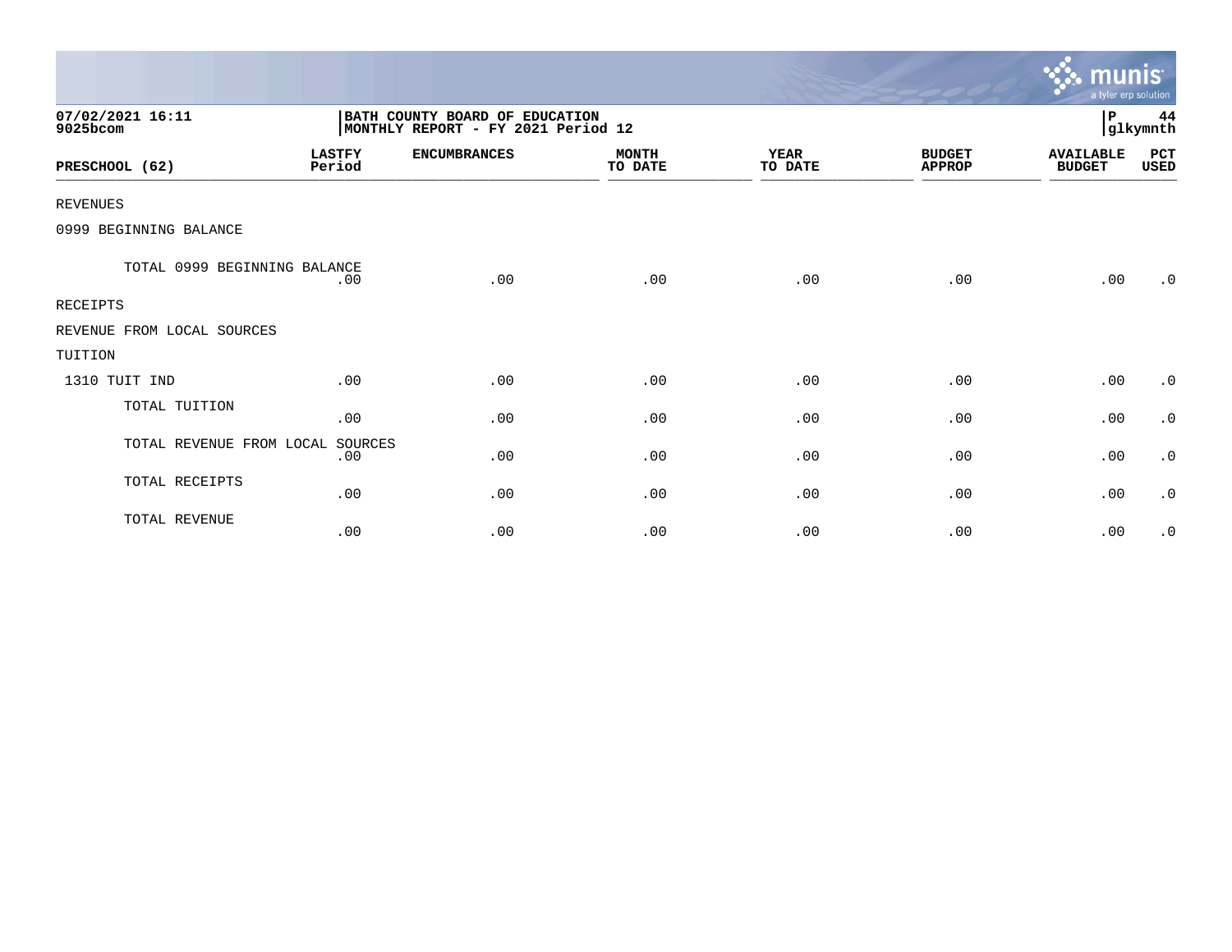07/02/2021 16:11
9025bcom

BATH COUNTY BOARD OF EDUCATION
MONTHLY REPORT - FY 2021 Period 12

P 44
glkymnth

| PRESCHOOL (62) | LASTFY Period | ENCUMBRANCES | MONTH TO DATE | YEAR TO DATE | BUDGET APPROP | AVAILABLE BUDGET | PCT USED |
|---|---|---|---|---|---|---|---|
| REVENUES | | | | | | | |
| 0999 BEGINNING BALANCE | | | | | | | |
| TOTAL 0999 BEGINNING BALANCE | .00 | .00 | .00 | .00 | .00 | .00 | .0 |
| RECEIPTS | | | | | | | |
| REVENUE FROM LOCAL SOURCES | | | | | | | |
| TUITION | | | | | | | |
| 1310 TUIT IND | .00 | .00 | .00 | .00 | .00 | .00 | .0 |
| TOTAL TUITION | .00 | .00 | .00 | .00 | .00 | .00 | .0 |
| TOTAL REVENUE FROM LOCAL SOURCES | .00 | .00 | .00 | .00 | .00 | .00 | .0 |
| TOTAL RECEIPTS | .00 | .00 | .00 | .00 | .00 | .00 | .0 |
| TOTAL REVENUE | .00 | .00 | .00 | .00 | .00 | .00 | .0 |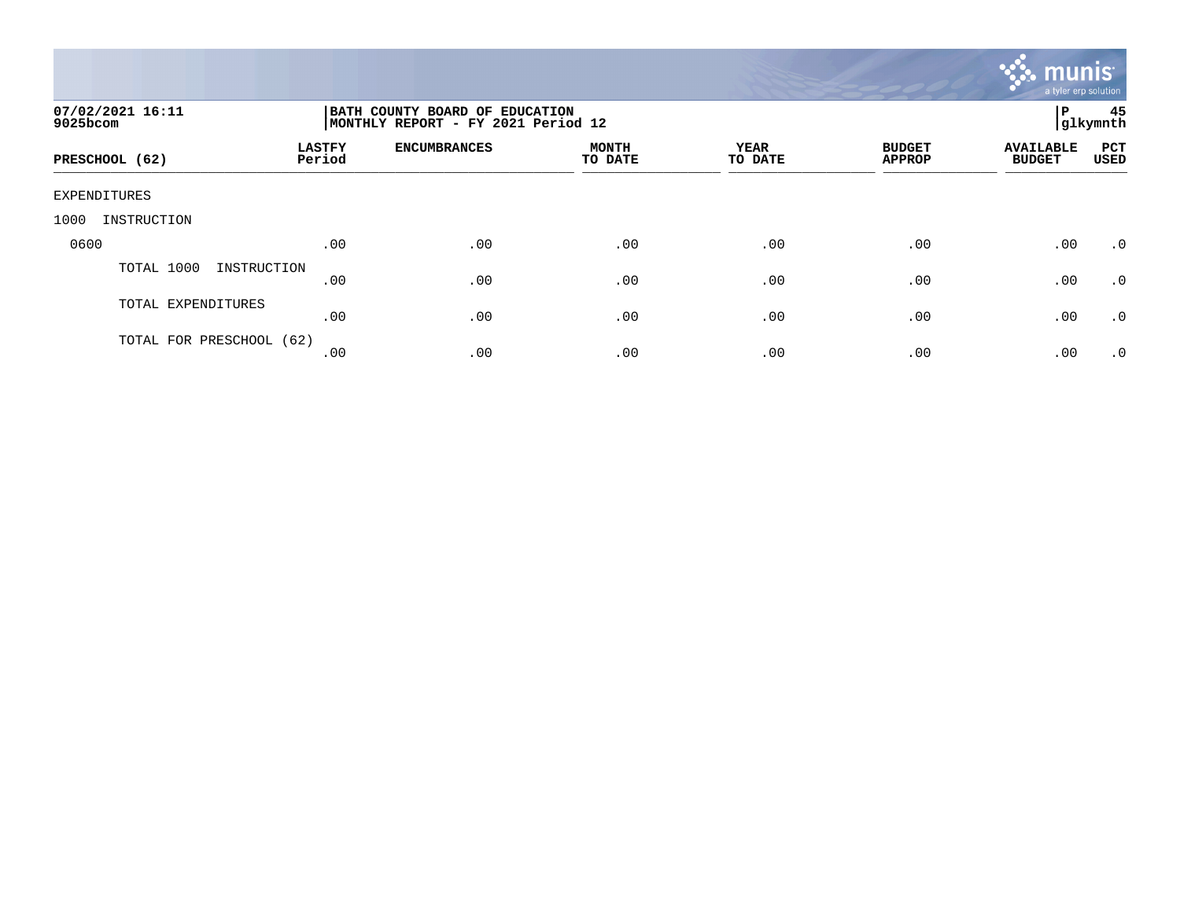07/02/2021 16:11
9025bcom

BATH COUNTY BOARD OF EDUCATION
MONTHLY REPORT - FY 2021 Period 12

glkymnth

| PRESCHOOL (62) | LASTFY Period | ENCUMBRANCES | MONTH TO DATE | YEAR TO DATE | BUDGET APPROP | AVAILABLE BUDGET | PCT USED |
|---|---|---|---|---|---|---|---|
| EXPENDITURES | | | | | | | |
| 1000 INSTRUCTION | | | | | | | |
| 0600 | .00 | .00 | .00 | .00 | .00 | .00 | .0 |
| TOTAL 1000 INSTRUCTION | .00 | .00 | .00 | .00 | .00 | .00 | .0 |
| TOTAL EXPENDITURES | .00 | .00 | .00 | .00 | .00 | .00 | .0 |
| TOTAL FOR PRESCHOOL (62) | .00 | .00 | .00 | .00 | .00 | .00 | .0 |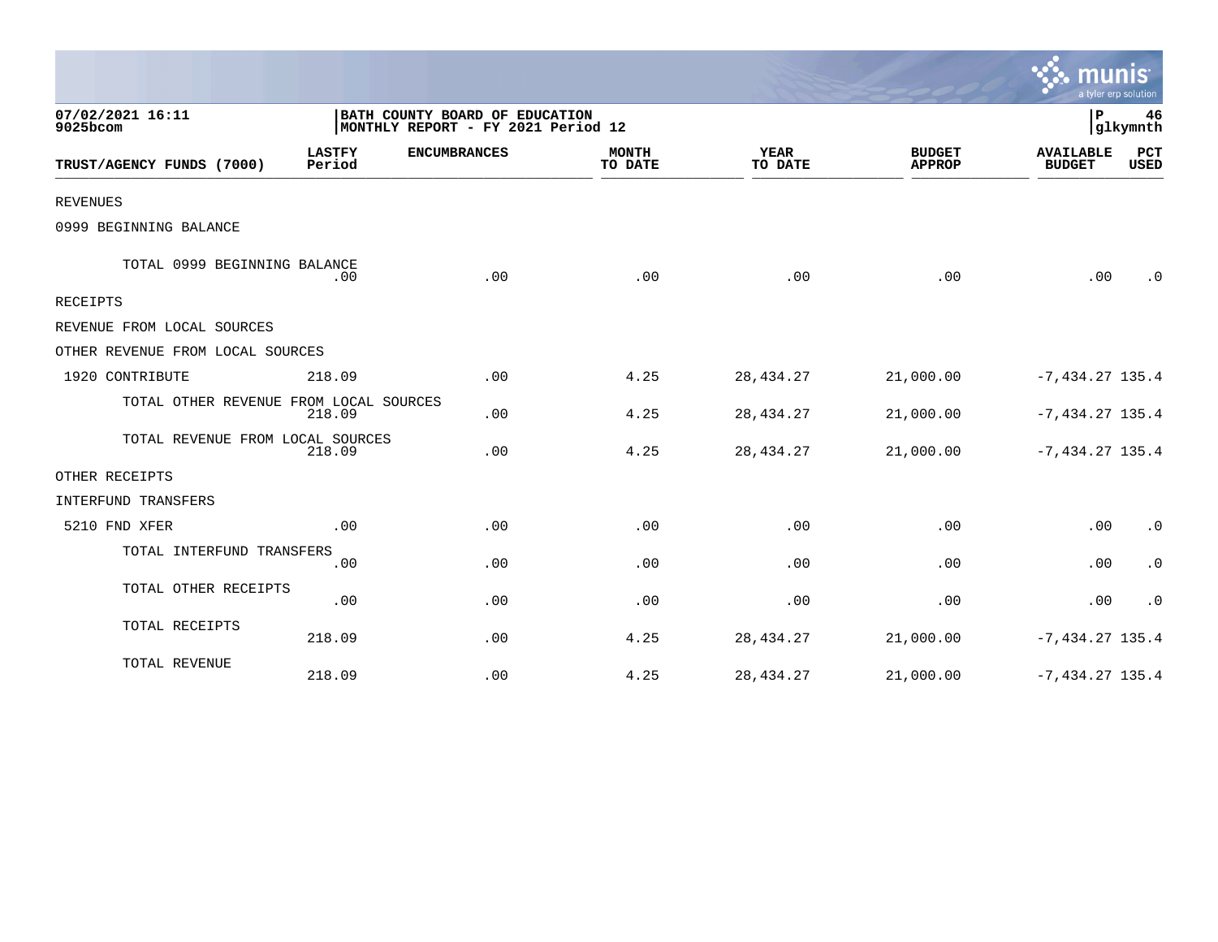07/02/2021 16:11
9025bcom

BATH COUNTY BOARD OF EDUCATION
MONTHLY REPORT - FY 2021 Period 12

P 46
glkymnth

| TRUST/AGENCY FUNDS (7000) | LASTFY Period | ENCUMBRANCES | MONTH TO DATE | YEAR TO DATE | BUDGET APPROP | AVAILABLE BUDGET | PCT USED |
|---|---|---|---|---|---|---|---|
| REVENUES | | | | | | | |
| 0999 BEGINNING BALANCE | | | | | | | |
| TOTAL 0999 BEGINNING BALANCE | .00 | .00 | .00 | .00 | .00 | .00 | .0 |
| RECEIPTS | | | | | | | |
| REVENUE FROM LOCAL SOURCES | | | | | | | |
| OTHER REVENUE FROM LOCAL SOURCES | | | | | | | |
| 1920 CONTRIBUTE | 218.09 | .00 | 4.25 | 28,434.27 | 21,000.00 | -7,434.27 | 135.4 |
| TOTAL OTHER REVENUE FROM LOCAL SOURCES | 218.09 | .00 | 4.25 | 28,434.27 | 21,000.00 | -7,434.27 | 135.4 |
| TOTAL REVENUE FROM LOCAL SOURCES | 218.09 | .00 | 4.25 | 28,434.27 | 21,000.00 | -7,434.27 | 135.4 |
| OTHER RECEIPTS | | | | | | | |
| INTERFUND TRANSFERS | | | | | | | |
| 5210 FND XFER | .00 | .00 | .00 | .00 | .00 | .00 | .0 |
| TOTAL INTERFUND TRANSFERS | .00 | .00 | .00 | .00 | .00 | .00 | .0 |
| TOTAL OTHER RECEIPTS | .00 | .00 | .00 | .00 | .00 | .00 | .0 |
| TOTAL RECEIPTS | 218.09 | .00 | 4.25 | 28,434.27 | 21,000.00 | -7,434.27 | 135.4 |
| TOTAL REVENUE | 218.09 | .00 | 4.25 | 28,434.27 | 21,000.00 | -7,434.27 | 135.4 |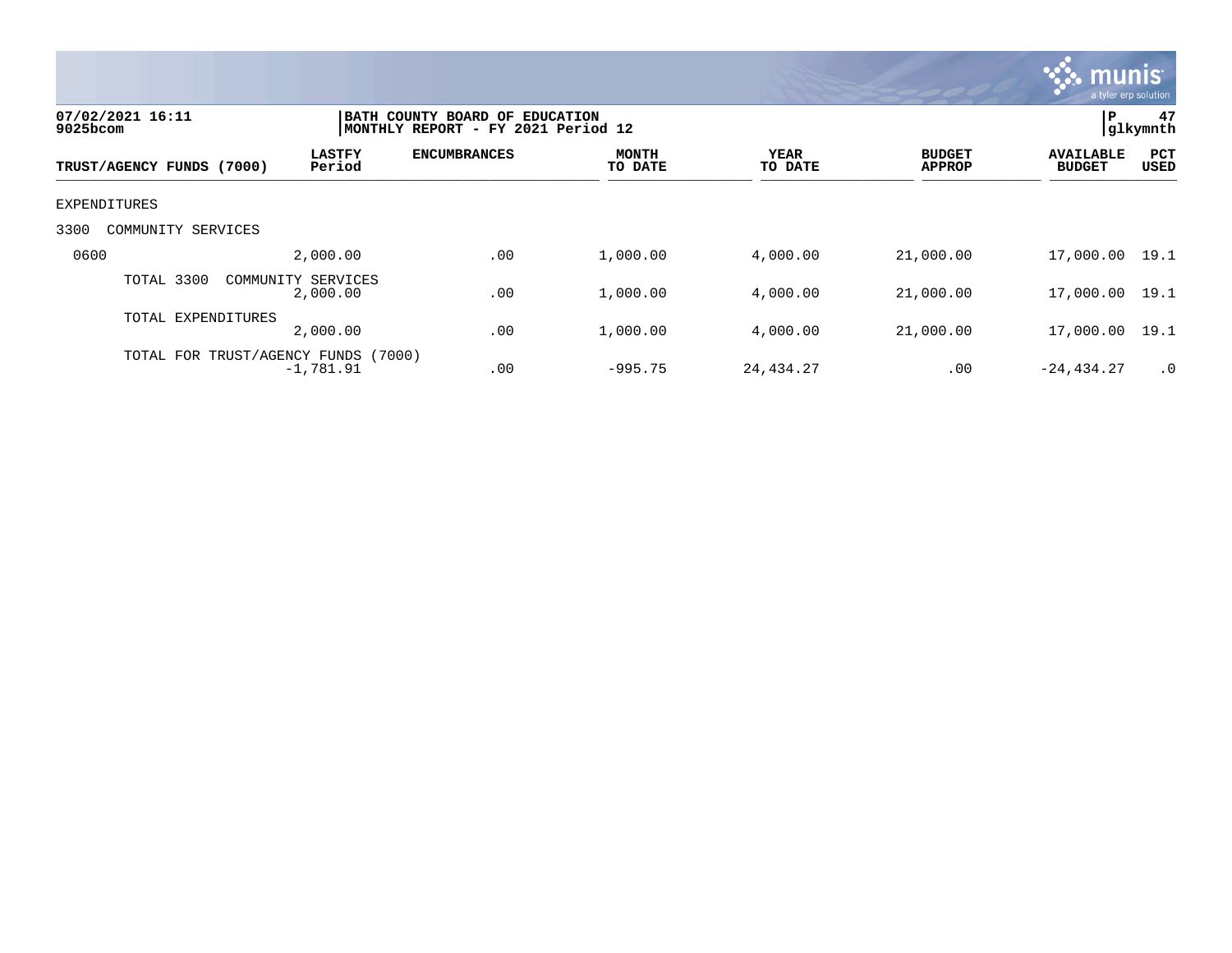07/02/2021 16:11
9025bcom

BATH COUNTY BOARD OF EDUCATION
MONTHLY REPORT - FY 2021 Period 12

P 47
glkymnth

| TRUST/AGENCY FUNDS (7000) | LASTFY Period | ENCUMBRANCES | MONTH TO DATE | YEAR TO DATE | BUDGET APPROP | AVAILABLE BUDGET | PCT USED |
|---|---|---|---|---|---|---|---|
| EXPENDITURES | | | | | | | |
| 3300 COMMUNITY SERVICES | | | | | | | |
| 0600 | 2,000.00 | .00 | 1,000.00 | 4,000.00 | 21,000.00 | 17,000.00 | 19.1 |
| TOTAL 3300 COMMUNITY SERVICES | 2,000.00 | .00 | 1,000.00 | 4,000.00 | 21,000.00 | 17,000.00 | 19.1 |
| TOTAL EXPENDITURES | 2,000.00 | .00 | 1,000.00 | 4,000.00 | 21,000.00 | 17,000.00 | 19.1 |
| TOTAL FOR TRUST/AGENCY FUNDS (7000) | -1,781.91 | .00 | -995.75 | 24,434.27 | .00 | -24,434.27 | .0 |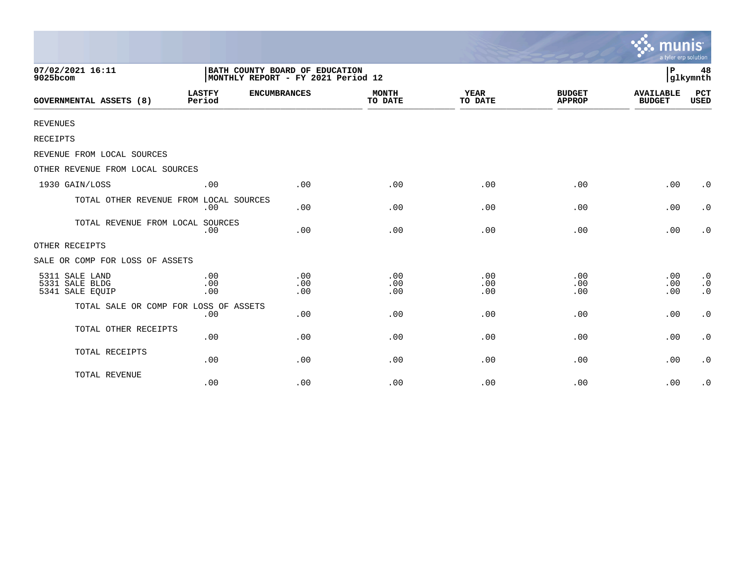07/02/2021 16:11
9025bcom

BATH COUNTY BOARD OF EDUCATION
MONTHLY REPORT - FY 2021 Period 12

P 48
glkymnth

| GOVERNMENTAL ASSETS (8) | LASTFY Period | ENCUMBRANCES | MONTH TO DATE | YEAR TO DATE | BUDGET APPROP | AVAILABLE BUDGET | PCT USED |
|---|---|---|---|---|---|---|---|
| REVENUES | | | | | | | |
| RECEIPTS | | | | | | | |
| REVENUE FROM LOCAL SOURCES | | | | | | | |
| OTHER REVENUE FROM LOCAL SOURCES | | | | | | | |
| 1930 GAIN/LOSS | .00 | .00 | .00 | .00 | .00 | .00 | .0 |
| TOTAL OTHER REVENUE FROM LOCAL SOURCES | .00 | .00 | .00 | .00 | .00 | .00 | .0 |
| TOTAL REVENUE FROM LOCAL SOURCES | .00 | .00 | .00 | .00 | .00 | .00 | .0 |
| OTHER RECEIPTS | | | | | | | |
| SALE OR COMP FOR LOSS OF ASSETS | | | | | | | |
| 5311 SALE LAND | .00 | .00 | .00 | .00 | .00 | .00 | .0 |
| 5331 SALE BLDG | .00 | .00 | .00 | .00 | .00 | .00 | .0 |
| 5341 SALE EQUIP | .00 | .00 | .00 | .00 | .00 | .00 | .0 |
| TOTAL SALE OR COMP FOR LOSS OF ASSETS | .00 | .00 | .00 | .00 | .00 | .00 | .0 |
| TOTAL OTHER RECEIPTS | .00 | .00 | .00 | .00 | .00 | .00 | .0 |
| TOTAL RECEIPTS | .00 | .00 | .00 | .00 | .00 | .00 | .0 |
| TOTAL REVENUE | .00 | .00 | .00 | .00 | .00 | .00 | .0 |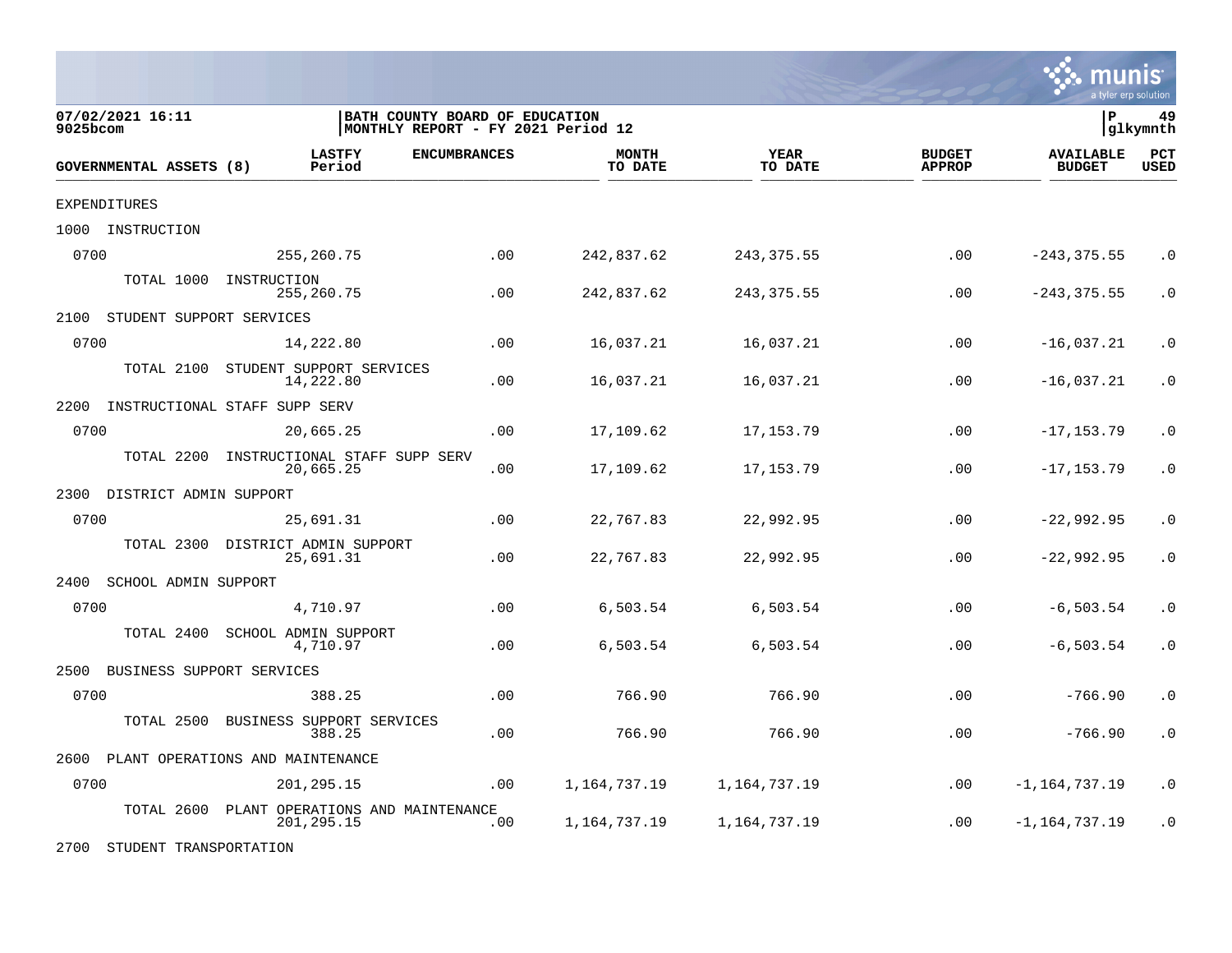07/02/2021 16:11
9025bcom

BATH COUNTY BOARD OF EDUCATION
MONTHLY REPORT - FY 2021 Period 12

P 49
glkymnth

| GOVERNMENTAL ASSETS (8) | LASTFY Period | ENCUMBRANCES | MONTH TO DATE | YEAR TO DATE | BUDGET APPROP | AVAILABLE BUDGET | PCT USED |
|---|---|---|---|---|---|---|---|
| EXPENDITURES | | | | | | | |
| 1000 INSTRUCTION | | | | | | | |
| 0700 | 255,260.75 | .00 | 242,837.62 | 243,375.55 | .00 | -243,375.55 | .0 |
| TOTAL 1000 INSTRUCTION | 255,260.75 | .00 | 242,837.62 | 243,375.55 | .00 | -243,375.55 | .0 |
| 2100 STUDENT SUPPORT SERVICES | | | | | | | |
| 0700 | 14,222.80 | .00 | 16,037.21 | 16,037.21 | .00 | -16,037.21 | .0 |
| TOTAL 2100 STUDENT SUPPORT SERVICES | 14,222.80 | .00 | 16,037.21 | 16,037.21 | .00 | -16,037.21 | .0 |
| 2200 INSTRUCTIONAL STAFF SUPP SERV | | | | | | | |
| 0700 | 20,665.25 | .00 | 17,109.62 | 17,153.79 | .00 | -17,153.79 | .0 |
| TOTAL 2200 INSTRUCTIONAL STAFF SUPP SERV | 20,665.25 | .00 | 17,109.62 | 17,153.79 | .00 | -17,153.79 | .0 |
| 2300 DISTRICT ADMIN SUPPORT | | | | | | | |
| 0700 | 25,691.31 | .00 | 22,767.83 | 22,992.95 | .00 | -22,992.95 | .0 |
| TOTAL 2300 DISTRICT ADMIN SUPPORT | 25,691.31 | .00 | 22,767.83 | 22,992.95 | .00 | -22,992.95 | .0 |
| 2400 SCHOOL ADMIN SUPPORT | | | | | | | |
| 0700 | 4,710.97 | .00 | 6,503.54 | 6,503.54 | .00 | -6,503.54 | .0 |
| TOTAL 2400 SCHOOL ADMIN SUPPORT | 4,710.97 | .00 | 6,503.54 | 6,503.54 | .00 | -6,503.54 | .0 |
| 2500 BUSINESS SUPPORT SERVICES | | | | | | | |
| 0700 | 388.25 | .00 | 766.90 | 766.90 | .00 | -766.90 | .0 |
| TOTAL 2500 BUSINESS SUPPORT SERVICES | 388.25 | .00 | 766.90 | 766.90 | .00 | -766.90 | .0 |
| 2600 PLANT OPERATIONS AND MAINTENANCE | | | | | | | |
| 0700 | 201,295.15 | .00 | 1,164,737.19 | 1,164,737.19 | .00 | -1,164,737.19 | .0 |
| TOTAL 2600 PLANT OPERATIONS AND MAINTENANCE | 201,295.15 | .00 | 1,164,737.19 | 1,164,737.19 | .00 | -1,164,737.19 | .0 |
| 2700 STUDENT TRANSPORTATION | | | | | | | |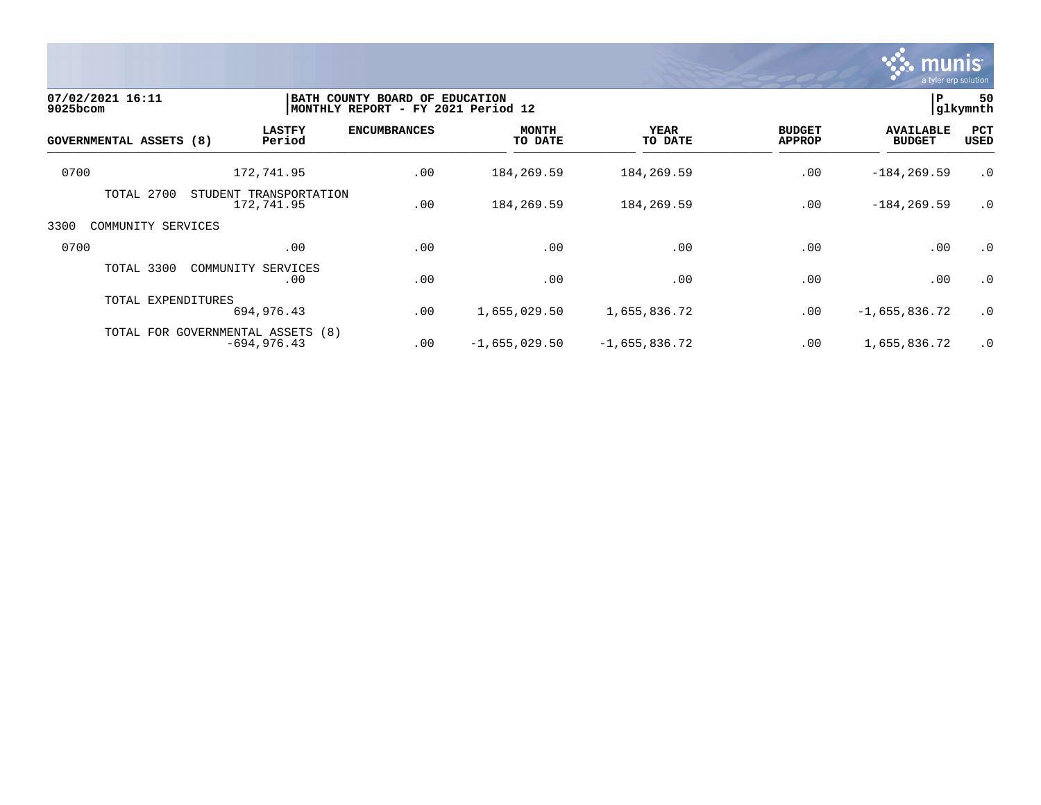07/02/2021 16:11 | BATH COUNTY BOARD OF EDUCATION | P 50
9025bcom | MONTHLY REPORT - FY 2021 Period 12 | glkymnth

| GOVERNMENTAL ASSETS (8) | LASTFY Period | ENCUMBRANCES | MONTH TO DATE | YEAR TO DATE | BUDGET APPROP | AVAILABLE BUDGET | PCT USED |
|---|---|---|---|---|---|---|---|
| 0700 | 172,741.95 | .00 | 184,269.59 | 184,269.59 | .00 | -184,269.59 | .0 |
| TOTAL 2700 STUDENT TRANSPORTATION | 172,741.95 | .00 | 184,269.59 | 184,269.59 | .00 | -184,269.59 | .0 |
| 3300 COMMUNITY SERVICES | | | | | | | |
| 0700 | .00 | .00 | .00 | .00 | .00 | .00 | .0 |
| TOTAL 3300 COMMUNITY SERVICES | .00 | .00 | .00 | .00 | .00 | .00 | .0 |
| TOTAL EXPENDITURES | 694,976.43 | .00 | 1,655,029.50 | 1,655,836.72 | .00 | -1,655,836.72 | .0 |
| TOTAL FOR GOVERNMENTAL ASSETS (8) | -694,976.43 | .00 | -1,655,029.50 | -1,655,836.72 | .00 | 1,655,836.72 | .0 |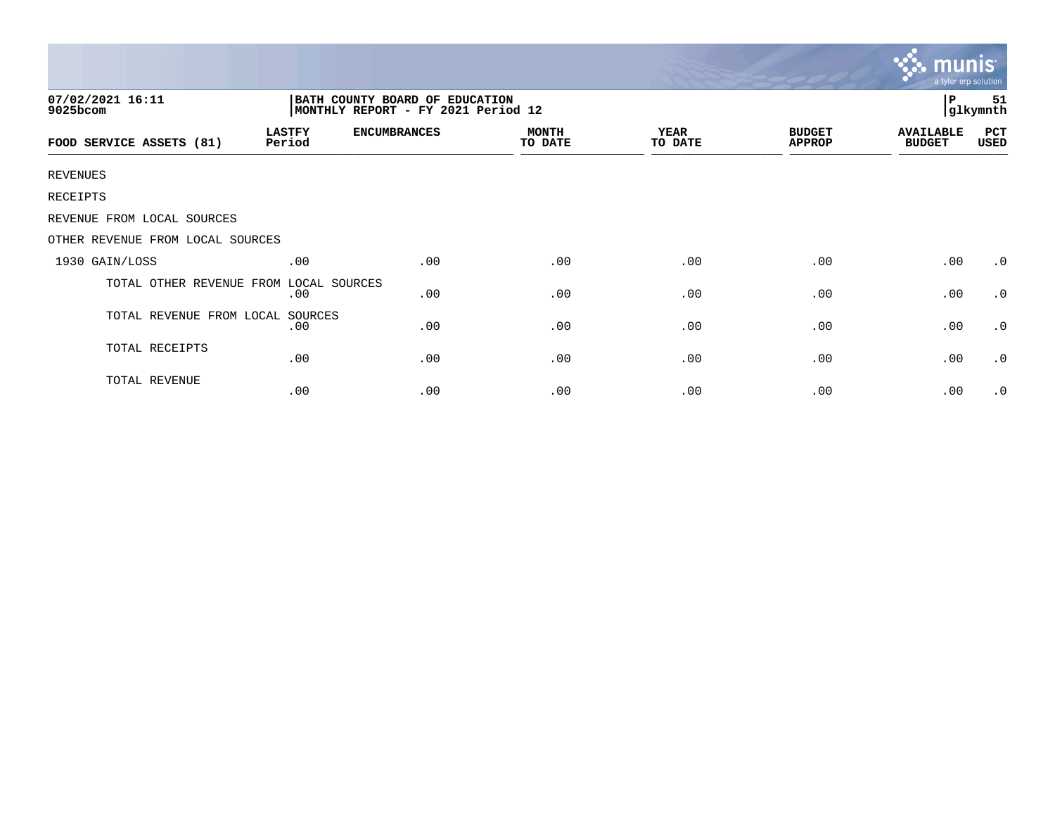07/02/2021 16:11
9025bcom

BATH COUNTY BOARD OF EDUCATION
MONTHLY REPORT - FY 2021 Period 12

P 51
glkymnth

| FOOD SERVICE ASSETS (81) | LASTFY Period | ENCUMBRANCES | MONTH TO DATE | YEAR TO DATE | BUDGET APPROP | AVAILABLE BUDGET | PCT USED |
|---|---|---|---|---|---|---|---|
| REVENUES | | | | | | | |
| RECEIPTS | | | | | | | |
| REVENUE FROM LOCAL SOURCES | | | | | | | |
| OTHER REVENUE FROM LOCAL SOURCES | | | | | | | |
| 1930 GAIN/LOSS | .00 | .00 | .00 | .00 | .00 | .00 | .0 |
| TOTAL OTHER REVENUE FROM LOCAL SOURCES | .00 | .00 | .00 | .00 | .00 | .00 | .0 |
| TOTAL REVENUE FROM LOCAL SOURCES | .00 | .00 | .00 | .00 | .00 | .00 | .0 |
| TOTAL RECEIPTS | .00 | .00 | .00 | .00 | .00 | .00 | .0 |
| TOTAL REVENUE | .00 | .00 | .00 | .00 | .00 | .00 | .0 |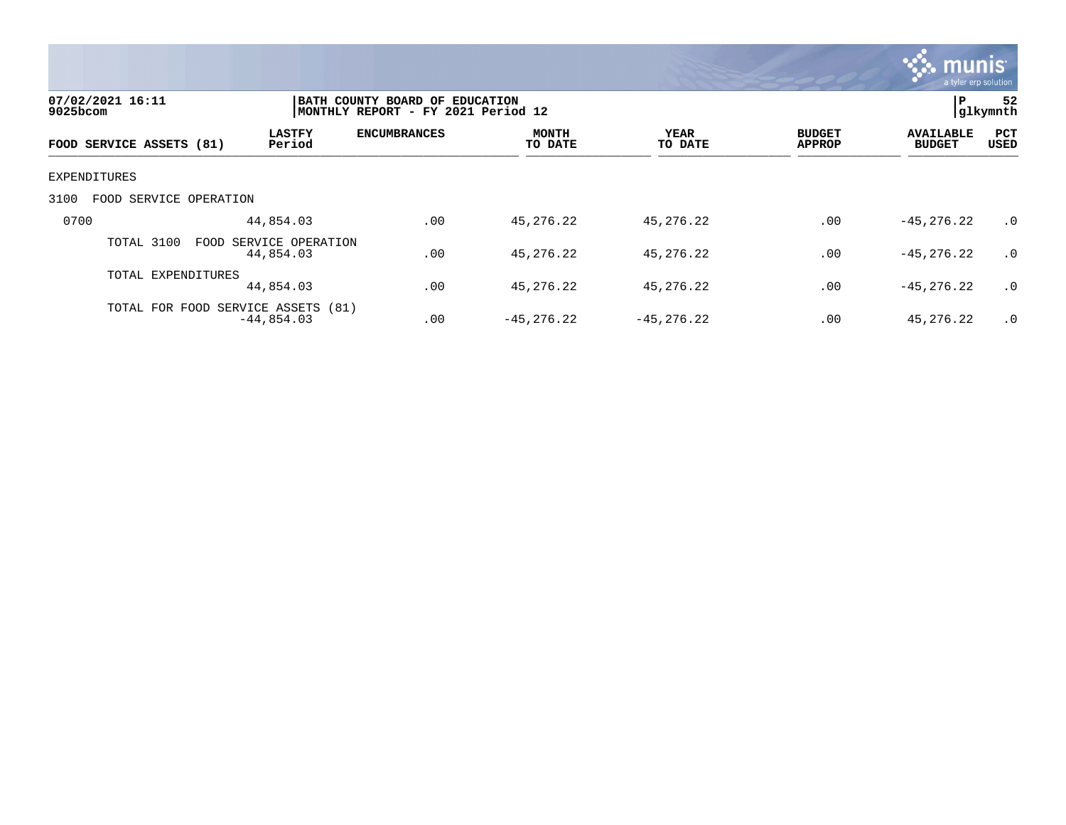07/02/2021 16:11
9025bcom

BATH COUNTY BOARD OF EDUCATION
MONTHLY REPORT - FY 2021 Period 12

| FOOD SERVICE ASSETS (81) | LASTFY Period | ENCUMBRANCES | MONTH TO DATE | YEAR TO DATE | BUDGET APPROP | AVAILABLE BUDGET | PCT USED |
|---|---|---|---|---|---|---|---|
| EXPENDITURES | | | | | | | |
| 3100 FOOD SERVICE OPERATION | | | | | | | |
| 0700 | 44,854.03 | .00 | 45,276.22 | 45,276.22 | .00 | -45,276.22 | .0 |
| TOTAL 3100 FOOD SERVICE OPERATION | 44,854.03 | .00 | 45,276.22 | 45,276.22 | .00 | -45,276.22 | .0 |
| TOTAL EXPENDITURES | 44,854.03 | .00 | 45,276.22 | 45,276.22 | .00 | -45,276.22 | .0 |
| TOTAL FOR FOOD SERVICE ASSETS (81) | -44,854.03 | .00 | -45,276.22 | -45,276.22 | .00 | 45,276.22 | .0 |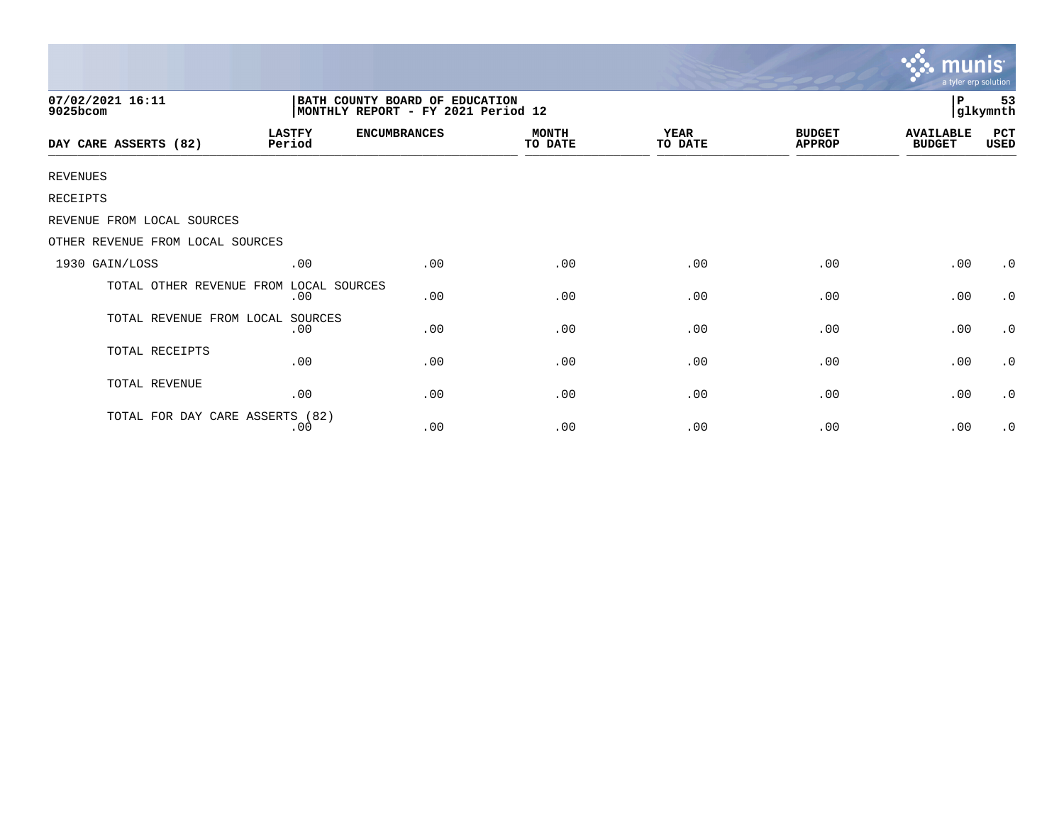07/02/2021 16:11
9025bcom

BATH COUNTY BOARD OF EDUCATION
MONTHLY REPORT - FY 2021 Period 12

P 53
glkymnth

| DAY CARE ASSERTS (82) | LASTFY Period | ENCUMBRANCES | MONTH TO DATE | YEAR TO DATE | BUDGET APPROP | AVAILABLE BUDGET | PCT USED |
|---|---|---|---|---|---|---|---|
| REVENUES | | | | | | | |
| RECEIPTS | | | | | | | |
| REVENUE FROM LOCAL SOURCES | | | | | | | |
| OTHER REVENUE FROM LOCAL SOURCES | | | | | | | |
| 1930 GAIN/LOSS | .00 | .00 | .00 | .00 | .00 | .00 | .0 |
| TOTAL OTHER REVENUE FROM LOCAL SOURCES | .00 | .00 | .00 | .00 | .00 | .00 | .0 |
| TOTAL REVENUE FROM LOCAL SOURCES | .00 | .00 | .00 | .00 | .00 | .00 | .0 |
| TOTAL RECEIPTS | .00 | .00 | .00 | .00 | .00 | .00 | .0 |
| TOTAL REVENUE | .00 | .00 | .00 | .00 | .00 | .00 | .0 |
| TOTAL FOR DAY CARE ASSERTS (82) | .00 | .00 | .00 | .00 | .00 | .00 | .0 |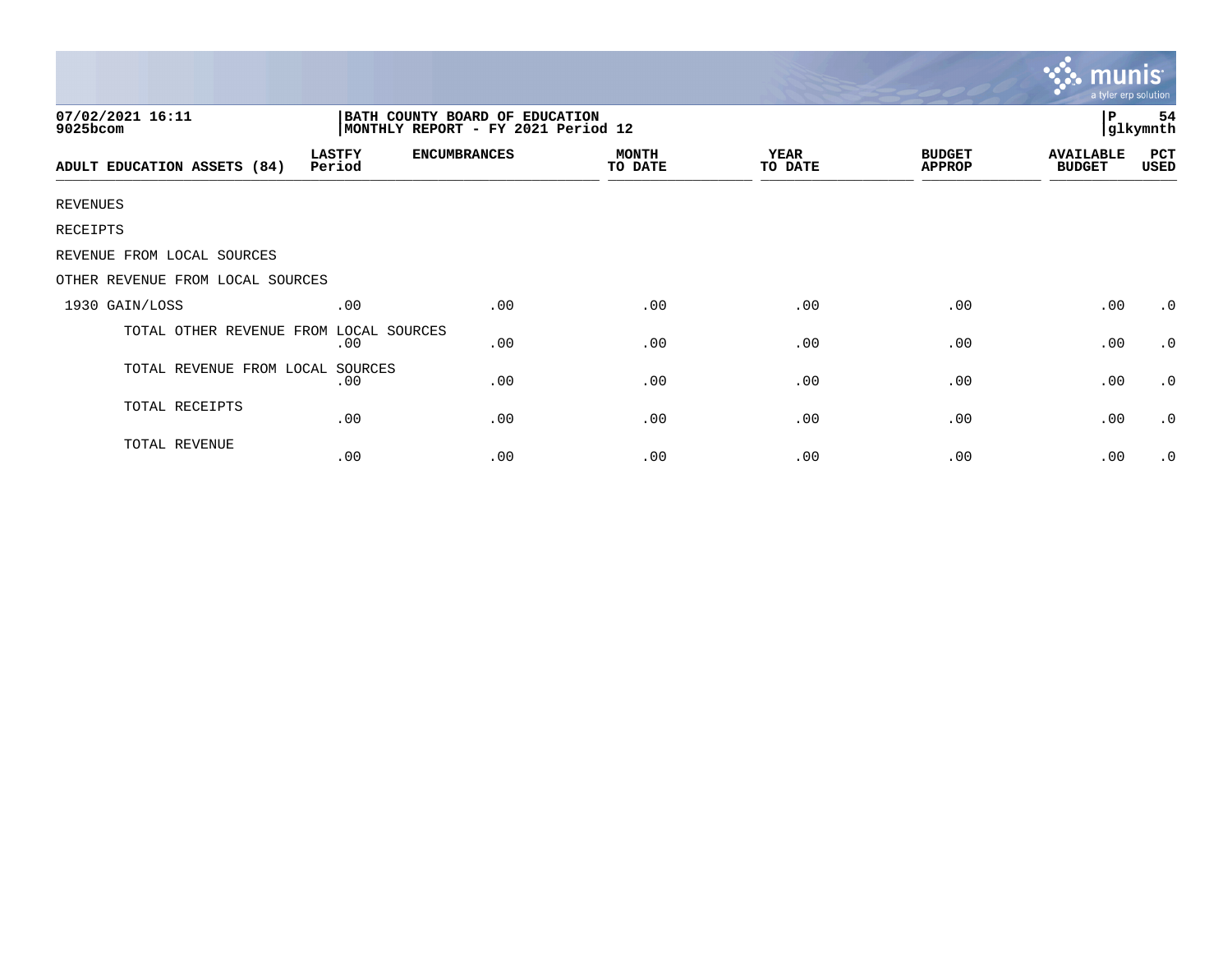07/02/2021 16:11
9025bcom

BATH COUNTY BOARD OF EDUCATION
MONTHLY REPORT - FY 2021 Period 12

glkymnth

| ADULT EDUCATION ASSETS (84) | LASTFY Period | ENCUMBRANCES | MONTH TO DATE | YEAR TO DATE | BUDGET APPROP | AVAILABLE BUDGET | PCT USED |
|---|---|---|---|---|---|---|---|
| REVENUES | | | | | | | |
| RECEIPTS | | | | | | | |
| REVENUE FROM LOCAL SOURCES | | | | | | | |
| OTHER REVENUE FROM LOCAL SOURCES | | | | | | | |
| 1930 GAIN/LOSS | .00 | .00 | .00 | .00 | .00 | .00 | .0 |
| TOTAL OTHER REVENUE FROM LOCAL SOURCES | .00 | .00 | .00 | .00 | .00 | .00 | .0 |
| TOTAL REVENUE FROM LOCAL SOURCES | .00 | .00 | .00 | .00 | .00 | .00 | .0 |
| TOTAL RECEIPTS | .00 | .00 | .00 | .00 | .00 | .00 | .0 |
| TOTAL REVENUE | .00 | .00 | .00 | .00 | .00 | .00 | .0 |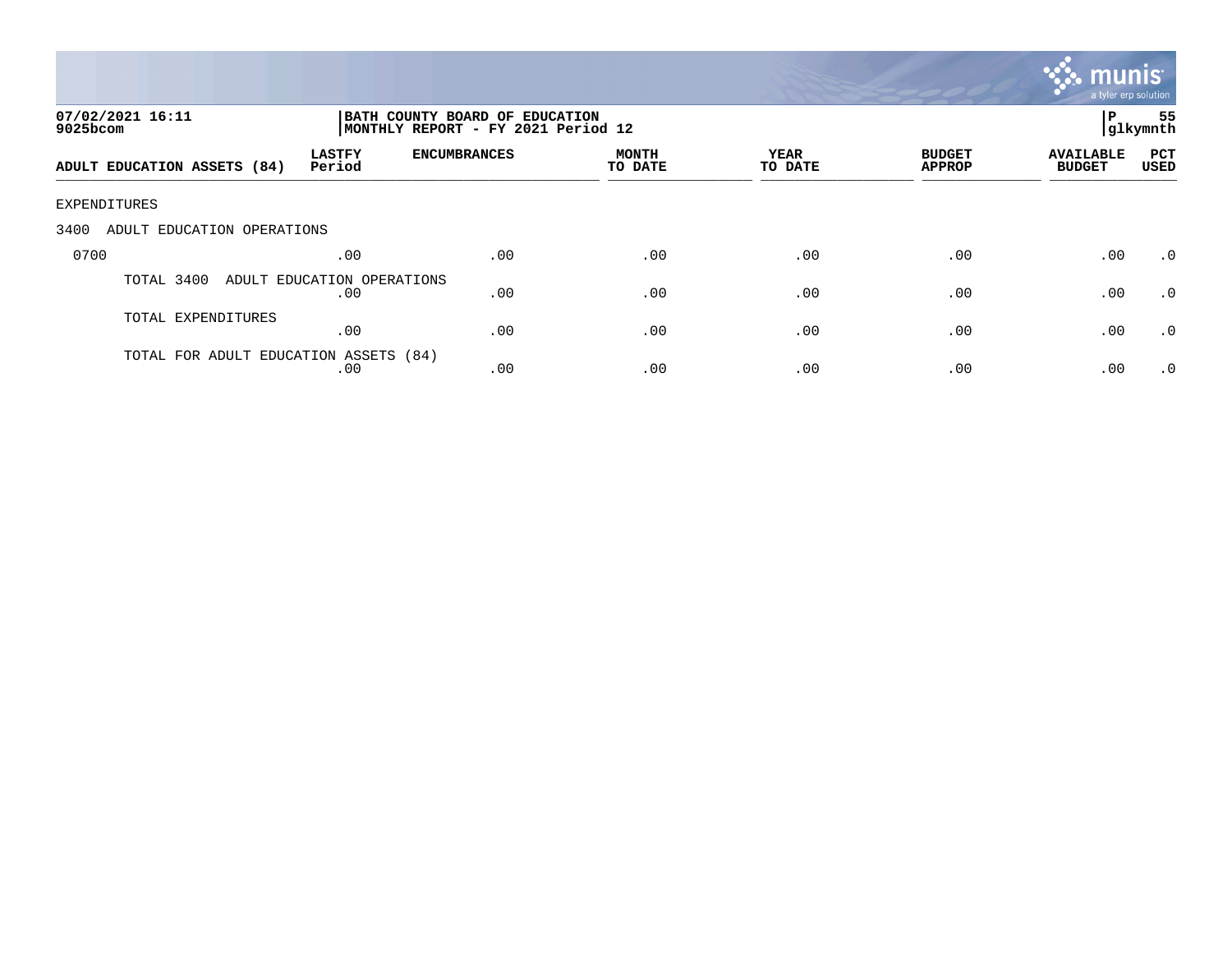07/02/2021 16:11
9025bcom

BATH COUNTY BOARD OF EDUCATION
MONTHLY REPORT - FY 2021 Period 12

P 55
glkymnth

| ADULT EDUCATION ASSETS (84) | LASTFY Period | ENCUMBRANCES | MONTH TO DATE | YEAR TO DATE | BUDGET APPROP | AVAILABLE BUDGET | PCT USED |
|---|---|---|---|---|---|---|---|
| EXPENDITURES | | | | | | | |
| 3400 ADULT EDUCATION OPERATIONS | | | | | | | |
| 0700 | .00 | .00 | .00 | .00 | .00 | .00 | .0 |
| TOTAL 3400 ADULT EDUCATION OPERATIONS | .00 | .00 | .00 | .00 | .00 | .00 | .0 |
| TOTAL EXPENDITURES | .00 | .00 | .00 | .00 | .00 | .00 | .0 |
| TOTAL FOR ADULT EDUCATION ASSETS (84) | .00 | .00 | .00 | .00 | .00 | .00 | .0 |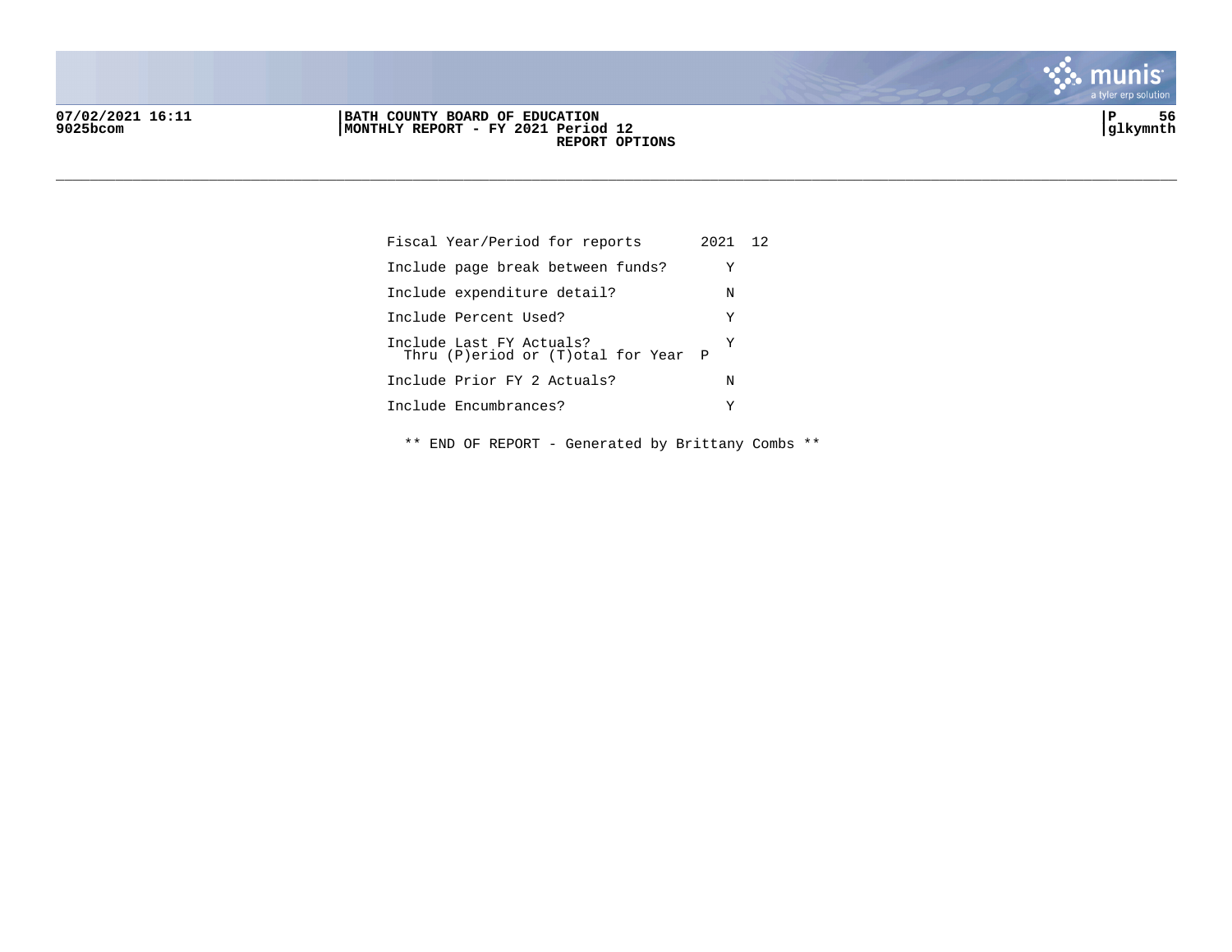# REPORT OPTIONS

| | |
|---|---|
| Fiscal Year/Period for reports | 2021 12 |
| Include page break between funds? | Y |
| Include expenditure detail? | N |
| Include Percent Used? | Y |
| Include Last FY Actuals? | Y |
| Thru (P)eriod or (T)otal for Year | P |
| Include Prior FY 2 Actuals? | N |
| Include Encumbrances? | Y |

** END OF REPORT - Generated by Brittany Combs **